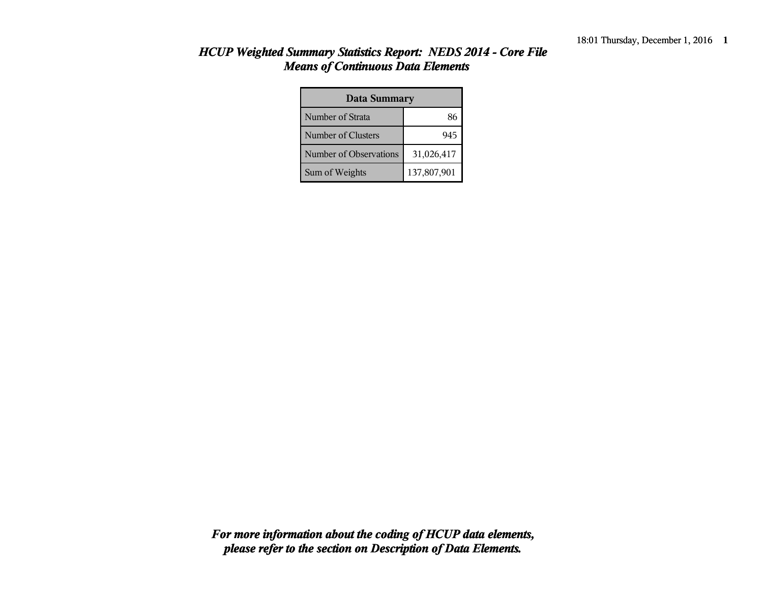# *HCUP Weighted Summary Statistics Report: NEDS 2014 - Core File*
## *Means of Continuous Data Elements*

| Data Summary | |
|---|---|
| Number of Strata | 86 |
| Number of Clusters | 945 |
| Number of Observations | 31,026,417 |
| Sum of Weights | 137,807,901 |

***For more information about the coding of HCUP data elements, please refer to the section on Description of Data Elements.***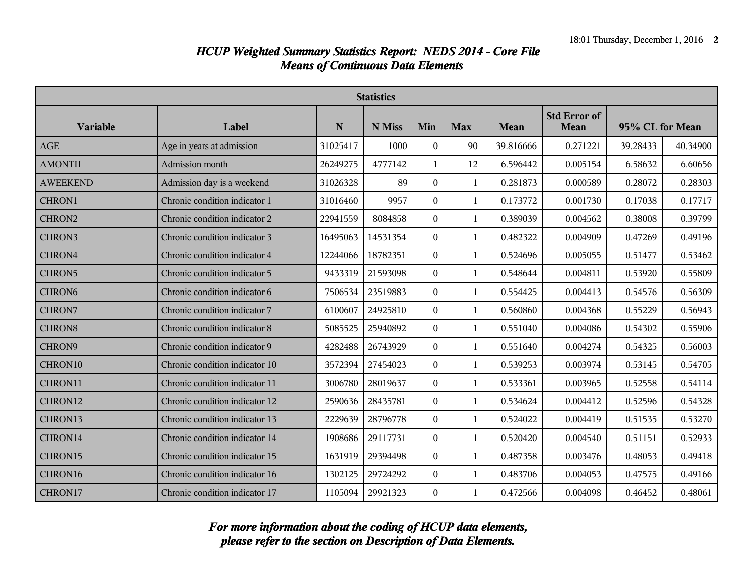# *HCUP Weighted Summary Statistics Report: NEDS 2014 - Core File*
## *Means of Continuous Data Elements*

| Statistics | | | | | | | | | |
|---|---|---|---|---|---|---|---|---|---|
| **Variable** | **Label** | **N** | **N Miss** | **Min** | **Max** | **Mean** | **Std Error of Mean** | **95% CL for Mean** | |
| AGE | Age in years at admission | 31025417 | 1000 | 0 | 90 | 39.816666 | 0.271221 | 39.28433 | 40.34900 |
| AMONTH | Admission month | 26249275 | 4777142 | 1 | 12 | 6.596442 | 0.005154 | 6.58632 | 6.60656 |
| AWEEKEND | Admission day is a weekend | 31026328 | 89 | 0 | 1 | 0.281873 | 0.000589 | 0.28072 | 0.28303 |
| CHRON1 | Chronic condition indicator 1 | 31016460 | 9957 | 0 | 1 | 0.173772 | 0.001730 | 0.17038 | 0.17717 |
| CHRON2 | Chronic condition indicator 2 | 22941559 | 8084858 | 0 | 1 | 0.389039 | 0.004562 | 0.38008 | 0.39799 |
| CHRON3 | Chronic condition indicator 3 | 16495063 | 14531354 | 0 | 1 | 0.482322 | 0.004909 | 0.47269 | 0.49196 |
| CHRON4 | Chronic condition indicator 4 | 12244066 | 18782351 | 0 | 1 | 0.524696 | 0.005055 | 0.51477 | 0.53462 |
| CHRON5 | Chronic condition indicator 5 | 9433319 | 21593098 | 0 | 1 | 0.548644 | 0.004811 | 0.53920 | 0.55809 |
| CHRON6 | Chronic condition indicator 6 | 7506534 | 23519883 | 0 | 1 | 0.554425 | 0.004413 | 0.54576 | 0.56309 |
| CHRON7 | Chronic condition indicator 7 | 6100607 | 24925810 | 0 | 1 | 0.560860 | 0.004368 | 0.55229 | 0.56943 |
| CHRON8 | Chronic condition indicator 8 | 5085525 | 25940892 | 0 | 1 | 0.551040 | 0.004086 | 0.54302 | 0.55906 |
| CHRON9 | Chronic condition indicator 9 | 4282488 | 26743929 | 0 | 1 | 0.551640 | 0.004274 | 0.54325 | 0.56003 |
| CHRON10 | Chronic condition indicator 10 | 3572394 | 27454023 | 0 | 1 | 0.539253 | 0.003974 | 0.53145 | 0.54705 |
| CHRON11 | Chronic condition indicator 11 | 3006780 | 28019637 | 0 | 1 | 0.533361 | 0.003965 | 0.52558 | 0.54114 |
| CHRON12 | Chronic condition indicator 12 | 2590636 | 28435781 | 0 | 1 | 0.534624 | 0.004412 | 0.52596 | 0.54328 |
| CHRON13 | Chronic condition indicator 13 | 2229639 | 28796778 | 0 | 1 | 0.524022 | 0.004419 | 0.51535 | 0.53270 |
| CHRON14 | Chronic condition indicator 14 | 1908686 | 29117731 | 0 | 1 | 0.520420 | 0.004540 | 0.51151 | 0.52933 |
| CHRON15 | Chronic condition indicator 15 | 1631919 | 29394498 | 0 | 1 | 0.487358 | 0.003476 | 0.48053 | 0.49418 |
| CHRON16 | Chronic condition indicator 16 | 1302125 | 29724292 | 0 | 1 | 0.483706 | 0.004053 | 0.47575 | 0.49166 |
| CHRON17 | Chronic condition indicator 17 | 1105094 | 29921323 | 0 | 1 | 0.472566 | 0.004098 | 0.46452 | 0.48061 |

***For more information about the coding of HCUP data elements, please refer to the section on Description of Data Elements.***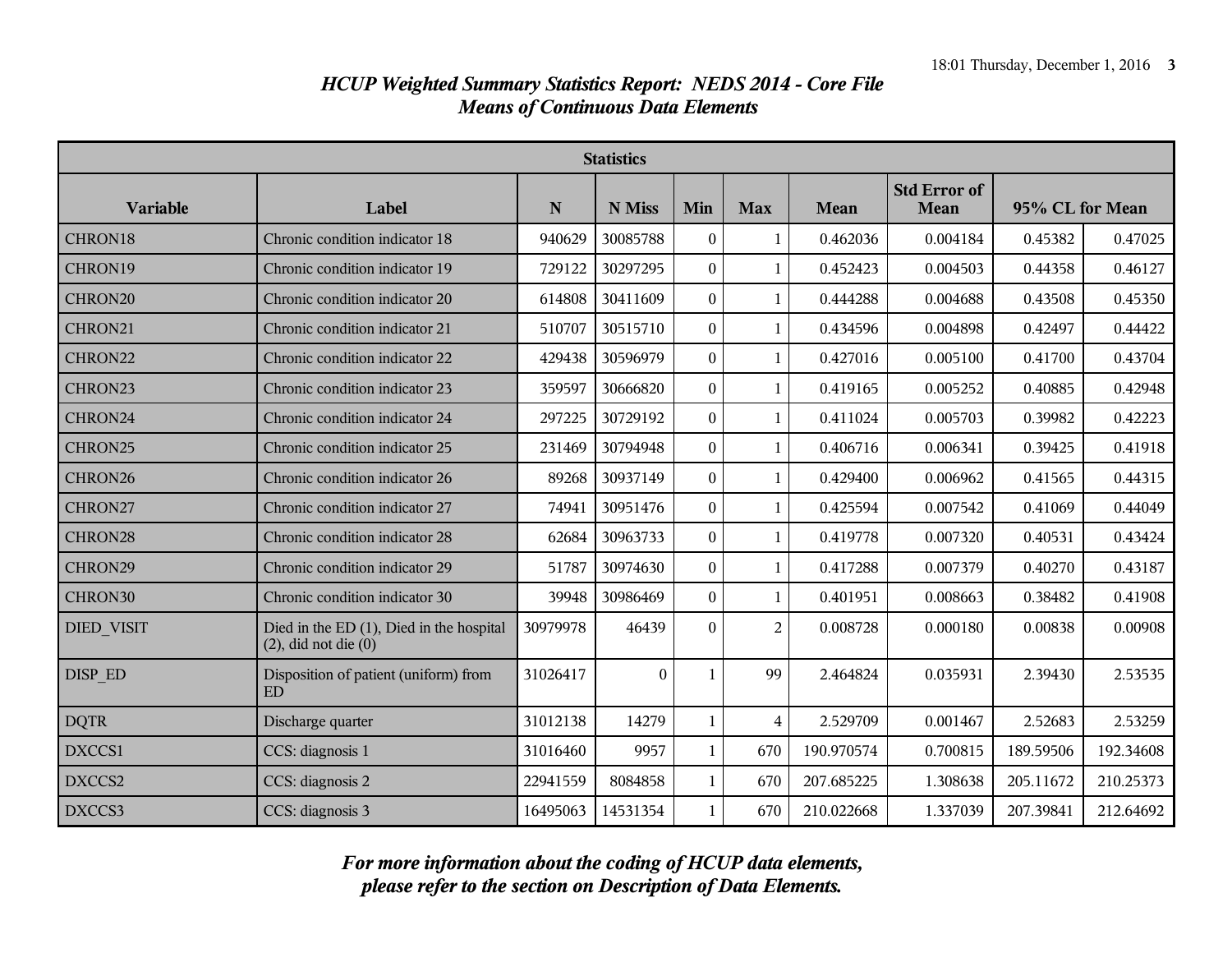# *HCUP Weighted Summary Statistics Report: NEDS 2014 - Core File*
## *Means of Continuous Data Elements*

| Statistics | | | | | | | | | |
|---|---|---|---|---|---|---|---|---|---|
| **Variable** | **Label** | **N** | **N Miss** | **Min** | **Max** | **Mean** | **Std Error of Mean** | **95% CL for Mean** | |
| CHRON18 | Chronic condition indicator 18 | 940629 | 30085788 | 0 | 1 | 0.462036 | 0.004184 | 0.45382 | 0.47025 |
| CHRON19 | Chronic condition indicator 19 | 729122 | 30297295 | 0 | 1 | 0.452423 | 0.004503 | 0.44358 | 0.46127 |
| CHRON20 | Chronic condition indicator 20 | 614808 | 30411609 | 0 | 1 | 0.444288 | 0.004688 | 0.43508 | 0.45350 |
| CHRON21 | Chronic condition indicator 21 | 510707 | 30515710 | 0 | 1 | 0.434596 | 0.004898 | 0.42497 | 0.44422 |
| CHRON22 | Chronic condition indicator 22 | 429438 | 30596979 | 0 | 1 | 0.427016 | 0.005100 | 0.41700 | 0.43704 |
| CHRON23 | Chronic condition indicator 23 | 359597 | 30666820 | 0 | 1 | 0.419165 | 0.005252 | 0.40885 | 0.42948 |
| CHRON24 | Chronic condition indicator 24 | 297225 | 30729192 | 0 | 1 | 0.411024 | 0.005703 | 0.39982 | 0.42223 |
| CHRON25 | Chronic condition indicator 25 | 231469 | 30794948 | 0 | 1 | 0.406716 | 0.006341 | 0.39425 | 0.41918 |
| CHRON26 | Chronic condition indicator 26 | 89268 | 30937149 | 0 | 1 | 0.429400 | 0.006962 | 0.41565 | 0.44315 |
| CHRON27 | Chronic condition indicator 27 | 74941 | 30951476 | 0 | 1 | 0.425594 | 0.007542 | 0.41069 | 0.44049 |
| CHRON28 | Chronic condition indicator 28 | 62684 | 30963733 | 0 | 1 | 0.419778 | 0.007320 | 0.40531 | 0.43424 |
| CHRON29 | Chronic condition indicator 29 | 51787 | 30974630 | 0 | 1 | 0.417288 | 0.007379 | 0.40270 | 0.43187 |
| CHRON30 | Chronic condition indicator 30 | 39948 | 30986469 | 0 | 1 | 0.401951 | 0.008663 | 0.38482 | 0.41908 |
| DIED_VISIT | Died in the ED (1), Died in the hospital (2), did not die (0) | 30979978 | 46439 | 0 | 2 | 0.008728 | 0.000180 | 0.00838 | 0.00908 |
| DISP_ED | Disposition of patient (uniform) from ED | 31026417 | 0 | 1 | 99 | 2.464824 | 0.035931 | 2.39430 | 2.53535 |
| DQTR | Discharge quarter | 31012138 | 14279 | 1 | 4 | 2.529709 | 0.001467 | 2.52683 | 2.53259 |
| DXCCS1 | CCS: diagnosis 1 | 31016460 | 9957 | 1 | 670 | 190.970574 | 0.700815 | 189.59506 | 192.34608 |
| DXCCS2 | CCS: diagnosis 2 | 22941559 | 8084858 | 1 | 670 | 207.685225 | 1.308638 | 205.11672 | 210.25373 |
| DXCCS3 | CCS: diagnosis 3 | 16495063 | 14531354 | 1 | 670 | 210.022668 | 1.337039 | 207.39841 | 212.64692 |

***For more information about the coding of HCUP data elements, please refer to the section on Description of Data Elements.***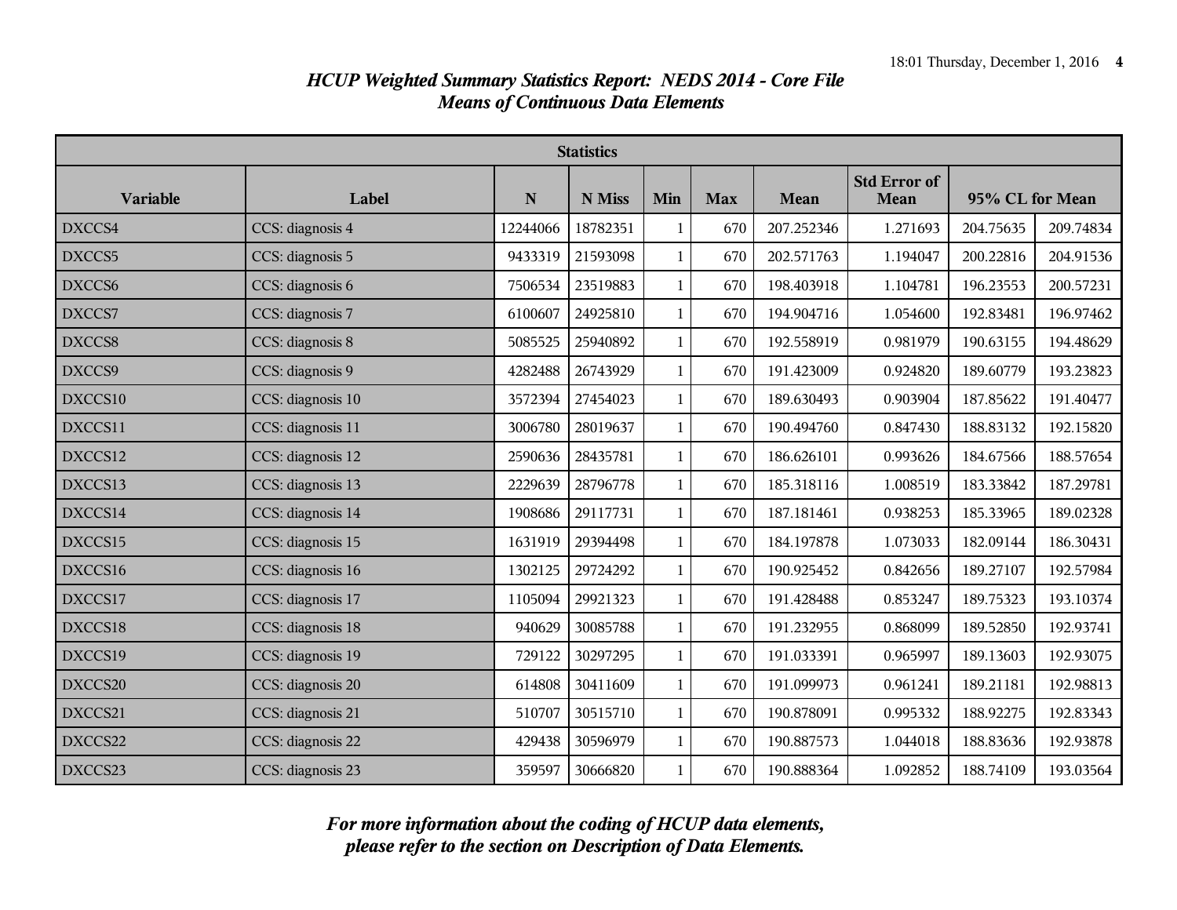## *HCUP Weighted Summary Statistics Report: NEDS 2014 - Core File*
## *Means of Continuous Data Elements*

| Statistics | | | | | | | | | |
|---|---|---|---|---|---|---|---|---|---|
| **Variable** | **Label** | **N** | **N Miss** | **Min** | **Max** | **Mean** | **Std Error of Mean** | **95% CL for Mean** | |
| DXCCS4 | CCS: diagnosis 4 | 12244066 | 18782351 | 1 | 670 | 207.252346 | 1.271693 | 204.75635 | 209.74834 |
| DXCCS5 | CCS: diagnosis 5 | 9433319 | 21593098 | 1 | 670 | 202.571763 | 1.194047 | 200.22816 | 204.91536 |
| DXCCS6 | CCS: diagnosis 6 | 7506534 | 23519883 | 1 | 670 | 198.403918 | 1.104781 | 196.23553 | 200.57231 |
| DXCCS7 | CCS: diagnosis 7 | 6100607 | 24925810 | 1 | 670 | 194.904716 | 1.054600 | 192.83481 | 196.97462 |
| DXCCS8 | CCS: diagnosis 8 | 5085525 | 25940892 | 1 | 670 | 192.558919 | 0.981979 | 190.63155 | 194.48629 |
| DXCCS9 | CCS: diagnosis 9 | 4282488 | 26743929 | 1 | 670 | 191.423009 | 0.924820 | 189.60779 | 193.23823 |
| DXCCS10 | CCS: diagnosis 10 | 3572394 | 27454023 | 1 | 670 | 189.630493 | 0.903904 | 187.85622 | 191.40477 |
| DXCCS11 | CCS: diagnosis 11 | 3006780 | 28019637 | 1 | 670 | 190.494760 | 0.847430 | 188.83132 | 192.15820 |
| DXCCS12 | CCS: diagnosis 12 | 2590636 | 28435781 | 1 | 670 | 186.626101 | 0.993626 | 184.67566 | 188.57654 |
| DXCCS13 | CCS: diagnosis 13 | 2229639 | 28796778 | 1 | 670 | 185.318116 | 1.008519 | 183.33842 | 187.29781 |
| DXCCS14 | CCS: diagnosis 14 | 1908686 | 29117731 | 1 | 670 | 187.181461 | 0.938253 | 185.33965 | 189.02328 |
| DXCCS15 | CCS: diagnosis 15 | 1631919 | 29394498 | 1 | 670 | 184.197878 | 1.073033 | 182.09144 | 186.30431 |
| DXCCS16 | CCS: diagnosis 16 | 1302125 | 29724292 | 1 | 670 | 190.925452 | 0.842656 | 189.27107 | 192.57984 |
| DXCCS17 | CCS: diagnosis 17 | 1105094 | 29921323 | 1 | 670 | 191.428488 | 0.853247 | 189.75323 | 193.10374 |
| DXCCS18 | CCS: diagnosis 18 | 940629 | 30085788 | 1 | 670 | 191.232955 | 0.868099 | 189.52850 | 192.93741 |
| DXCCS19 | CCS: diagnosis 19 | 729122 | 30297295 | 1 | 670 | 191.033391 | 0.965997 | 189.13603 | 192.93075 |
| DXCCS20 | CCS: diagnosis 20 | 614808 | 30411609 | 1 | 670 | 191.099973 | 0.961241 | 189.21181 | 192.98813 |
| DXCCS21 | CCS: diagnosis 21 | 510707 | 30515710 | 1 | 670 | 190.878091 | 0.995332 | 188.92275 | 192.83343 |
| DXCCS22 | CCS: diagnosis 22 | 429438 | 30596979 | 1 | 670 | 190.887573 | 1.044018 | 188.83636 | 192.93878 |
| DXCCS23 | CCS: diagnosis 23 | 359597 | 30666820 | 1 | 670 | 190.888364 | 1.092852 | 188.74109 | 193.03564 |

***For more information about the coding of HCUP data elements, please refer to the section on Description of Data Elements.***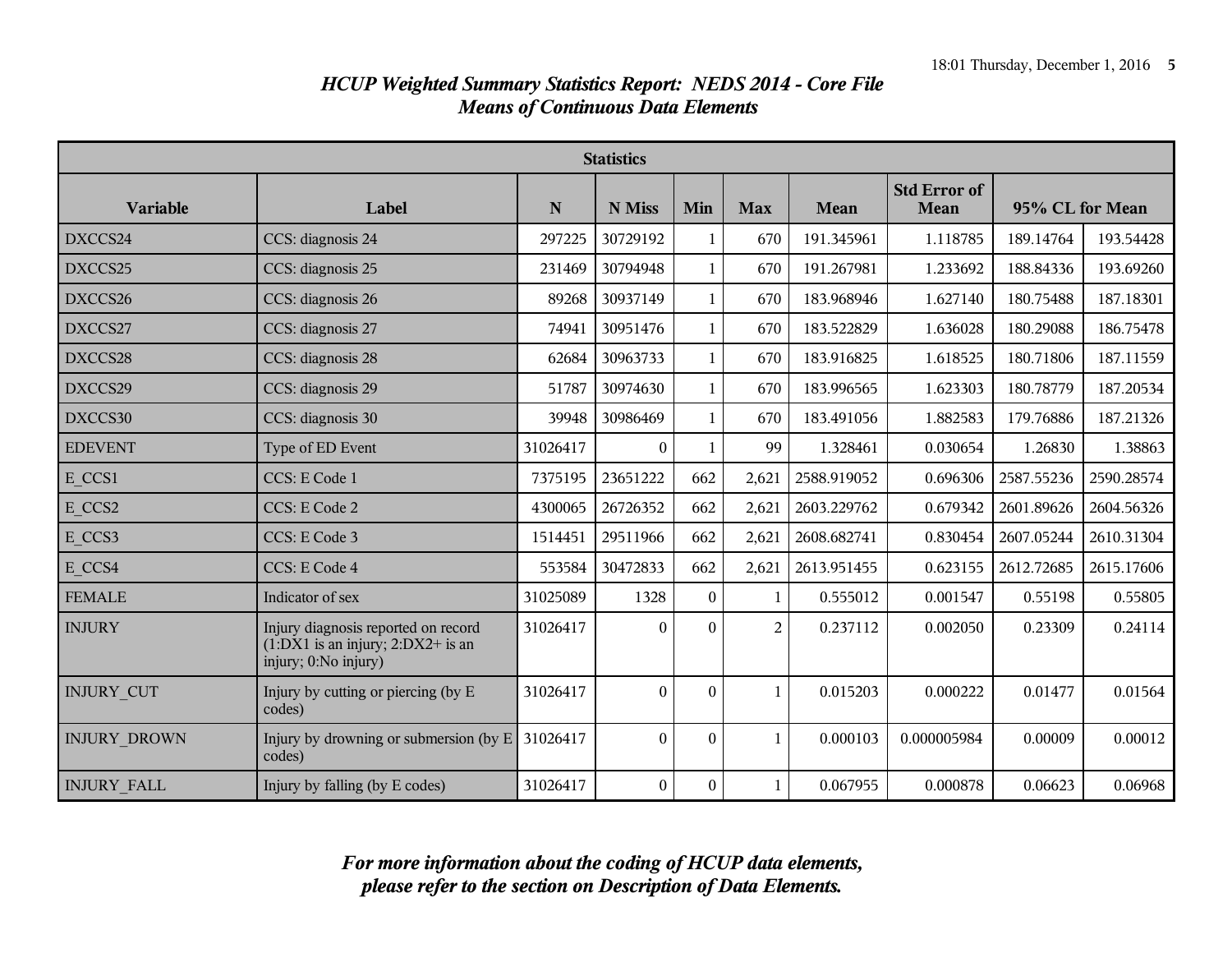### *HCUP Weighted Summary Statistics Report: NEDS 2014 - Core File*
### *Means of Continuous Data Elements*

| Statistics | | | | | | | | | |
|---|---|---|---|---|---|---|---|---|---|
| **Variable** | **Label** | **N** | **N Miss** | **Min** | **Max** | **Mean** | **Std Error of Mean** | **95% CL for Mean** | |
| DXCCS24 | CCS: diagnosis 24 | 297225 | 30729192 | 1 | 670 | 191.345961 | 1.118785 | 189.14764 | 193.54428 |
| DXCCS25 | CCS: diagnosis 25 | 231469 | 30794948 | 1 | 670 | 191.267981 | 1.233692 | 188.84336 | 193.69260 |
| DXCCS26 | CCS: diagnosis 26 | 89268 | 30937149 | 1 | 670 | 183.968946 | 1.627140 | 180.75488 | 187.18301 |
| DXCCS27 | CCS: diagnosis 27 | 74941 | 30951476 | 1 | 670 | 183.522829 | 1.636028 | 180.29088 | 186.75478 |
| DXCCS28 | CCS: diagnosis 28 | 62684 | 30963733 | 1 | 670 | 183.916825 | 1.618525 | 180.71806 | 187.11559 |
| DXCCS29 | CCS: diagnosis 29 | 51787 | 30974630 | 1 | 670 | 183.996565 | 1.623303 | 180.78779 | 187.20534 |
| DXCCS30 | CCS: diagnosis 30 | 39948 | 30986469 | 1 | 670 | 183.491056 | 1.882583 | 179.76886 | 187.21326 |
| EDEVENT | Type of ED Event | 31026417 | 0 | 1 | 99 | 1.328461 | 0.030654 | 1.26830 | 1.38863 |
| E_CCS1 | CCS: E Code 1 | 7375195 | 23651222 | 662 | 2,621 | 2588.919052 | 0.696306 | 2587.55236 | 2590.28574 |
| E_CCS2 | CCS: E Code 2 | 4300065 | 26726352 | 662 | 2,621 | 2603.229762 | 0.679342 | 2601.89626 | 2604.56326 |
| E_CCS3 | CCS: E Code 3 | 1514451 | 29511966 | 662 | 2,621 | 2608.682741 | 0.830454 | 2607.05244 | 2610.31304 |
| E_CCS4 | CCS: E Code 4 | 553584 | 30472833 | 662 | 2,621 | 2613.951455 | 0.623155 | 2612.72685 | 2615.17606 |
| FEMALE | Indicator of sex | 31025089 | 1328 | 0 | 1 | 0.555012 | 0.001547 | 0.55198 | 0.55805 |
| INJURY | Injury diagnosis reported on record (1:DX1 is an injury; 2:DX2+ is an injury; 0:No injury) | 31026417 | 0 | 0 | 2 | 0.237112 | 0.002050 | 0.23309 | 0.24114 |
| INJURY_CUT | Injury by cutting or piercing (by E codes) | 31026417 | 0 | 0 | 1 | 0.015203 | 0.000222 | 0.01477 | 0.01564 |
| INJURY_DROWN | Injury by drowning or submersion (by E codes) | 31026417 | 0 | 0 | 1 | 0.000103 | 0.000005984 | 0.00009 | 0.00012 |
| INJURY_FALL | Injury by falling (by E codes) | 31026417 | 0 | 0 | 1 | 0.067955 | 0.000878 | 0.06623 | 0.06968 |

***For more information about the coding of HCUP data elements, please refer to the section on Description of Data Elements.***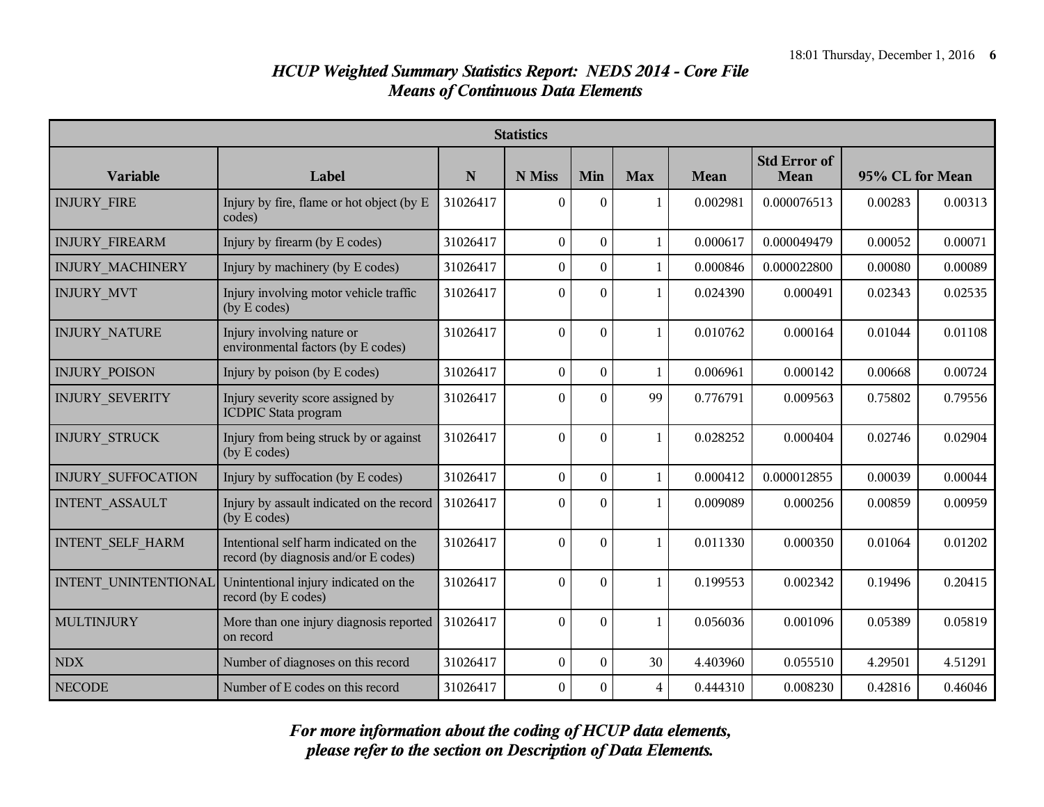## *HCUP Weighted Summary Statistics Report: NEDS 2014 - Core File*
## *Means of Continuous Data Elements*

| Statistics | | | | | | | | | |
|---|---|---|---|---|---|---|---|---|---|
| **Variable** | **Label** | **N** | **N Miss** | **Min** | **Max** | **Mean** | **Std Error of Mean** | **95% CL for Mean** | |
| INJURY_FIRE | Injury by fire, flame or hot object (by E codes) | 31026417 | 0 | 0 | 1 | 0.002981 | 0.000076513 | 0.00283 | 0.00313 |
| INJURY_FIREARM | Injury by firearm (by E codes) | 31026417 | 0 | 0 | 1 | 0.000617 | 0.000049479 | 0.00052 | 0.00071 |
| INJURY_MACHINERY | Injury by machinery (by E codes) | 31026417 | 0 | 0 | 1 | 0.000846 | 0.000022800 | 0.00080 | 0.00089 |
| INJURY_MVT | Injury involving motor vehicle traffic (by E codes) | 31026417 | 0 | 0 | 1 | 0.024390 | 0.000491 | 0.02343 | 0.02535 |
| INJURY_NATURE | Injury involving nature or environmental factors (by E codes) | 31026417 | 0 | 0 | 1 | 0.010762 | 0.000164 | 0.01044 | 0.01108 |
| INJURY_POISON | Injury by poison (by E codes) | 31026417 | 0 | 0 | 1 | 0.006961 | 0.000142 | 0.00668 | 0.00724 |
| INJURY_SEVERITY | Injury severity score assigned by ICDPIC Stata program | 31026417 | 0 | 0 | 99 | 0.776791 | 0.009563 | 0.75802 | 0.79556 |
| INJURY_STRUCK | Injury from being struck by or against (by E codes) | 31026417 | 0 | 0 | 1 | 0.028252 | 0.000404 | 0.02746 | 0.02904 |
| INJURY_SUFFOCATION | Injury by suffocation (by E codes) | 31026417 | 0 | 0 | 1 | 0.000412 | 0.000012855 | 0.00039 | 0.00044 |
| INTENT_ASSAULT | Injury by assault indicated on the record (by E codes) | 31026417 | 0 | 0 | 1 | 0.009089 | 0.000256 | 0.00859 | 0.00959 |
| INTENT_SELF_HARM | Intentional self harm indicated on the record (by diagnosis and/or E codes) | 31026417 | 0 | 0 | 1 | 0.011330 | 0.000350 | 0.01064 | 0.01202 |
| INTENT_UNINTENTIONAL | Unintentional injury indicated on the record (by E codes) | 31026417 | 0 | 0 | 1 | 0.199553 | 0.002342 | 0.19496 | 0.20415 |
| MULTINJURY | More than one injury diagnosis reported on record | 31026417 | 0 | 0 | 1 | 0.056036 | 0.001096 | 0.05389 | 0.05819 |
| NDX | Number of diagnoses on this record | 31026417 | 0 | 0 | 30 | 4.403960 | 0.055510 | 4.29501 | 4.51291 |
| NECODE | Number of E codes on this record | 31026417 | 0 | 0 | 4 | 0.444310 | 0.008230 | 0.42816 | 0.46046 |

***For more information about the coding of HCUP data elements, please refer to the section on Description of Data Elements.***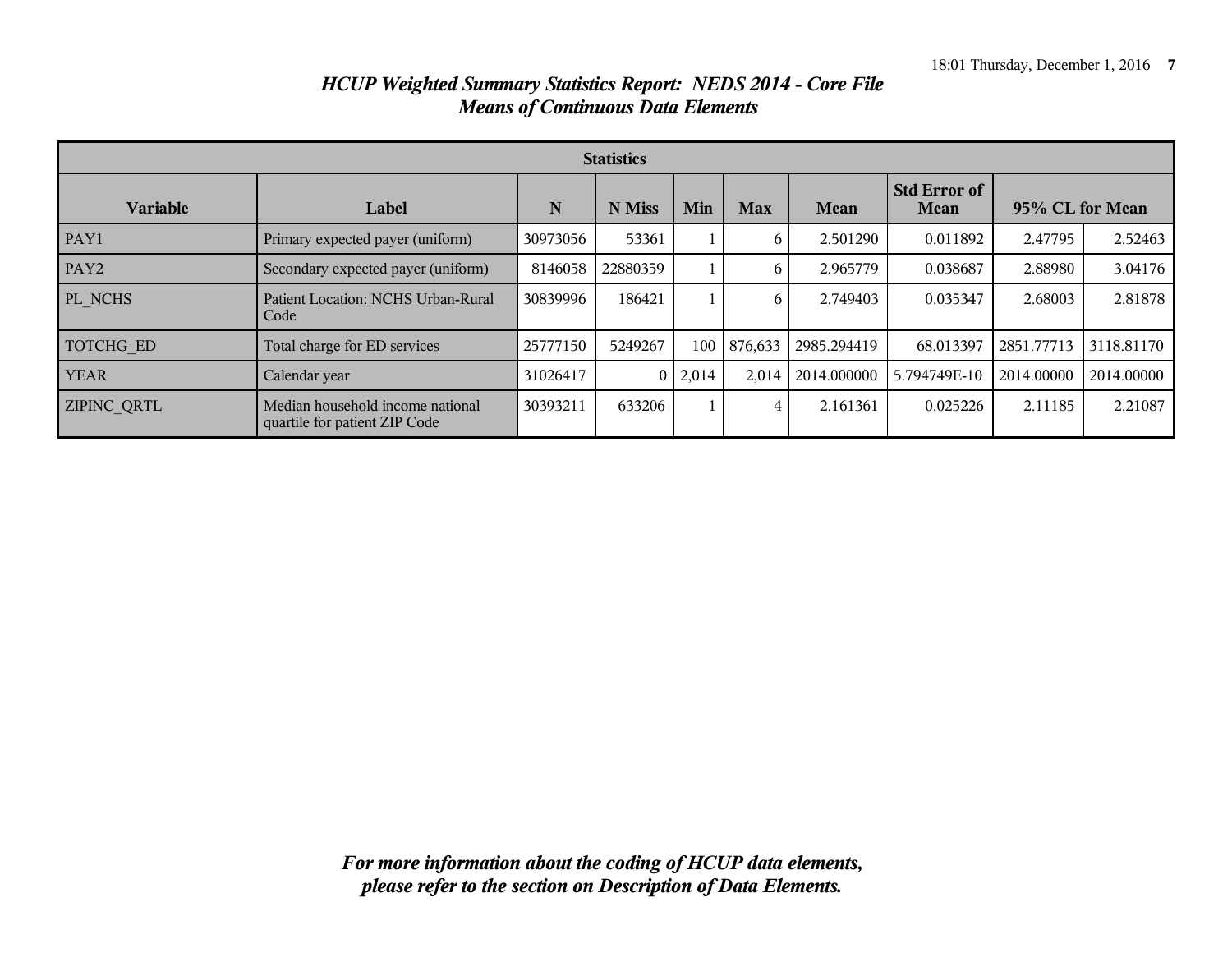## *HCUP Weighted Summary Statistics Report: NEDS 2014 - Core File*
## *Means of Continuous Data Elements*

| Statistics | | | | | | | | | |
|---|---|---|---|---|---|---|---|---|---|
| **Variable** | **Label** | **N** | **N Miss** | **Min** | **Max** | **Mean** | **Std Error of Mean** | **95% CL for Mean** | |
| PAY1 | Primary expected payer (uniform) | 30973056 | 53361 | 1 | 6 | 2.501290 | 0.011892 | 2.47795 | 2.52463 |
| PAY2 | Secondary expected payer (uniform) | 8146058 | 22880359 | 1 | 6 | 2.965779 | 0.038687 | 2.88980 | 3.04176 |
| PL_NCHS | Patient Location: NCHS Urban-Rural Code | 30839996 | 186421 | 1 | 6 | 2.749403 | 0.035347 | 2.68003 | 2.81878 |
| TOTCHG_ED | Total charge for ED services | 25777150 | 5249267 | 100 | 876,633 | 2985.294419 | 68.013397 | 2851.77713 | 3118.81170 |
| YEAR | Calendar year | 31026417 | 0 | 2,014 | 2,014 | 2014.000000 | 5.794749E-10 | 2014.00000 | 2014.00000 |
| ZIPINC_QRTL | Median household income national quartile for patient ZIP Code | 30393211 | 633206 | 1 | 4 | 2.161361 | 0.025226 | 2.11185 | 2.21087 |

***For more information about the coding of HCUP data elements, please refer to the section on Description of Data Elements.***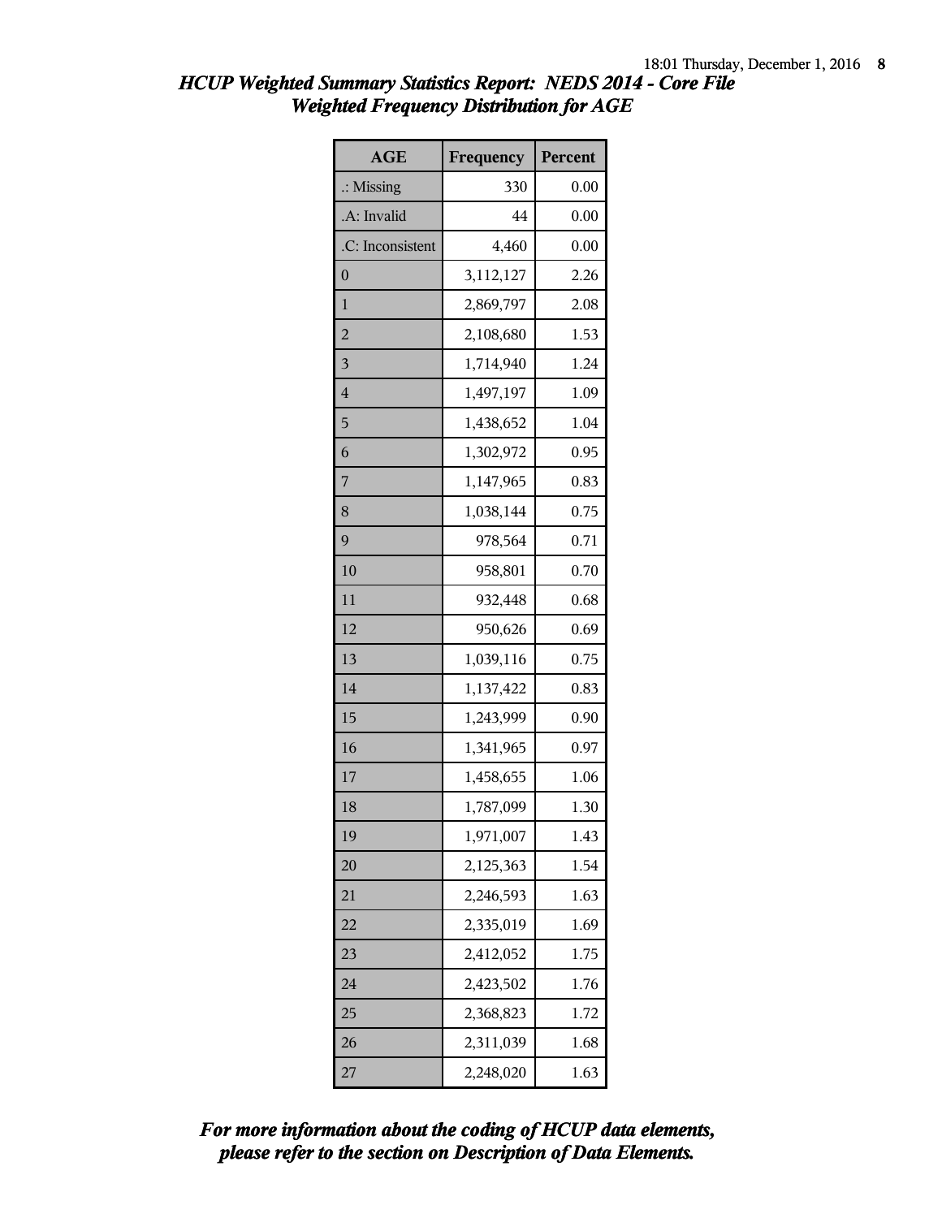## HCUP Weighted Summary Statistics Report: NEDS 2014 - Core File
## Weighted Frequency Distribution for AGE

| AGE | Frequency | Percent |
|---|---|---|
| .: Missing | 330 | 0.00 |
| .A: Invalid | 44 | 0.00 |
| .C: Inconsistent | 4,460 | 0.00 |
| 0 | 3,112,127 | 2.26 |
| 1 | 2,869,797 | 2.08 |
| 2 | 2,108,680 | 1.53 |
| 3 | 1,714,940 | 1.24 |
| 4 | 1,497,197 | 1.09 |
| 5 | 1,438,652 | 1.04 |
| 6 | 1,302,972 | 0.95 |
| 7 | 1,147,965 | 0.83 |
| 8 | 1,038,144 | 0.75 |
| 9 | 978,564 | 0.71 |
| 10 | 958,801 | 0.70 |
| 11 | 932,448 | 0.68 |
| 12 | 950,626 | 0.69 |
| 13 | 1,039,116 | 0.75 |
| 14 | 1,137,422 | 0.83 |
| 15 | 1,243,999 | 0.90 |
| 16 | 1,341,965 | 0.97 |
| 17 | 1,458,655 | 1.06 |
| 18 | 1,787,099 | 1.30 |
| 19 | 1,971,007 | 1.43 |
| 20 | 2,125,363 | 1.54 |
| 21 | 2,246,593 | 1.63 |
| 22 | 2,335,019 | 1.69 |
| 23 | 2,412,052 | 1.75 |
| 24 | 2,423,502 | 1.76 |
| 25 | 2,368,823 | 1.72 |
| 26 | 2,311,039 | 1.68 |
| 27 | 2,248,020 | 1.63 |

*For more information about the coding of HCUP data elements, please refer to the section on Description of Data Elements.*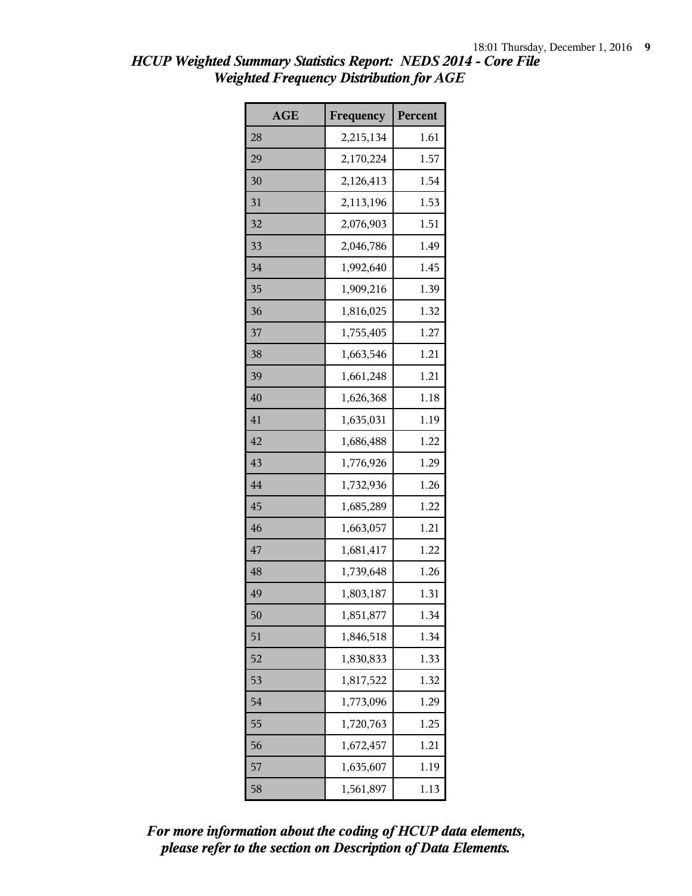# *HCUP Weighted Summary Statistics Report: NEDS 2014 - Core File*
## *Weighted Frequency Distribution for AGE*

| AGE | Frequency | Percent |
|---|---|---|
| 28 | 2,215,134 | 1.61 |
| 29 | 2,170,224 | 1.57 |
| 30 | 2,126,413 | 1.54 |
| 31 | 2,113,196 | 1.53 |
| 32 | 2,076,903 | 1.51 |
| 33 | 2,046,786 | 1.49 |
| 34 | 1,992,640 | 1.45 |
| 35 | 1,909,216 | 1.39 |
| 36 | 1,816,025 | 1.32 |
| 37 | 1,755,405 | 1.27 |
| 38 | 1,663,546 | 1.21 |
| 39 | 1,661,248 | 1.21 |
| 40 | 1,626,368 | 1.18 |
| 41 | 1,635,031 | 1.19 |
| 42 | 1,686,488 | 1.22 |
| 43 | 1,776,926 | 1.29 |
| 44 | 1,732,936 | 1.26 |
| 45 | 1,685,289 | 1.22 |
| 46 | 1,663,057 | 1.21 |
| 47 | 1,681,417 | 1.22 |
| 48 | 1,739,648 | 1.26 |
| 49 | 1,803,187 | 1.31 |
| 50 | 1,851,877 | 1.34 |
| 51 | 1,846,518 | 1.34 |
| 52 | 1,830,833 | 1.33 |
| 53 | 1,817,522 | 1.32 |
| 54 | 1,773,096 | 1.29 |
| 55 | 1,720,763 | 1.25 |
| 56 | 1,672,457 | 1.21 |
| 57 | 1,635,607 | 1.19 |
| 58 | 1,561,897 | 1.13 |

***For more information about the coding of HCUP data elements, please refer to the section on Description of Data Elements.***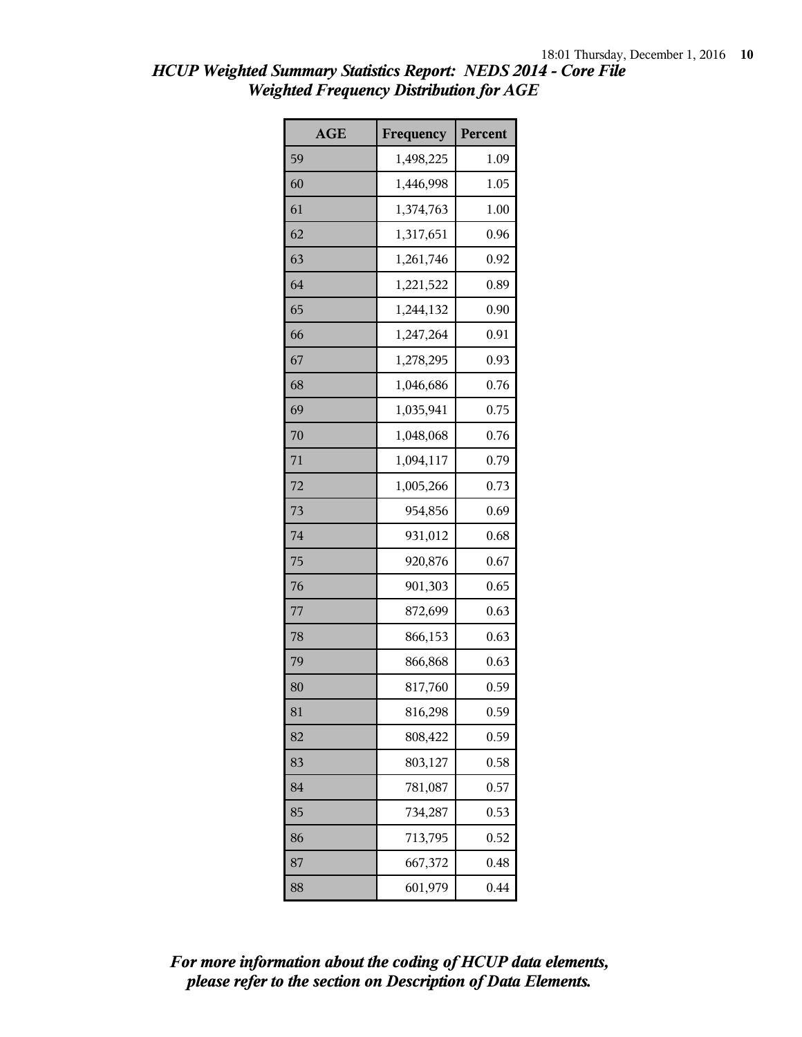## HCUP Weighted Summary Statistics Report: NEDS 2014 - Core File
## Weighted Frequency Distribution for AGE

| AGE | Frequency | Percent |
|---|---|---|
| 59 | 1,498,225 | 1.09 |
| 60 | 1,446,998 | 1.05 |
| 61 | 1,374,763 | 1.00 |
| 62 | 1,317,651 | 0.96 |
| 63 | 1,261,746 | 0.92 |
| 64 | 1,221,522 | 0.89 |
| 65 | 1,244,132 | 0.90 |
| 66 | 1,247,264 | 0.91 |
| 67 | 1,278,295 | 0.93 |
| 68 | 1,046,686 | 0.76 |
| 69 | 1,035,941 | 0.75 |
| 70 | 1,048,068 | 0.76 |
| 71 | 1,094,117 | 0.79 |
| 72 | 1,005,266 | 0.73 |
| 73 | 954,856 | 0.69 |
| 74 | 931,012 | 0.68 |
| 75 | 920,876 | 0.67 |
| 76 | 901,303 | 0.65 |
| 77 | 872,699 | 0.63 |
| 78 | 866,153 | 0.63 |
| 79 | 866,868 | 0.63 |
| 80 | 817,760 | 0.59 |
| 81 | 816,298 | 0.59 |
| 82 | 808,422 | 0.59 |
| 83 | 803,127 | 0.58 |
| 84 | 781,087 | 0.57 |
| 85 | 734,287 | 0.53 |
| 86 | 713,795 | 0.52 |
| 87 | 667,372 | 0.48 |
| 88 | 601,979 | 0.44 |

***For more information about the coding of HCUP data elements, please refer to the section on Description of Data Elements.***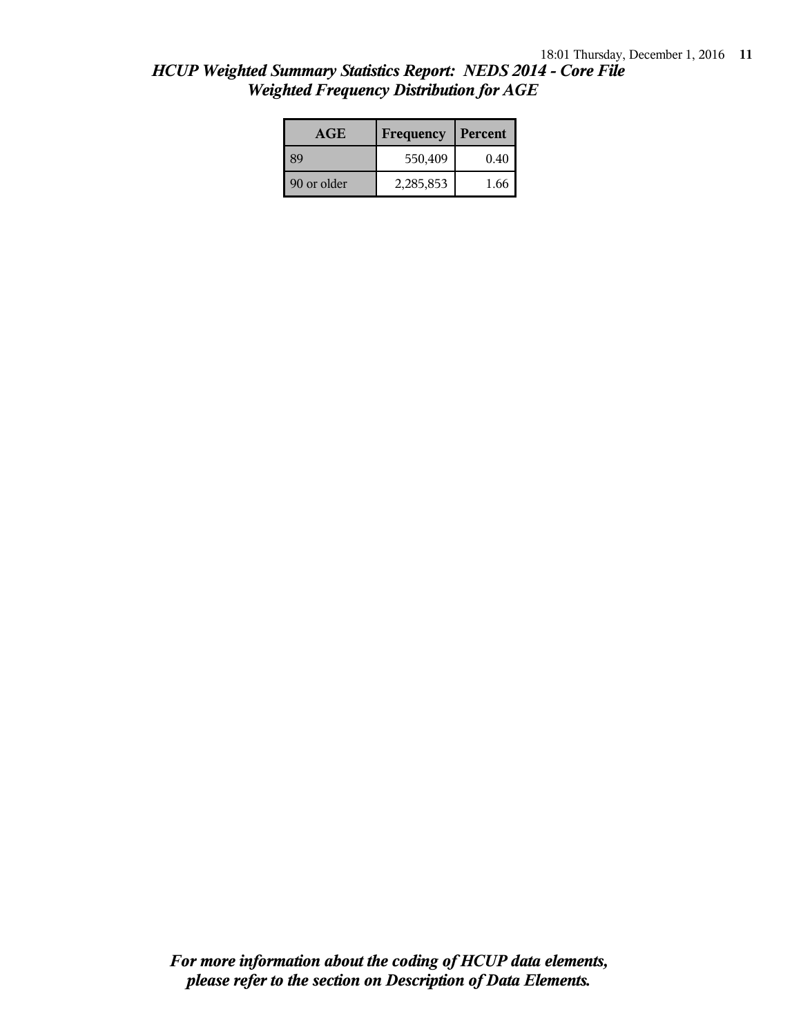# *HCUP Weighted Summary Statistics Report: NEDS 2014 - Core File*
## *Weighted Frequency Distribution for AGE*

| AGE | Frequency | Percent |
|---|---|---|
| 89 | 550,409 | 0.40 |
| 90 or older | 2,285,853 | 1.66 |

***For more information about the coding of HCUP data elements, please refer to the section on Description of Data Elements.***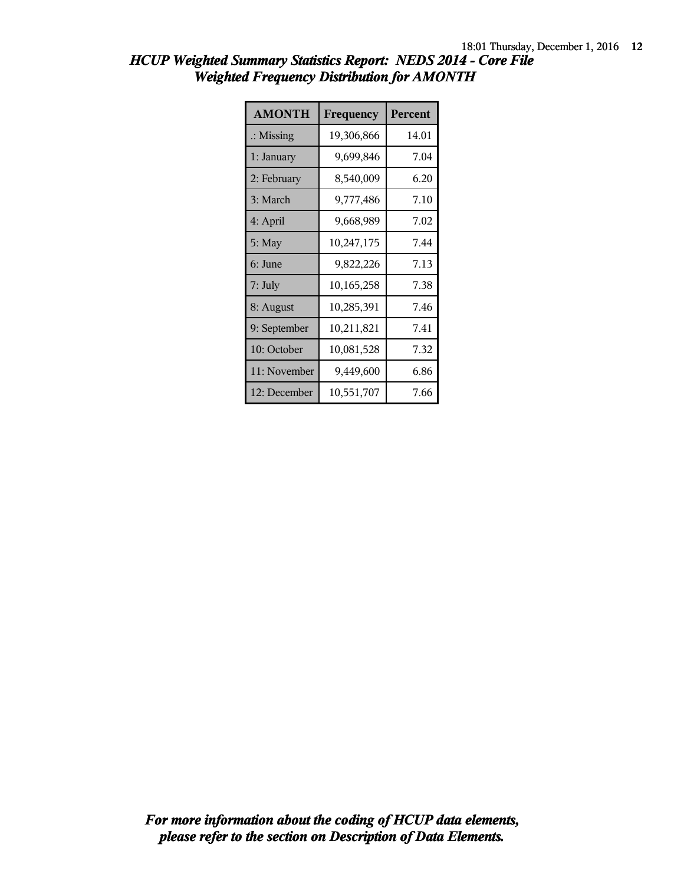# HCUP Weighted Summary Statistics Report: NEDS 2014 - Core File
## Weighted Frequency Distribution for AMONTH

| AMONTH | Frequency | Percent |
|---|---|---|
| .: Missing | 19,306,866 | 14.01 |
| 1: January | 9,699,846 | 7.04 |
| 2: February | 8,540,009 | 6.20 |
| 3: March | 9,777,486 | 7.10 |
| 4: April | 9,668,989 | 7.02 |
| 5: May | 10,247,175 | 7.44 |
| 6: June | 9,822,226 | 7.13 |
| 7: July | 10,165,258 | 7.38 |
| 8: August | 10,285,391 | 7.46 |
| 9: September | 10,211,821 | 7.41 |
| 10: October | 10,081,528 | 7.32 |
| 11: November | 9,449,600 | 6.86 |
| 12: December | 10,551,707 | 7.66 |

***For more information about the coding of HCUP data elements, please refer to the section on Description of Data Elements.***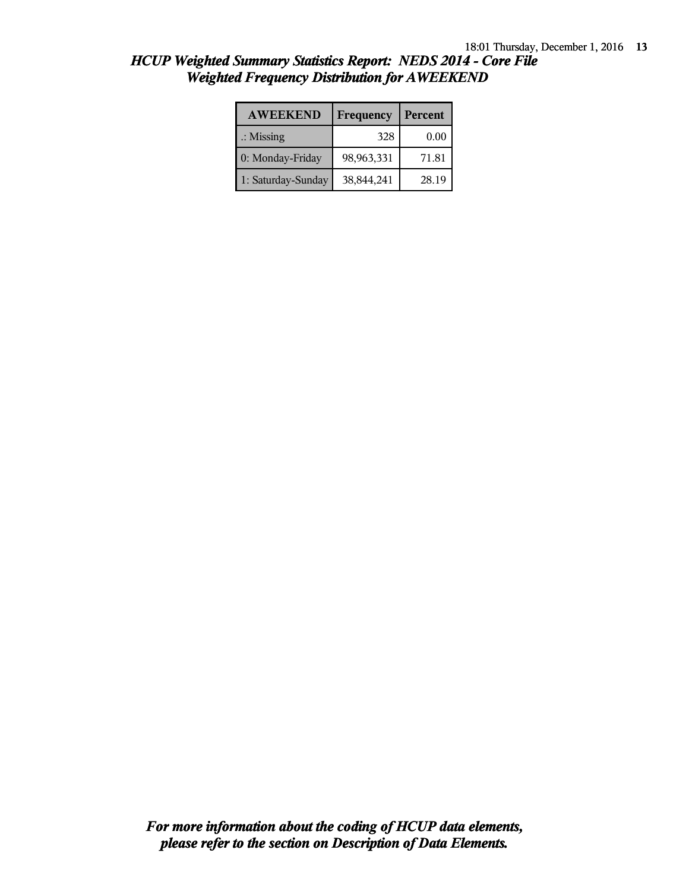# *HCUP Weighted Summary Statistics Report: NEDS 2014 - Core File*
## *Weighted Frequency Distribution for AWEEKEND*

| AWEEKEND | Frequency | Percent |
| --- | --- | --- |
| .: Missing | 328 | 0.00 |
| 0: Monday-Friday | 98,963,331 | 71.81 |
| 1: Saturday-Sunday | 38,844,241 | 28.19 |

***For more information about the coding of HCUP data elements, please refer to the section on Description of Data Elements.***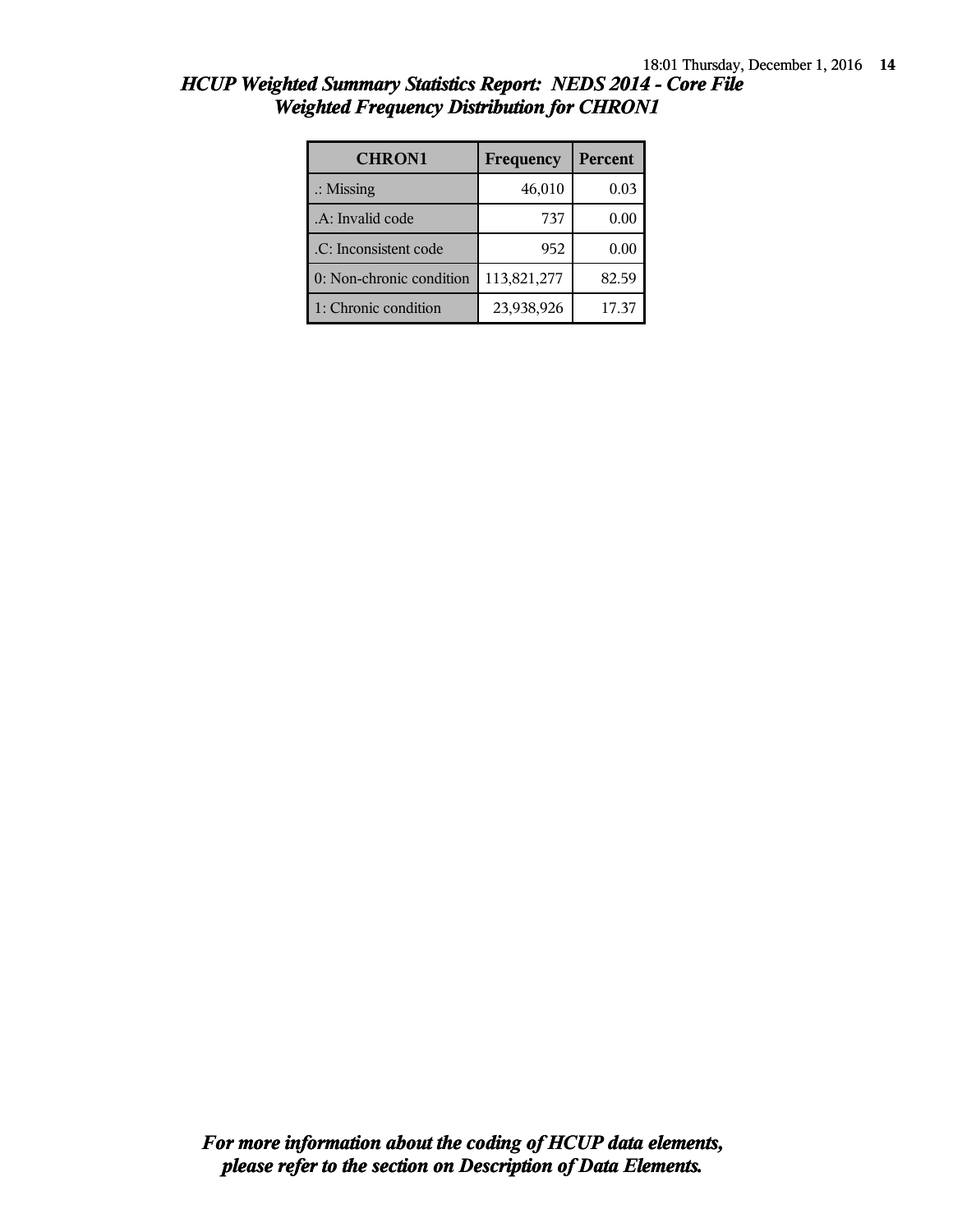# HCUP Weighted Summary Statistics Report: NEDS 2014 - Core File
## Weighted Frequency Distribution for CHRON1

| CHRON1 | Frequency | Percent |
|---|---|---|
| .: Missing | 46,010 | 0.03 |
| .A: Invalid code | 737 | 0.00 |
| .C: Inconsistent code | 952 | 0.00 |
| 0: Non-chronic condition | 113,821,277 | 82.59 |
| 1: Chronic condition | 23,938,926 | 17.37 |

***For more information about the coding of HCUP data elements, please refer to the section on Description of Data Elements.***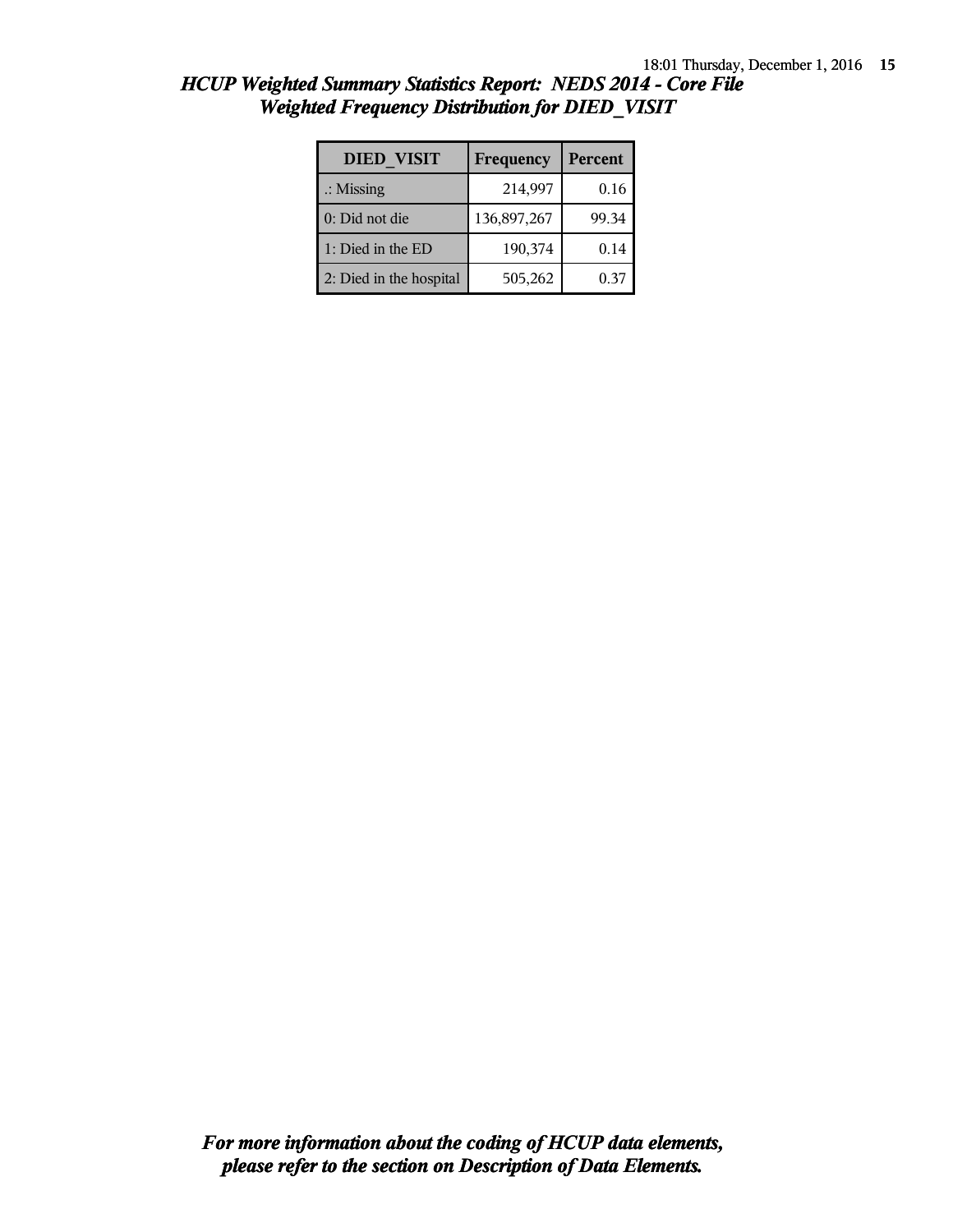## HCUP Weighted Summary Statistics Report: NEDS 2014 - Core File
## Weighted Frequency Distribution for DIED_VISIT

| DIED_VISIT | Frequency | Percent |
|---|---|---|
| .: Missing | 214,997 | 0.16 |
| 0: Did not die | 136,897,267 | 99.34 |
| 1: Died in the ED | 190,374 | 0.14 |
| 2: Died in the hospital | 505,262 | 0.37 |

***For more information about the coding of HCUP data elements, please refer to the section on Description of Data Elements.***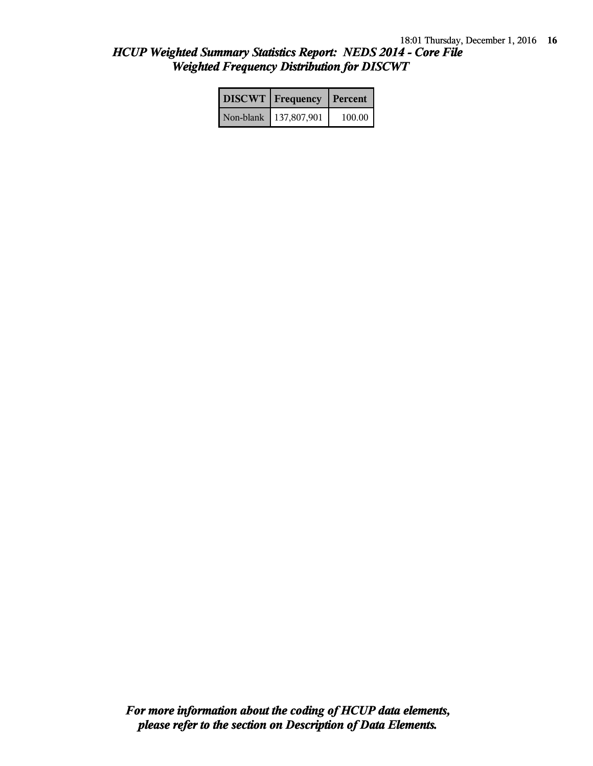# *HCUP Weighted Summary Statistics Report: NEDS 2014 - Core File*
## *Weighted Frequency Distribution for DISCWT*

| DISCWT | Frequency | Percent |
|---|---|---|
| Non-blank | 137,807,901 | 100.00 |

***For more information about the coding of HCUP data elements, please refer to the section on Description of Data Elements.***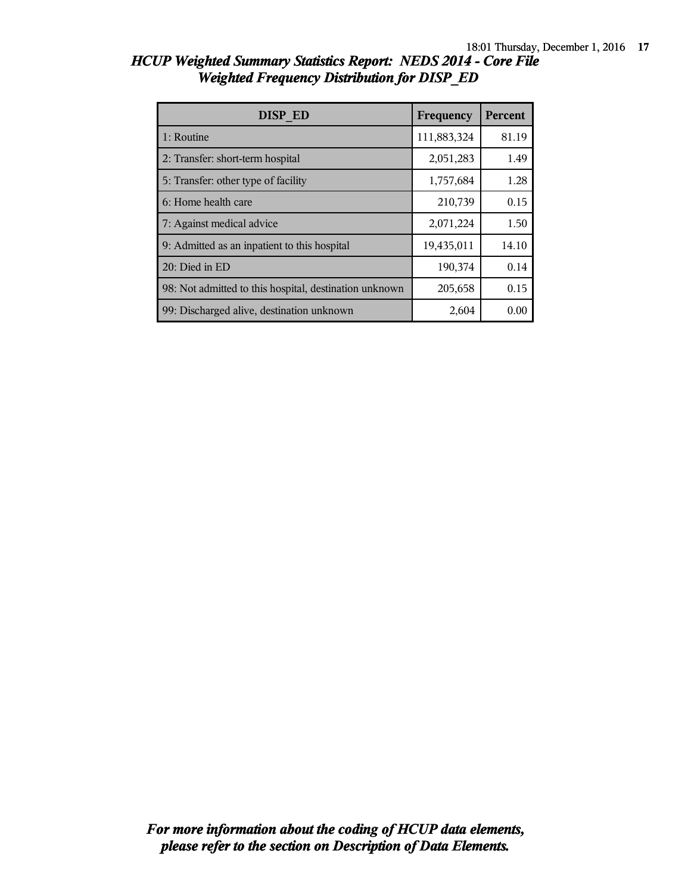# HCUP Weighted Summary Statistics Report: NEDS 2014 - Core File
## Weighted Frequency Distribution for DISP_ED

| DISP_ED | Frequency | Percent |
|---|---|---|
| 1: Routine | 111,883,324 | 81.19 |
| 2: Transfer: short-term hospital | 2,051,283 | 1.49 |
| 5: Transfer: other type of facility | 1,757,684 | 1.28 |
| 6: Home health care | 210,739 | 0.15 |
| 7: Against medical advice | 2,071,224 | 1.50 |
| 9: Admitted as an inpatient to this hospital | 19,435,011 | 14.10 |
| 20: Died in ED | 190,374 | 0.14 |
| 98: Not admitted to this hospital, destination unknown | 205,658 | 0.15 |
| 99: Discharged alive, destination unknown | 2,604 | 0.00 |

*For more information about the coding of HCUP data elements, please refer to the section on Description of Data Elements.*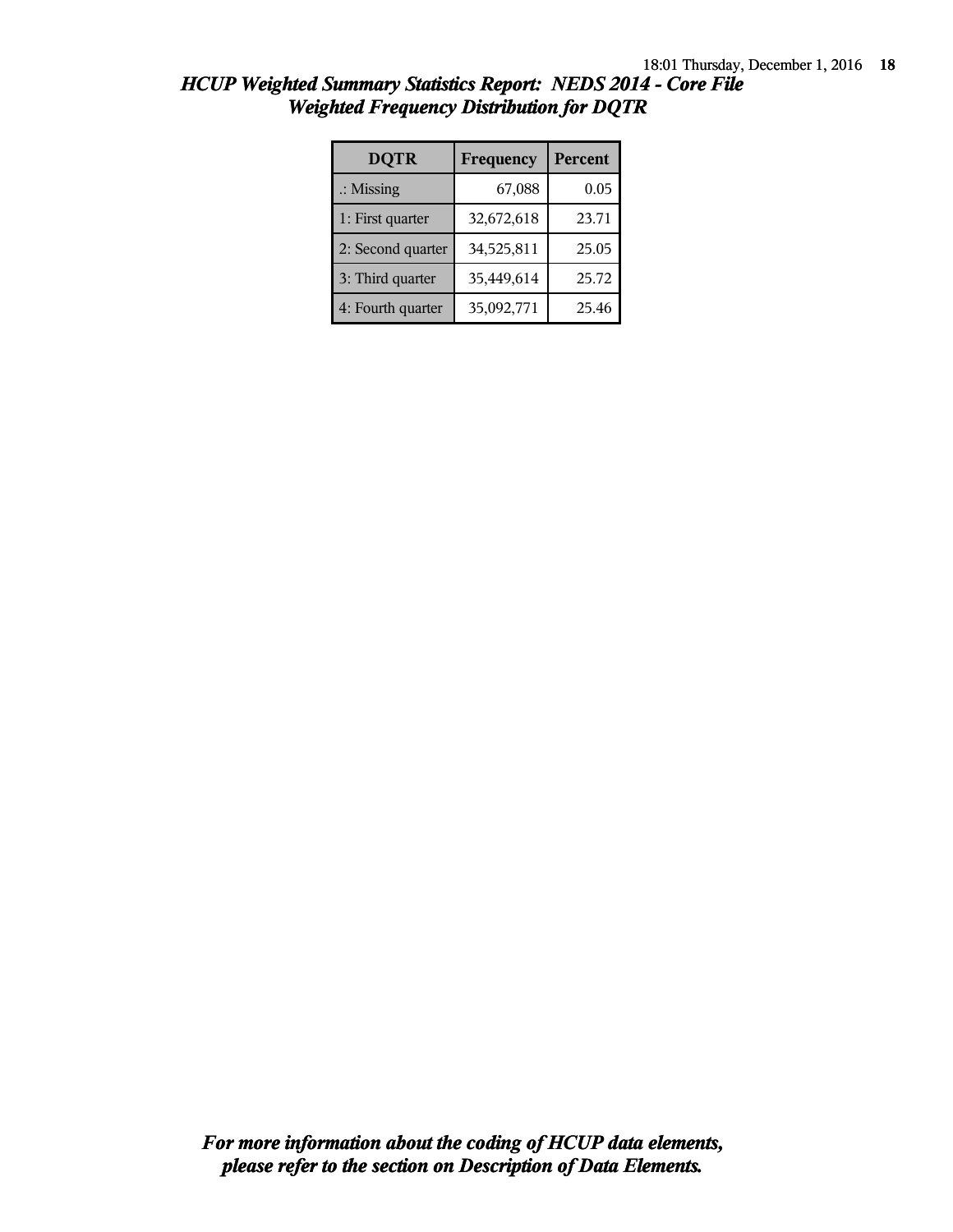# *HCUP Weighted Summary Statistics Report: NEDS 2014 - Core File*
## *Weighted Frequency Distribution for DQTR*

| DQTR | Frequency | Percent |
|---|---|---|
| .: Missing | 67,088 | 0.05 |
| 1: First quarter | 32,672,618 | 23.71 |
| 2: Second quarter | 34,525,811 | 25.05 |
| 3: Third quarter | 35,449,614 | 25.72 |
| 4: Fourth quarter | 35,092,771 | 25.46 |

***For more information about the coding of HCUP data elements, please refer to the section on Description of Data Elements.***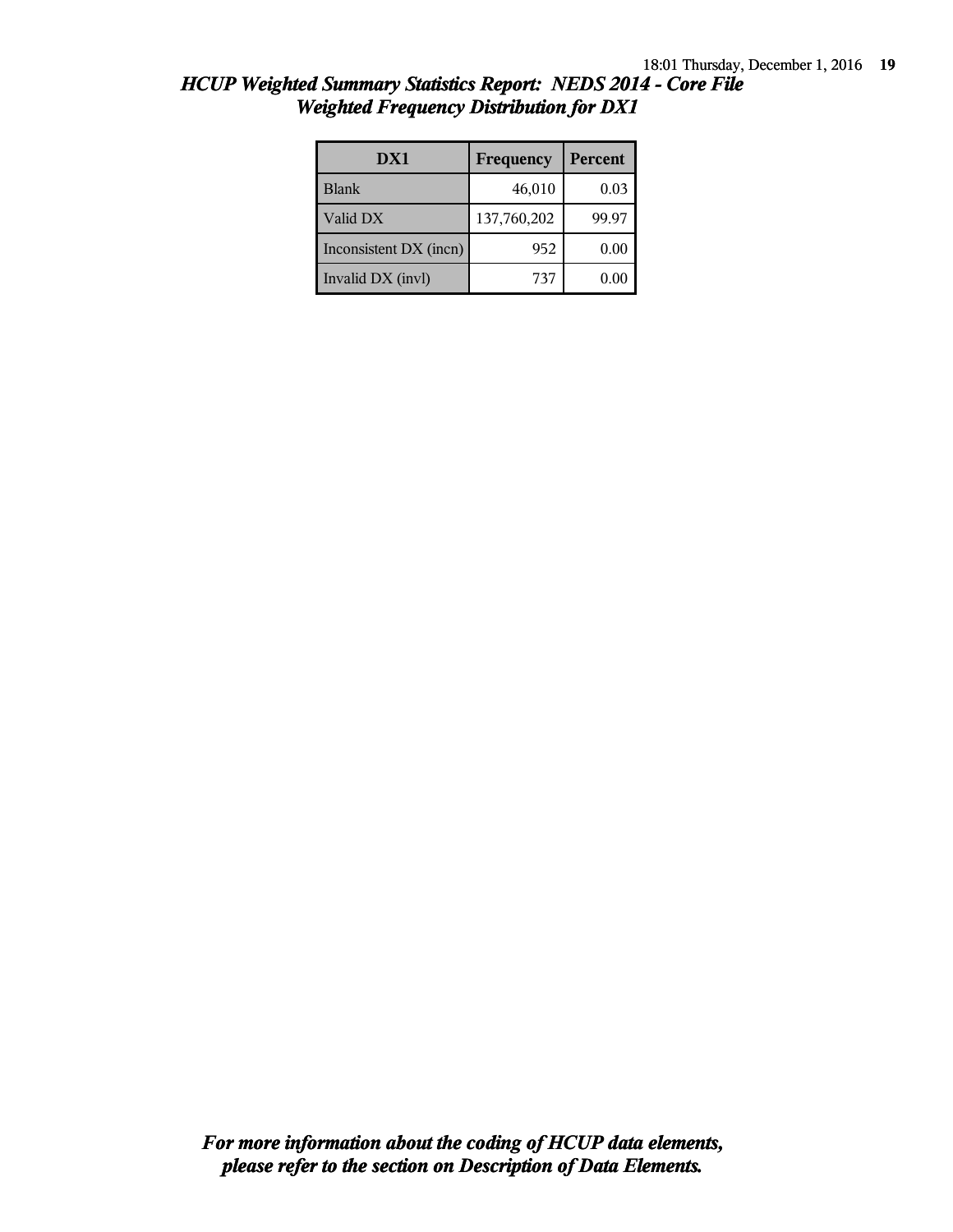## *HCUP Weighted Summary Statistics Report: NEDS 2014 - Core File*
## *Weighted Frequency Distribution for DX1*

| DX1 | Frequency | Percent |
|---|---|---|
| Blank | 46,010 | 0.03 |
| Valid DX | 137,760,202 | 99.97 |
| Inconsistent DX (incn) | 952 | 0.00 |
| Invalid DX (invl) | 737 | 0.00 |

***For more information about the coding of HCUP data elements, please refer to the section on Description of Data Elements.***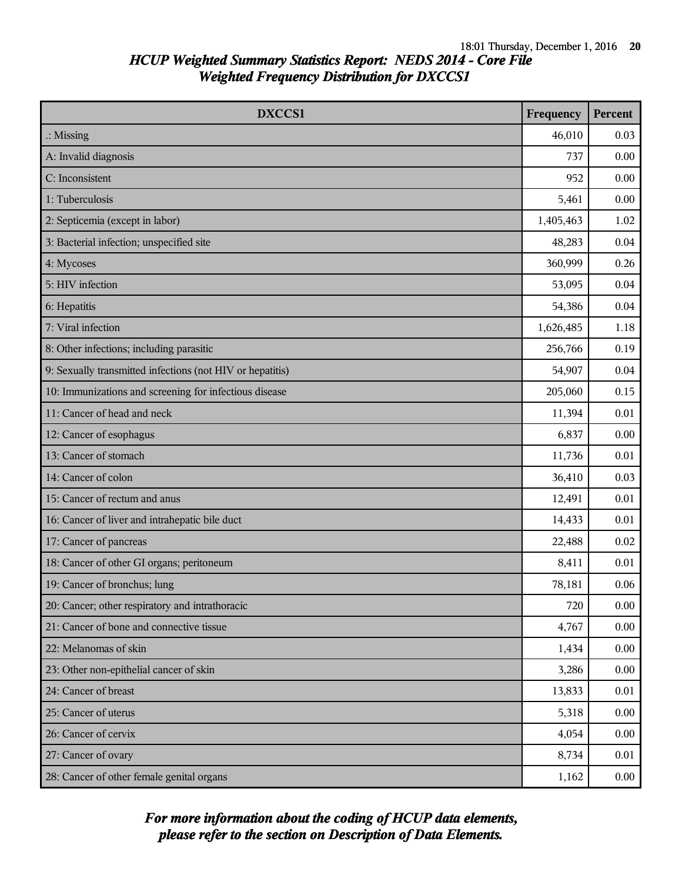## HCUP Weighted Summary Statistics Report: NEDS 2014 - Core File
## Weighted Frequency Distribution for DXCCS1

| DXCCS1 | Frequency | Percent |
|---|---|---|
| .: Missing | 46,010 | 0.03 |
| A: Invalid diagnosis | 737 | 0.00 |
| C: Inconsistent | 952 | 0.00 |
| 1: Tuberculosis | 5,461 | 0.00 |
| 2: Septicemia (except in labor) | 1,405,463 | 1.02 |
| 3: Bacterial infection; unspecified site | 48,283 | 0.04 |
| 4: Mycoses | 360,999 | 0.26 |
| 5: HIV infection | 53,095 | 0.04 |
| 6: Hepatitis | 54,386 | 0.04 |
| 7: Viral infection | 1,626,485 | 1.18 |
| 8: Other infections; including parasitic | 256,766 | 0.19 |
| 9: Sexually transmitted infections (not HIV or hepatitis) | 54,907 | 0.04 |
| 10: Immunizations and screening for infectious disease | 205,060 | 0.15 |
| 11: Cancer of head and neck | 11,394 | 0.01 |
| 12: Cancer of esophagus | 6,837 | 0.00 |
| 13: Cancer of stomach | 11,736 | 0.01 |
| 14: Cancer of colon | 36,410 | 0.03 |
| 15: Cancer of rectum and anus | 12,491 | 0.01 |
| 16: Cancer of liver and intrahepatic bile duct | 14,433 | 0.01 |
| 17: Cancer of pancreas | 22,488 | 0.02 |
| 18: Cancer of other GI organs; peritoneum | 8,411 | 0.01 |
| 19: Cancer of bronchus; lung | 78,181 | 0.06 |
| 20: Cancer; other respiratory and intrathoracic | 720 | 0.00 |
| 21: Cancer of bone and connective tissue | 4,767 | 0.00 |
| 22: Melanomas of skin | 1,434 | 0.00 |
| 23: Other non-epithelial cancer of skin | 3,286 | 0.00 |
| 24: Cancer of breast | 13,833 | 0.01 |
| 25: Cancer of uterus | 5,318 | 0.00 |
| 26: Cancer of cervix | 4,054 | 0.00 |
| 27: Cancer of ovary | 8,734 | 0.01 |
| 28: Cancer of other female genital organs | 1,162 | 0.00 |

*For more information about the coding of HCUP data elements, please refer to the section on Description of Data Elements.*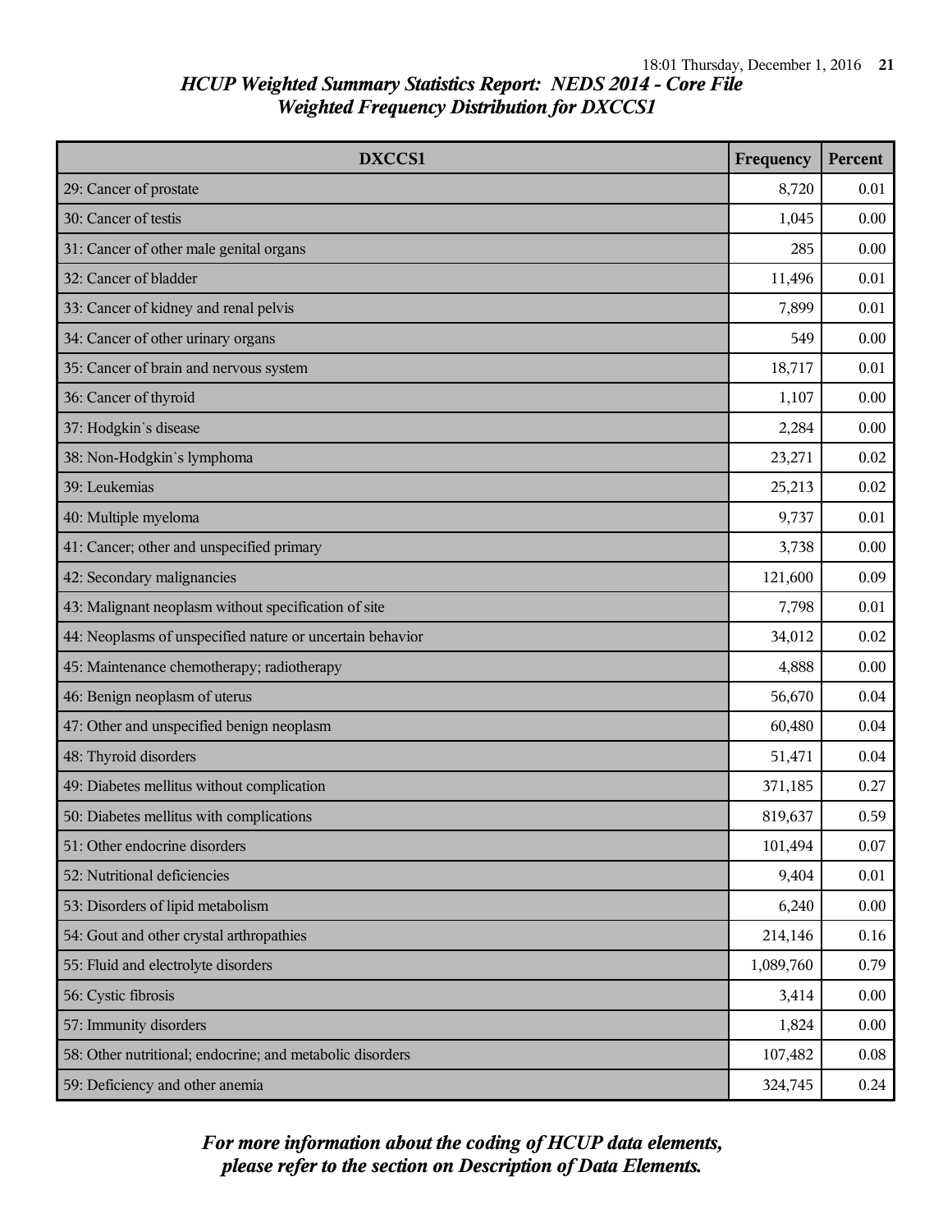## *HCUP Weighted Summary Statistics Report: NEDS 2014 - Core File*
## *Weighted Frequency Distribution for DXCCS1*

| DXCCS1 | Frequency | Percent |
|---|---|---|
| 29: Cancer of prostate | 8,720 | 0.01 |
| 30: Cancer of testis | 1,045 | 0.00 |
| 31: Cancer of other male genital organs | 285 | 0.00 |
| 32: Cancer of bladder | 11,496 | 0.01 |
| 33: Cancer of kidney and renal pelvis | 7,899 | 0.01 |
| 34: Cancer of other urinary organs | 549 | 0.00 |
| 35: Cancer of brain and nervous system | 18,717 | 0.01 |
| 36: Cancer of thyroid | 1,107 | 0.00 |
| 37: Hodgkin`s disease | 2,284 | 0.00 |
| 38: Non-Hodgkin`s lymphoma | 23,271 | 0.02 |
| 39: Leukemias | 25,213 | 0.02 |
| 40: Multiple myeloma | 9,737 | 0.01 |
| 41: Cancer; other and unspecified primary | 3,738 | 0.00 |
| 42: Secondary malignancies | 121,600 | 0.09 |
| 43: Malignant neoplasm without specification of site | 7,798 | 0.01 |
| 44: Neoplasms of unspecified nature or uncertain behavior | 34,012 | 0.02 |
| 45: Maintenance chemotherapy; radiotherapy | 4,888 | 0.00 |
| 46: Benign neoplasm of uterus | 56,670 | 0.04 |
| 47: Other and unspecified benign neoplasm | 60,480 | 0.04 |
| 48: Thyroid disorders | 51,471 | 0.04 |
| 49: Diabetes mellitus without complication | 371,185 | 0.27 |
| 50: Diabetes mellitus with complications | 819,637 | 0.59 |
| 51: Other endocrine disorders | 101,494 | 0.07 |
| 52: Nutritional deficiencies | 9,404 | 0.01 |
| 53: Disorders of lipid metabolism | 6,240 | 0.00 |
| 54: Gout and other crystal arthropathies | 214,146 | 0.16 |
| 55: Fluid and electrolyte disorders | 1,089,760 | 0.79 |
| 56: Cystic fibrosis | 3,414 | 0.00 |
| 57: Immunity disorders | 1,824 | 0.00 |
| 58: Other nutritional; endocrine; and metabolic disorders | 107,482 | 0.08 |
| 59: Deficiency and other anemia | 324,745 | 0.24 |

***For more information about the coding of HCUP data elements, please refer to the section on Description of Data Elements.***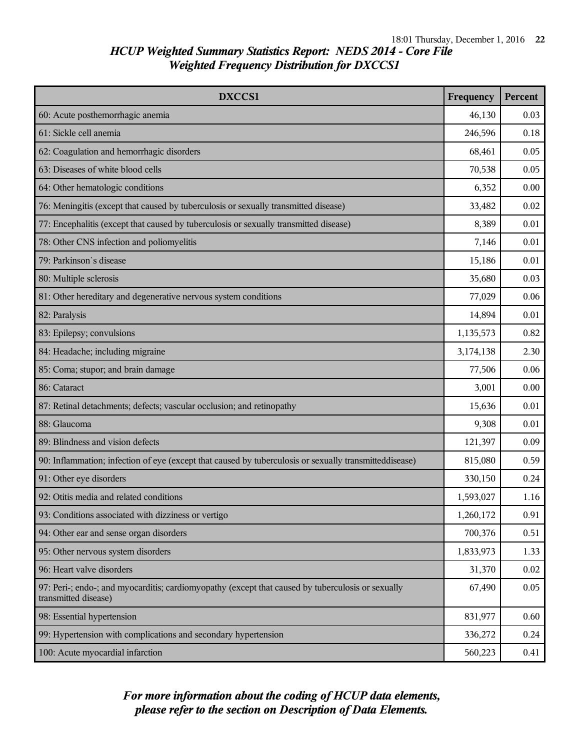## *HCUP Weighted Summary Statistics Report: NEDS 2014 - Core File*
## *Weighted Frequency Distribution for DXCCS1*

| DXCCS1 | Frequency | Percent |
|---|---|---|
| 60: Acute posthemorrhagic anemia | 46,130 | 0.03 |
| 61: Sickle cell anemia | 246,596 | 0.18 |
| 62: Coagulation and hemorrhagic disorders | 68,461 | 0.05 |
| 63: Diseases of white blood cells | 70,538 | 0.05 |
| 64: Other hematologic conditions | 6,352 | 0.00 |
| 76: Meningitis (except that caused by tuberculosis or sexually transmitted disease) | 33,482 | 0.02 |
| 77: Encephalitis (except that caused by tuberculosis or sexually transmitted disease) | 8,389 | 0.01 |
| 78: Other CNS infection and poliomyelitis | 7,146 | 0.01 |
| 79: Parkinson`s disease | 15,186 | 0.01 |
| 80: Multiple sclerosis | 35,680 | 0.03 |
| 81: Other hereditary and degenerative nervous system conditions | 77,029 | 0.06 |
| 82: Paralysis | 14,894 | 0.01 |
| 83: Epilepsy; convulsions | 1,135,573 | 0.82 |
| 84: Headache; including migraine | 3,174,138 | 2.30 |
| 85: Coma; stupor; and brain damage | 77,506 | 0.06 |
| 86: Cataract | 3,001 | 0.00 |
| 87: Retinal detachments; defects; vascular occlusion; and retinopathy | 15,636 | 0.01 |
| 88: Glaucoma | 9,308 | 0.01 |
| 89: Blindness and vision defects | 121,397 | 0.09 |
| 90: Inflammation; infection of eye (except that caused by tuberculosis or sexually transmitteddisease) | 815,080 | 0.59 |
| 91: Other eye disorders | 330,150 | 0.24 |
| 92: Otitis media and related conditions | 1,593,027 | 1.16 |
| 93: Conditions associated with dizziness or vertigo | 1,260,172 | 0.91 |
| 94: Other ear and sense organ disorders | 700,376 | 0.51 |
| 95: Other nervous system disorders | 1,833,973 | 1.33 |
| 96: Heart valve disorders | 31,370 | 0.02 |
| 97: Peri-; endo-; and myocarditis; cardiomyopathy (except that caused by tuberculosis or sexually transmitted disease) | 67,490 | 0.05 |
| 98: Essential hypertension | 831,977 | 0.60 |
| 99: Hypertension with complications and secondary hypertension | 336,272 | 0.24 |
| 100: Acute myocardial infarction | 560,223 | 0.41 |

***For more information about the coding of HCUP data elements, please refer to the section on Description of Data Elements.***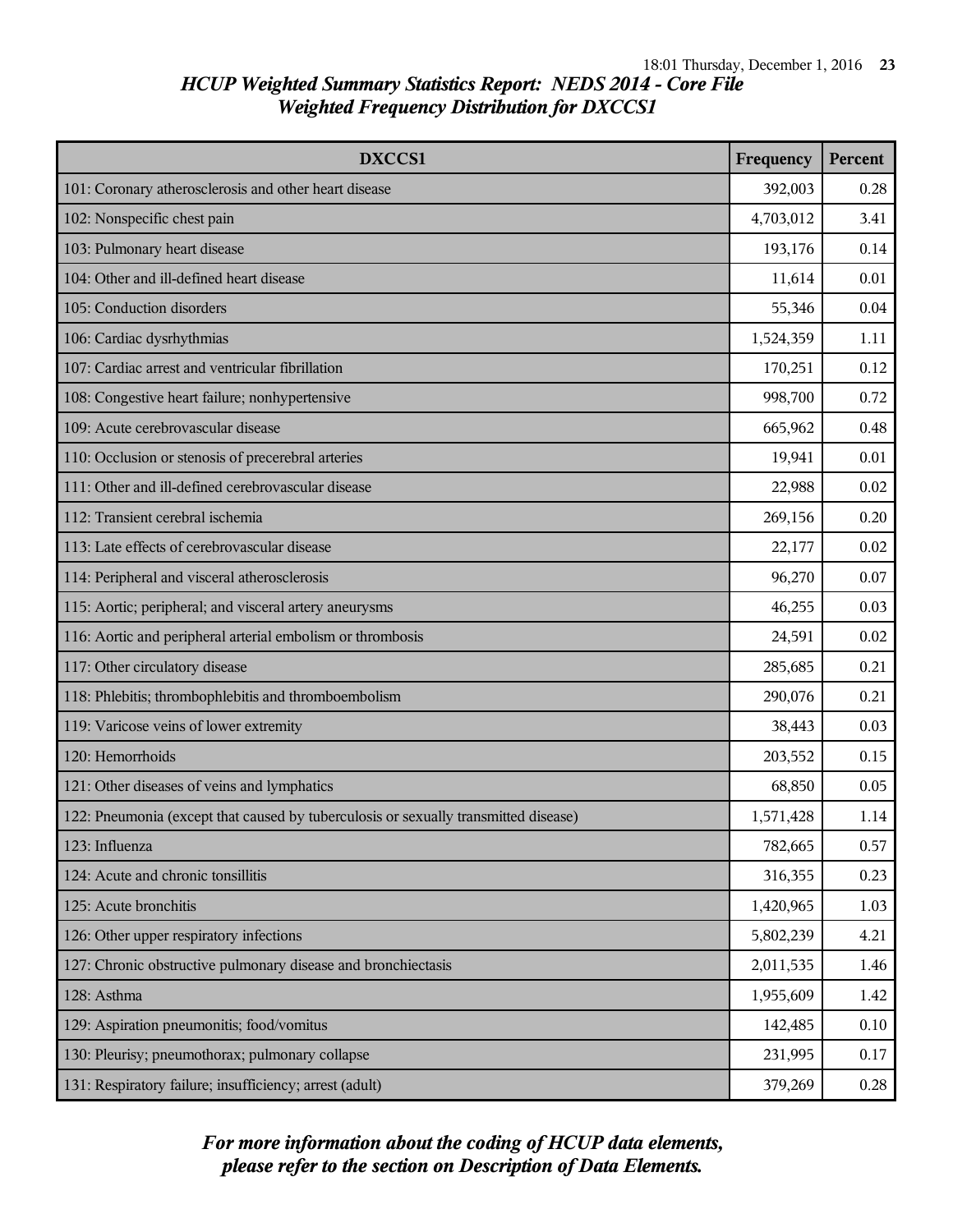## HCUP Weighted Summary Statistics Report: NEDS 2014 - Core File
## Weighted Frequency Distribution for DXCCS1

| DXCCS1 | Frequency | Percent |
|---|---|---|
| 101: Coronary atherosclerosis and other heart disease | 392,003 | 0.28 |
| 102: Nonspecific chest pain | 4,703,012 | 3.41 |
| 103: Pulmonary heart disease | 193,176 | 0.14 |
| 104: Other and ill-defined heart disease | 11,614 | 0.01 |
| 105: Conduction disorders | 55,346 | 0.04 |
| 106: Cardiac dysrhythmias | 1,524,359 | 1.11 |
| 107: Cardiac arrest and ventricular fibrillation | 170,251 | 0.12 |
| 108: Congestive heart failure; nonhypertensive | 998,700 | 0.72 |
| 109: Acute cerebrovascular disease | 665,962 | 0.48 |
| 110: Occlusion or stenosis of precerebral arteries | 19,941 | 0.01 |
| 111: Other and ill-defined cerebrovascular disease | 22,988 | 0.02 |
| 112: Transient cerebral ischemia | 269,156 | 0.20 |
| 113: Late effects of cerebrovascular disease | 22,177 | 0.02 |
| 114: Peripheral and visceral atherosclerosis | 96,270 | 0.07 |
| 115: Aortic; peripheral; and visceral artery aneurysms | 46,255 | 0.03 |
| 116: Aortic and peripheral arterial embolism or thrombosis | 24,591 | 0.02 |
| 117: Other circulatory disease | 285,685 | 0.21 |
| 118: Phlebitis; thrombophlebitis and thromboembolism | 290,076 | 0.21 |
| 119: Varicose veins of lower extremity | 38,443 | 0.03 |
| 120: Hemorrhoids | 203,552 | 0.15 |
| 121: Other diseases of veins and lymphatics | 68,850 | 0.05 |
| 122: Pneumonia (except that caused by tuberculosis or sexually transmitted disease) | 1,571,428 | 1.14 |
| 123: Influenza | 782,665 | 0.57 |
| 124: Acute and chronic tonsillitis | 316,355 | 0.23 |
| 125: Acute bronchitis | 1,420,965 | 1.03 |
| 126: Other upper respiratory infections | 5,802,239 | 4.21 |
| 127: Chronic obstructive pulmonary disease and bronchiectasis | 2,011,535 | 1.46 |
| 128: Asthma | 1,955,609 | 1.42 |
| 129: Aspiration pneumonitis; food/vomitus | 142,485 | 0.10 |
| 130: Pleurisy; pneumothorax; pulmonary collapse | 231,995 | 0.17 |
| 131: Respiratory failure; insufficiency; arrest (adult) | 379,269 | 0.28 |

*For more information about the coding of HCUP data elements, please refer to the section on Description of Data Elements.*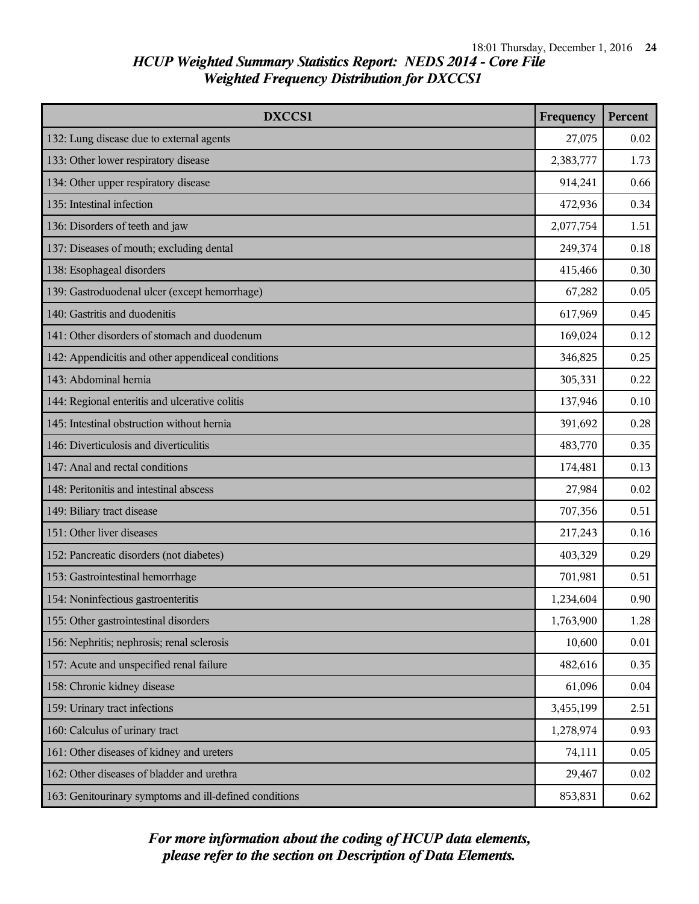## *HCUP Weighted Summary Statistics Report: NEDS 2014 - Core File*
## *Weighted Frequency Distribution for DXCCS1*

| DXCCS1 | Frequency | Percent |
|---|---|---|
| 132: Lung disease due to external agents | 27,075 | 0.02 |
| 133: Other lower respiratory disease | 2,383,777 | 1.73 |
| 134: Other upper respiratory disease | 914,241 | 0.66 |
| 135: Intestinal infection | 472,936 | 0.34 |
| 136: Disorders of teeth and jaw | 2,077,754 | 1.51 |
| 137: Diseases of mouth; excluding dental | 249,374 | 0.18 |
| 138: Esophageal disorders | 415,466 | 0.30 |
| 139: Gastroduodenal ulcer (except hemorrhage) | 67,282 | 0.05 |
| 140: Gastritis and duodenitis | 617,969 | 0.45 |
| 141: Other disorders of stomach and duodenum | 169,024 | 0.12 |
| 142: Appendicitis and other appendiceal conditions | 346,825 | 0.25 |
| 143: Abdominal hernia | 305,331 | 0.22 |
| 144: Regional enteritis and ulcerative colitis | 137,946 | 0.10 |
| 145: Intestinal obstruction without hernia | 391,692 | 0.28 |
| 146: Diverticulosis and diverticulitis | 483,770 | 0.35 |
| 147: Anal and rectal conditions | 174,481 | 0.13 |
| 148: Peritonitis and intestinal abscess | 27,984 | 0.02 |
| 149: Biliary tract disease | 707,356 | 0.51 |
| 151: Other liver diseases | 217,243 | 0.16 |
| 152: Pancreatic disorders (not diabetes) | 403,329 | 0.29 |
| 153: Gastrointestinal hemorrhage | 701,981 | 0.51 |
| 154: Noninfectious gastroenteritis | 1,234,604 | 0.90 |
| 155: Other gastrointestinal disorders | 1,763,900 | 1.28 |
| 156: Nephritis; nephrosis; renal sclerosis | 10,600 | 0.01 |
| 157: Acute and unspecified renal failure | 482,616 | 0.35 |
| 158: Chronic kidney disease | 61,096 | 0.04 |
| 159: Urinary tract infections | 3,455,199 | 2.51 |
| 160: Calculus of urinary tract | 1,278,974 | 0.93 |
| 161: Other diseases of kidney and ureters | 74,111 | 0.05 |
| 162: Other diseases of bladder and urethra | 29,467 | 0.02 |
| 163: Genitourinary symptoms and ill-defined conditions | 853,831 | 0.62 |

***For more information about the coding of HCUP data elements, please refer to the section on Description of Data Elements.***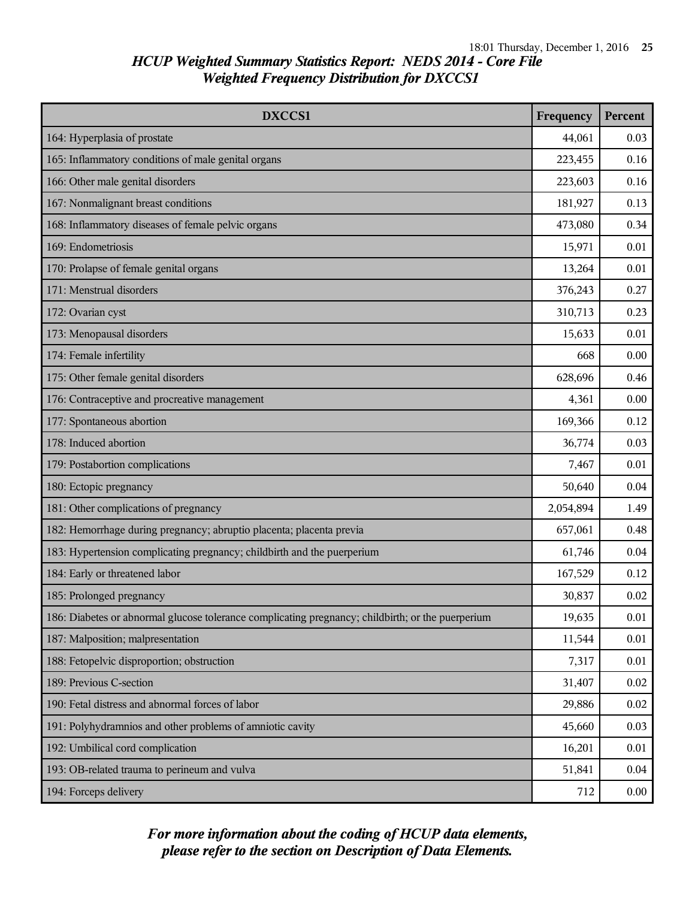## HCUP Weighted Summary Statistics Report: NEDS 2014 - Core File
## Weighted Frequency Distribution for DXCCS1

| DXCCS1 | Frequency | Percent |
|---|---|---|
| 164: Hyperplasia of prostate | 44,061 | 0.03 |
| 165: Inflammatory conditions of male genital organs | 223,455 | 0.16 |
| 166: Other male genital disorders | 223,603 | 0.16 |
| 167: Nonmalignant breast conditions | 181,927 | 0.13 |
| 168: Inflammatory diseases of female pelvic organs | 473,080 | 0.34 |
| 169: Endometriosis | 15,971 | 0.01 |
| 170: Prolapse of female genital organs | 13,264 | 0.01 |
| 171: Menstrual disorders | 376,243 | 0.27 |
| 172: Ovarian cyst | 310,713 | 0.23 |
| 173: Menopausal disorders | 15,633 | 0.01 |
| 174: Female infertility | 668 | 0.00 |
| 175: Other female genital disorders | 628,696 | 0.46 |
| 176: Contraceptive and procreative management | 4,361 | 0.00 |
| 177: Spontaneous abortion | 169,366 | 0.12 |
| 178: Induced abortion | 36,774 | 0.03 |
| 179: Postabortion complications | 7,467 | 0.01 |
| 180: Ectopic pregnancy | 50,640 | 0.04 |
| 181: Other complications of pregnancy | 2,054,894 | 1.49 |
| 182: Hemorrhage during pregnancy; abruptio placenta; placenta previa | 657,061 | 0.48 |
| 183: Hypertension complicating pregnancy; childbirth and the puerperium | 61,746 | 0.04 |
| 184: Early or threatened labor | 167,529 | 0.12 |
| 185: Prolonged pregnancy | 30,837 | 0.02 |
| 186: Diabetes or abnormal glucose tolerance complicating pregnancy; childbirth; or the puerperium | 19,635 | 0.01 |
| 187: Malposition; malpresentation | 11,544 | 0.01 |
| 188: Fetopelvic disproportion; obstruction | 7,317 | 0.01 |
| 189: Previous C-section | 31,407 | 0.02 |
| 190: Fetal distress and abnormal forces of labor | 29,886 | 0.02 |
| 191: Polyhydramnios and other problems of amniotic cavity | 45,660 | 0.03 |
| 192: Umbilical cord complication | 16,201 | 0.01 |
| 193: OB-related trauma to perineum and vulva | 51,841 | 0.04 |
| 194: Forceps delivery | 712 | 0.00 |

*For more information about the coding of HCUP data elements, please refer to the section on Description of Data Elements.*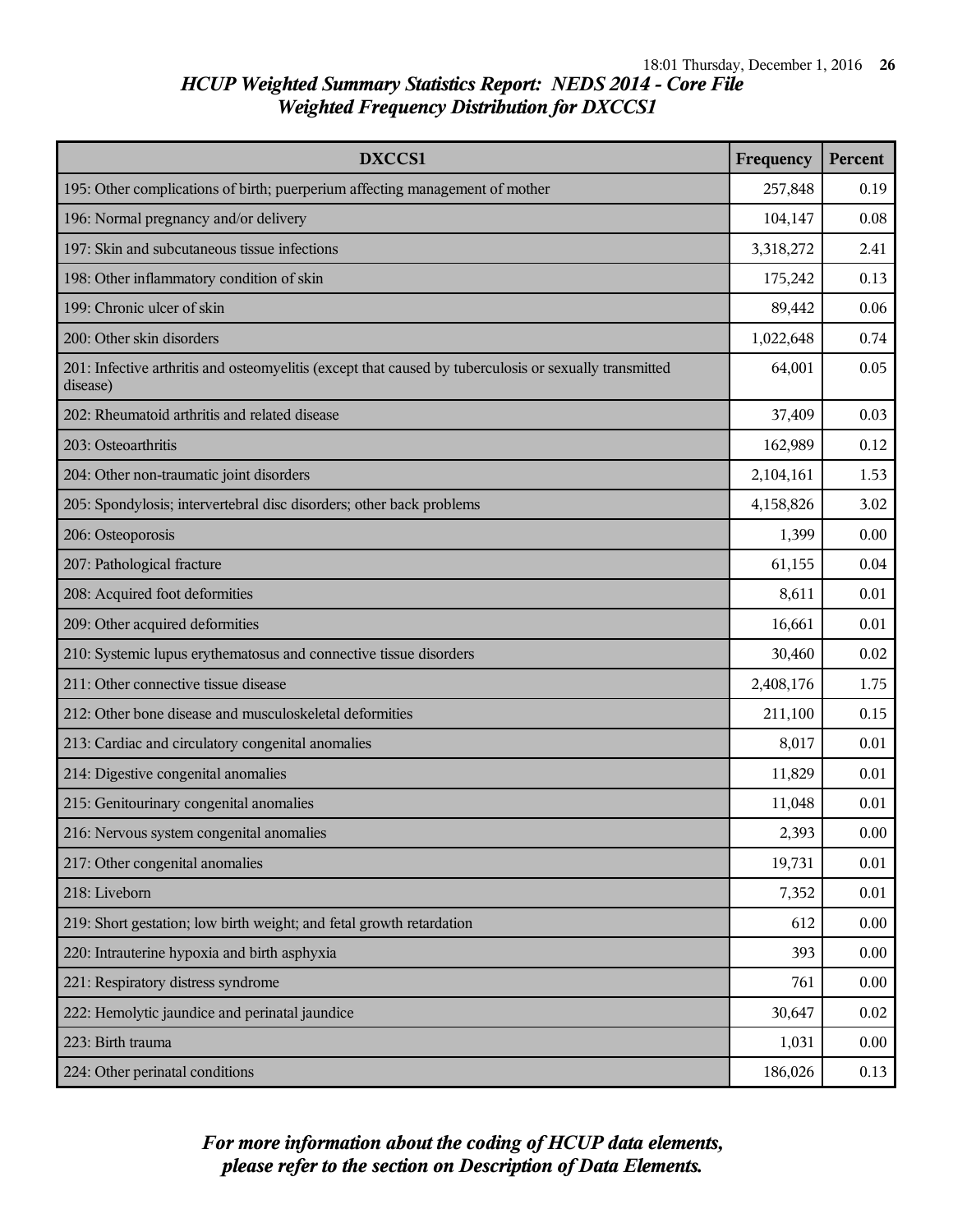## HCUP Weighted Summary Statistics Report: NEDS 2014 - Core File

### Weighted Frequency Distribution for DXCCS1

| DXCCS1 | Frequency | Percent |
|---|---|---|
| 195: Other complications of birth; puerperium affecting management of mother | 257,848 | 0.19 |
| 196: Normal pregnancy and/or delivery | 104,147 | 0.08 |
| 197: Skin and subcutaneous tissue infections | 3,318,272 | 2.41 |
| 198: Other inflammatory condition of skin | 175,242 | 0.13 |
| 199: Chronic ulcer of skin | 89,442 | 0.06 |
| 200: Other skin disorders | 1,022,648 | 0.74 |
| 201: Infective arthritis and osteomyelitis (except that caused by tuberculosis or sexually transmitted disease) | 64,001 | 0.05 |
| 202: Rheumatoid arthritis and related disease | 37,409 | 0.03 |
| 203: Osteoarthritis | 162,989 | 0.12 |
| 204: Other non-traumatic joint disorders | 2,104,161 | 1.53 |
| 205: Spondylosis; intervertebral disc disorders; other back problems | 4,158,826 | 3.02 |
| 206: Osteoporosis | 1,399 | 0.00 |
| 207: Pathological fracture | 61,155 | 0.04 |
| 208: Acquired foot deformities | 8,611 | 0.01 |
| 209: Other acquired deformities | 16,661 | 0.01 |
| 210: Systemic lupus erythematosus and connective tissue disorders | 30,460 | 0.02 |
| 211: Other connective tissue disease | 2,408,176 | 1.75 |
| 212: Other bone disease and musculoskeletal deformities | 211,100 | 0.15 |
| 213: Cardiac and circulatory congenital anomalies | 8,017 | 0.01 |
| 214: Digestive congenital anomalies | 11,829 | 0.01 |
| 215: Genitourinary congenital anomalies | 11,048 | 0.01 |
| 216: Nervous system congenital anomalies | 2,393 | 0.00 |
| 217: Other congenital anomalies | 19,731 | 0.01 |
| 218: Liveborn | 7,352 | 0.01 |
| 219: Short gestation; low birth weight; and fetal growth retardation | 612 | 0.00 |
| 220: Intrauterine hypoxia and birth asphyxia | 393 | 0.00 |
| 221: Respiratory distress syndrome | 761 | 0.00 |
| 222: Hemolytic jaundice and perinatal jaundice | 30,647 | 0.02 |
| 223: Birth trauma | 1,031 | 0.00 |
| 224: Other perinatal conditions | 186,026 | 0.13 |

*For more information about the coding of HCUP data elements, please refer to the section on Description of Data Elements.*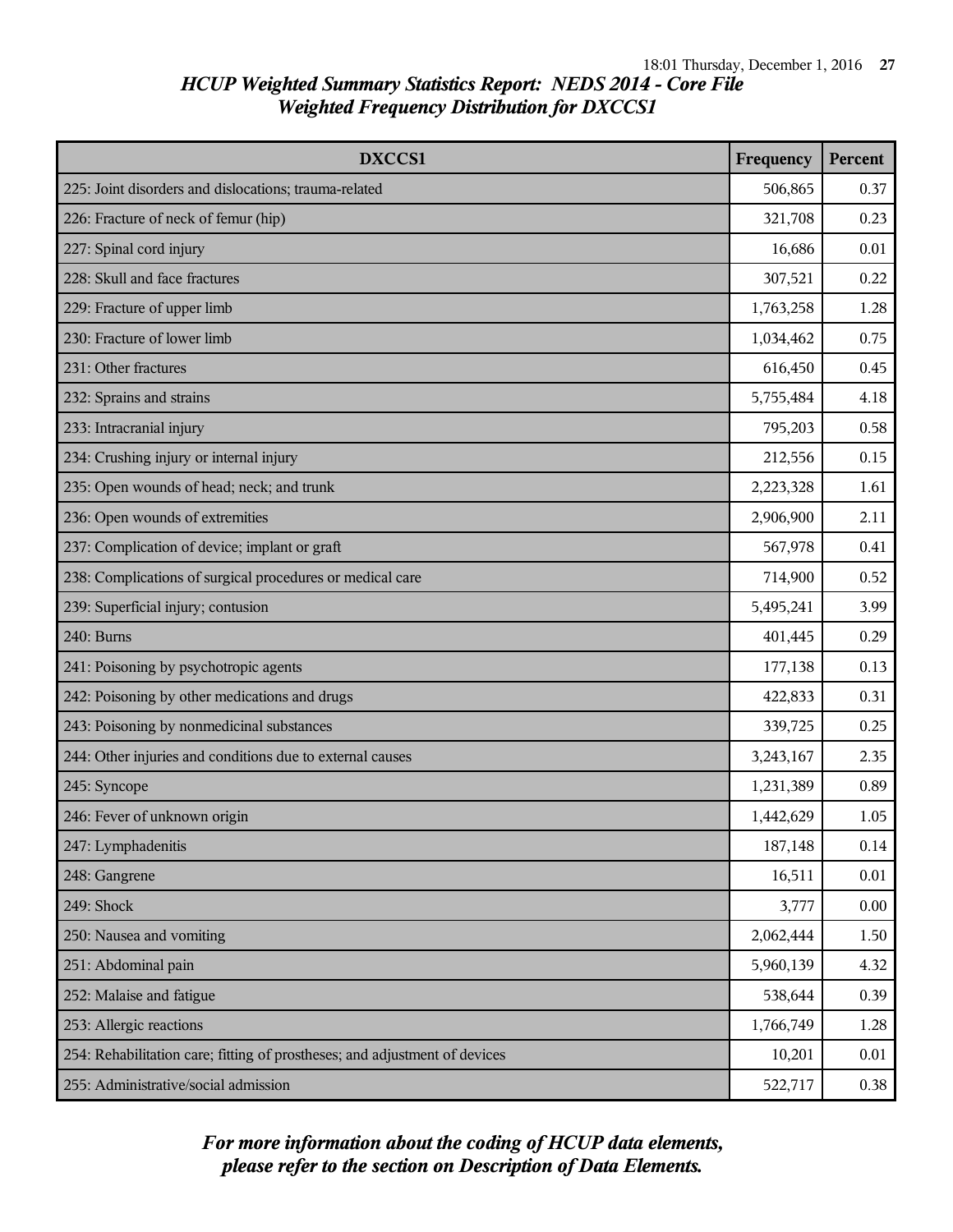# HCUP Weighted Summary Statistics Report: NEDS 2014 - Core File
## Weighted Frequency Distribution for DXCCS1

| DXCCS1 | Frequency | Percent |
|---|---|---|
| 225: Joint disorders and dislocations; trauma-related | 506,865 | 0.37 |
| 226: Fracture of neck of femur (hip) | 321,708 | 0.23 |
| 227: Spinal cord injury | 16,686 | 0.01 |
| 228: Skull and face fractures | 307,521 | 0.22 |
| 229: Fracture of upper limb | 1,763,258 | 1.28 |
| 230: Fracture of lower limb | 1,034,462 | 0.75 |
| 231: Other fractures | 616,450 | 0.45 |
| 232: Sprains and strains | 5,755,484 | 4.18 |
| 233: Intracranial injury | 795,203 | 0.58 |
| 234: Crushing injury or internal injury | 212,556 | 0.15 |
| 235: Open wounds of head; neck; and trunk | 2,223,328 | 1.61 |
| 236: Open wounds of extremities | 2,906,900 | 2.11 |
| 237: Complication of device; implant or graft | 567,978 | 0.41 |
| 238: Complications of surgical procedures or medical care | 714,900 | 0.52 |
| 239: Superficial injury; contusion | 5,495,241 | 3.99 |
| 240: Burns | 401,445 | 0.29 |
| 241: Poisoning by psychotropic agents | 177,138 | 0.13 |
| 242: Poisoning by other medications and drugs | 422,833 | 0.31 |
| 243: Poisoning by nonmedicinal substances | 339,725 | 0.25 |
| 244: Other injuries and conditions due to external causes | 3,243,167 | 2.35 |
| 245: Syncope | 1,231,389 | 0.89 |
| 246: Fever of unknown origin | 1,442,629 | 1.05 |
| 247: Lymphadenitis | 187,148 | 0.14 |
| 248: Gangrene | 16,511 | 0.01 |
| 249: Shock | 3,777 | 0.00 |
| 250: Nausea and vomiting | 2,062,444 | 1.50 |
| 251: Abdominal pain | 5,960,139 | 4.32 |
| 252: Malaise and fatigue | 538,644 | 0.39 |
| 253: Allergic reactions | 1,766,749 | 1.28 |
| 254: Rehabilitation care; fitting of prostheses; and adjustment of devices | 10,201 | 0.01 |
| 255: Administrative/social admission | 522,717 | 0.38 |

*For more information about the coding of HCUP data elements, please refer to the section on Description of Data Elements.*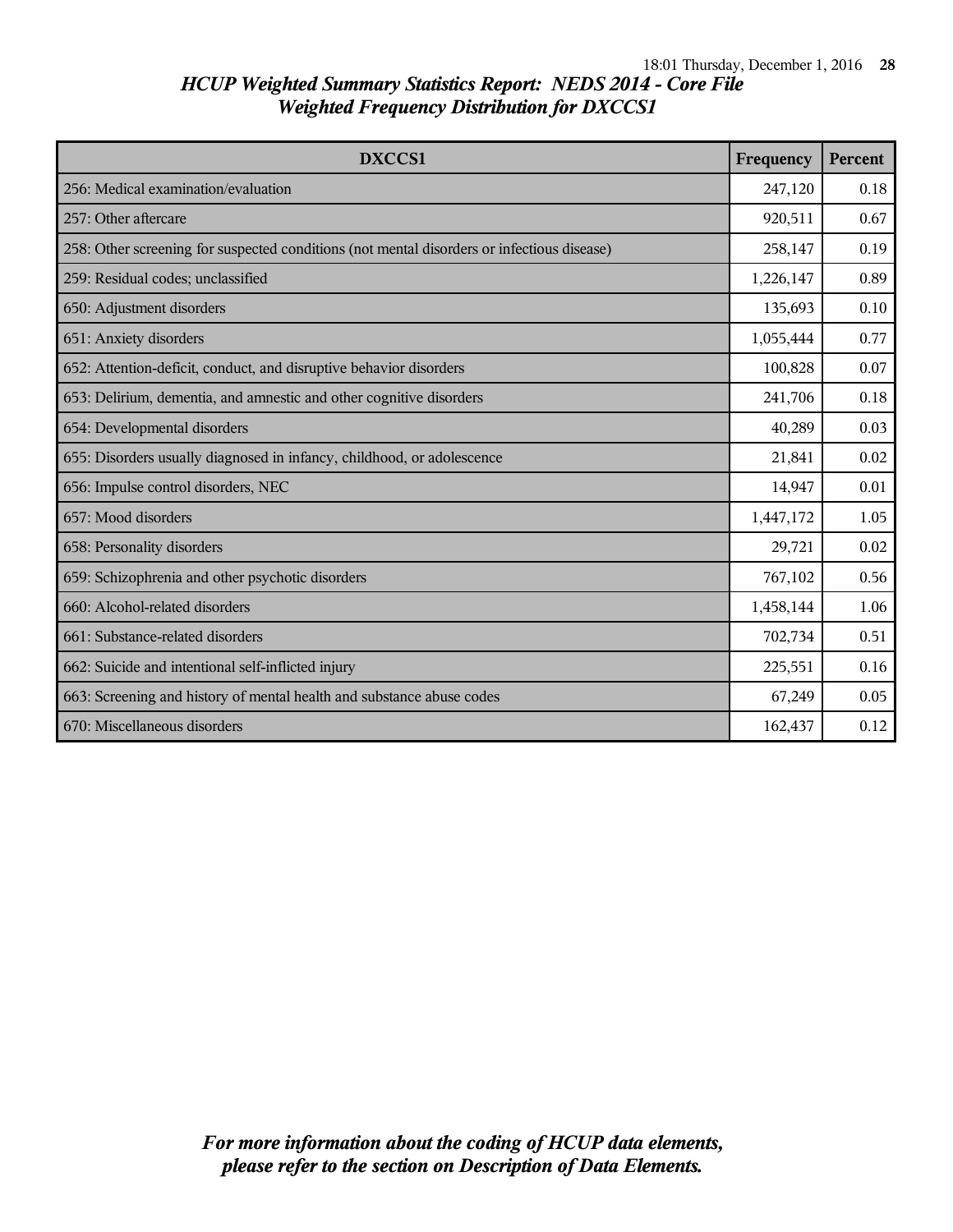## HCUP Weighted Summary Statistics Report: NEDS 2014 - Core File
### Weighted Frequency Distribution for DXCCS1

| DXCCS1 | Frequency | Percent |
|---|---|---|
| 256: Medical examination/evaluation | 247,120 | 0.18 |
| 257: Other aftercare | 920,511 | 0.67 |
| 258: Other screening for suspected conditions (not mental disorders or infectious disease) | 258,147 | 0.19 |
| 259: Residual codes; unclassified | 1,226,147 | 0.89 |
| 650: Adjustment disorders | 135,693 | 0.10 |
| 651: Anxiety disorders | 1,055,444 | 0.77 |
| 652: Attention-deficit, conduct, and disruptive behavior disorders | 100,828 | 0.07 |
| 653: Delirium, dementia, and amnestic and other cognitive disorders | 241,706 | 0.18 |
| 654: Developmental disorders | 40,289 | 0.03 |
| 655: Disorders usually diagnosed in infancy, childhood, or adolescence | 21,841 | 0.02 |
| 656: Impulse control disorders, NEC | 14,947 | 0.01 |
| 657: Mood disorders | 1,447,172 | 1.05 |
| 658: Personality disorders | 29,721 | 0.02 |
| 659: Schizophrenia and other psychotic disorders | 767,102 | 0.56 |
| 660: Alcohol-related disorders | 1,458,144 | 1.06 |
| 661: Substance-related disorders | 702,734 | 0.51 |
| 662: Suicide and intentional self-inflicted injury | 225,551 | 0.16 |
| 663: Screening and history of mental health and substance abuse codes | 67,249 | 0.05 |
| 670: Miscellaneous disorders | 162,437 | 0.12 |

*For more information about the coding of HCUP data elements, please refer to the section on Description of Data Elements.*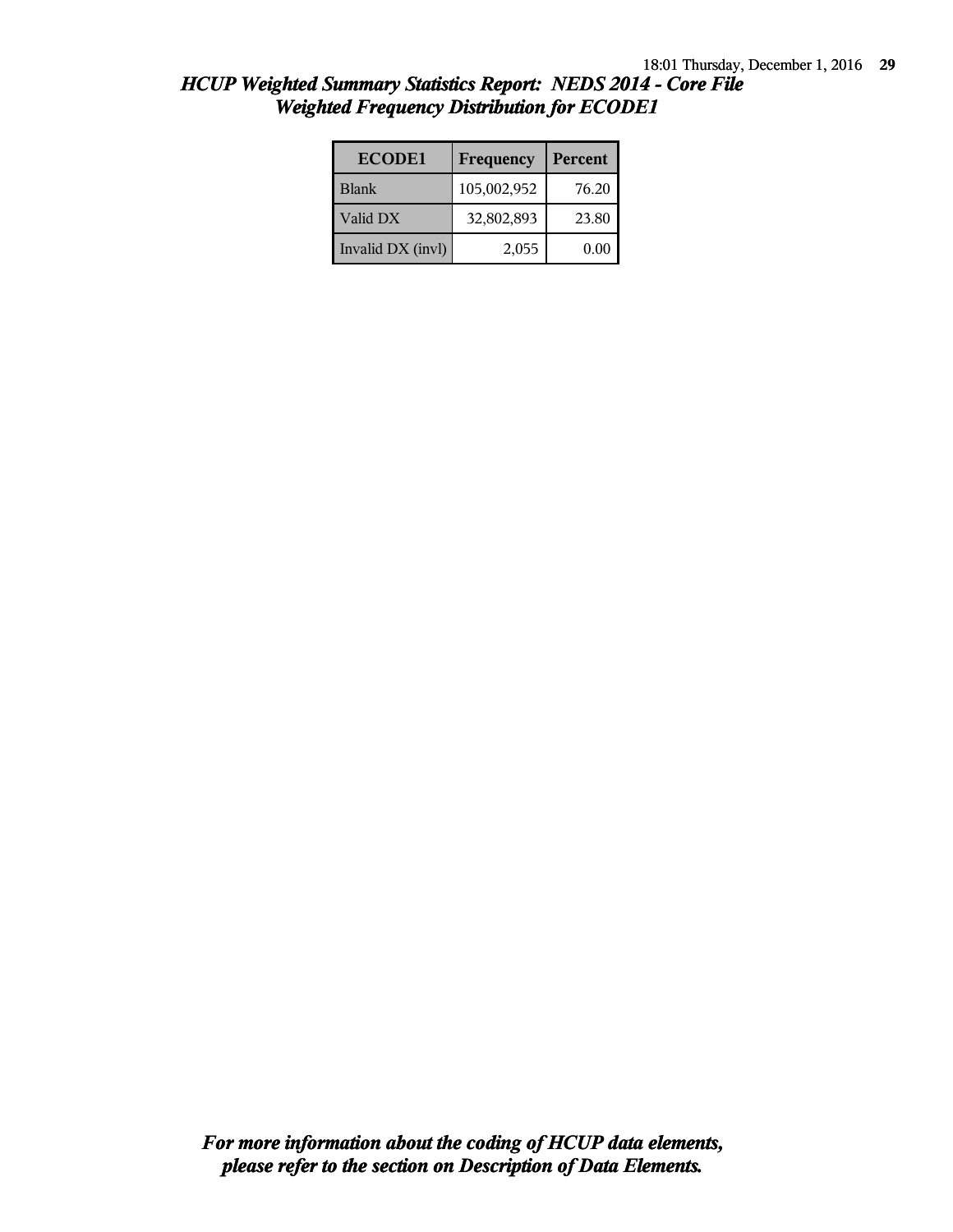## *HCUP Weighted Summary Statistics Report: NEDS 2014 - Core File*
## *Weighted Frequency Distribution for ECODE1*

| ECODE1 | Frequency | Percent |
|---|---|---|
| Blank | 105,002,952 | 76.20 |
| Valid DX | 32,802,893 | 23.80 |
| Invalid DX (invl) | 2,055 | 0.00 |

***For more information about the coding of HCUP data elements, please refer to the section on Description of Data Elements.***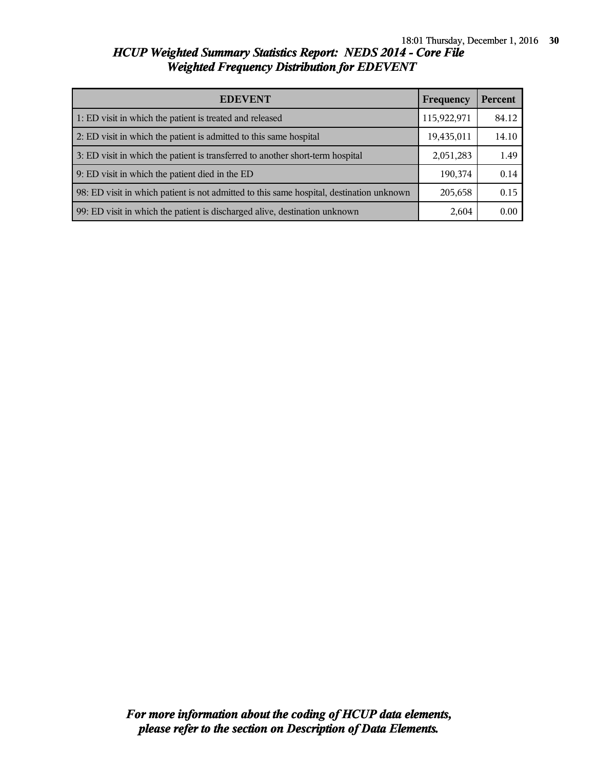# HCUP Weighted Summary Statistics Report: NEDS 2014 - Core File
## Weighted Frequency Distribution for EDEVENT

| EDEVENT | Frequency | Percent |
|---|---|---|
| 1: ED visit in which the patient is treated and released | 115,922,971 | 84.12 |
| 2: ED visit in which the patient is admitted to this same hospital | 19,435,011 | 14.10 |
| 3: ED visit in which the patient is transferred to another short-term hospital | 2,051,283 | 1.49 |
| 9: ED visit in which the patient died in the ED | 190,374 | 0.14 |
| 98: ED visit in which patient is not admitted to this same hospital, destination unknown | 205,658 | 0.15 |
| 99: ED visit in which the patient is discharged alive, destination unknown | 2,604 | 0.00 |

***For more information about the coding of HCUP data elements, please refer to the section on Description of Data Elements.***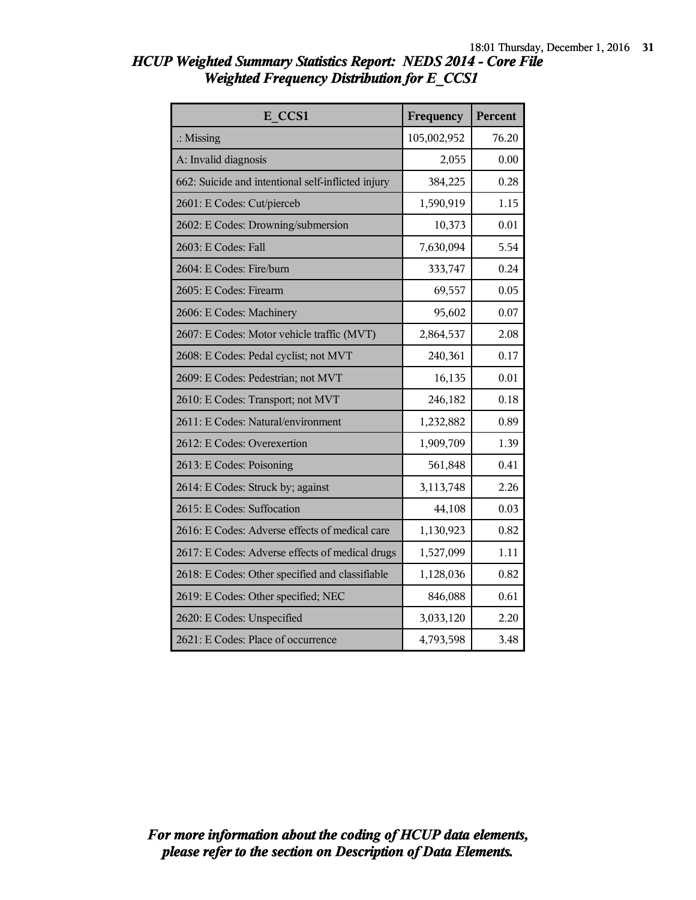## *HCUP Weighted Summary Statistics Report: NEDS 2014 - Core File*
## *Weighted Frequency Distribution for E_CCS1*

| E_CCS1 | Frequency | Percent |
|---|---|---|
| .: Missing | 105,002,952 | 76.20 |
| A: Invalid diagnosis | 2,055 | 0.00 |
| 662: Suicide and intentional self-inflicted injury | 384,225 | 0.28 |
| 2601: E Codes: Cut/pierceb | 1,590,919 | 1.15 |
| 2602: E Codes: Drowning/submersion | 10,373 | 0.01 |
| 2603: E Codes: Fall | 7,630,094 | 5.54 |
| 2604: E Codes: Fire/burn | 333,747 | 0.24 |
| 2605: E Codes: Firearm | 69,557 | 0.05 |
| 2606: E Codes: Machinery | 95,602 | 0.07 |
| 2607: E Codes: Motor vehicle traffic (MVT) | 2,864,537 | 2.08 |
| 2608: E Codes: Pedal cyclist; not MVT | 240,361 | 0.17 |
| 2609: E Codes: Pedestrian; not MVT | 16,135 | 0.01 |
| 2610: E Codes: Transport; not MVT | 246,182 | 0.18 |
| 2611: E Codes: Natural/environment | 1,232,882 | 0.89 |
| 2612: E Codes: Overexertion | 1,909,709 | 1.39 |
| 2613: E Codes: Poisoning | 561,848 | 0.41 |
| 2614: E Codes: Struck by; against | 3,113,748 | 2.26 |
| 2615: E Codes: Suffocation | 44,108 | 0.03 |
| 2616: E Codes: Adverse effects of medical care | 1,130,923 | 0.82 |
| 2617: E Codes: Adverse effects of medical drugs | 1,527,099 | 1.11 |
| 2618: E Codes: Other specified and classifiable | 1,128,036 | 0.82 |
| 2619: E Codes: Other specified; NEC | 846,088 | 0.61 |
| 2620: E Codes: Unspecified | 3,033,120 | 2.20 |
| 2621: E Codes: Place of occurrence | 4,793,598 | 3.48 |

***For more information about the coding of HCUP data elements, please refer to the section on Description of Data Elements.***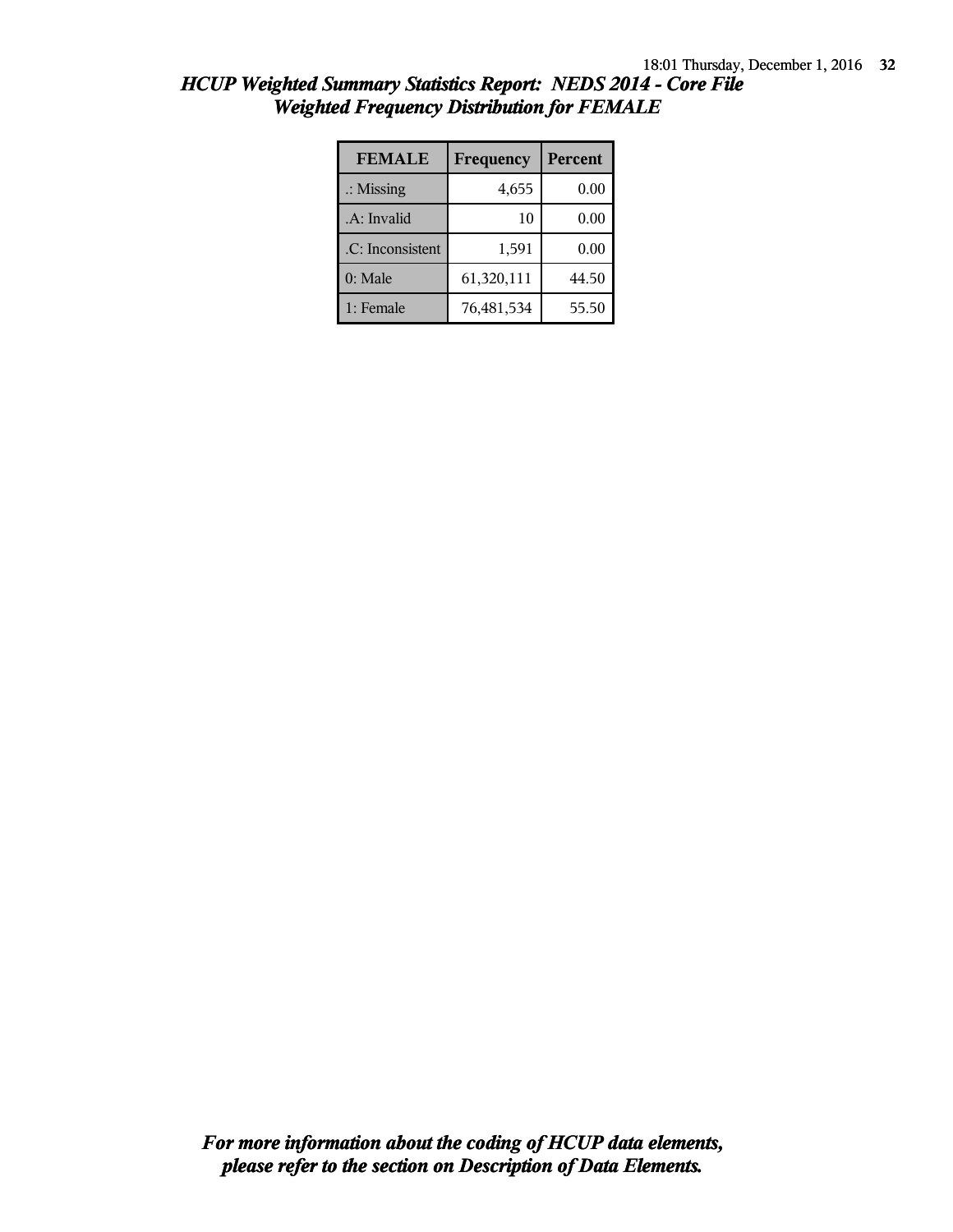## *HCUP Weighted Summary Statistics Report: NEDS 2014 - Core File*
## *Weighted Frequency Distribution for FEMALE*

| FEMALE | Frequency | Percent |
|---|---|---|
| .: Missing | 4,655 | 0.00 |
| .A: Invalid | 10 | 0.00 |
| .C: Inconsistent | 1,591 | 0.00 |
| 0: Male | 61,320,111 | 44.50 |
| 1: Female | 76,481,534 | 55.50 |

***For more information about the coding of HCUP data elements, please refer to the section on Description of Data Elements.***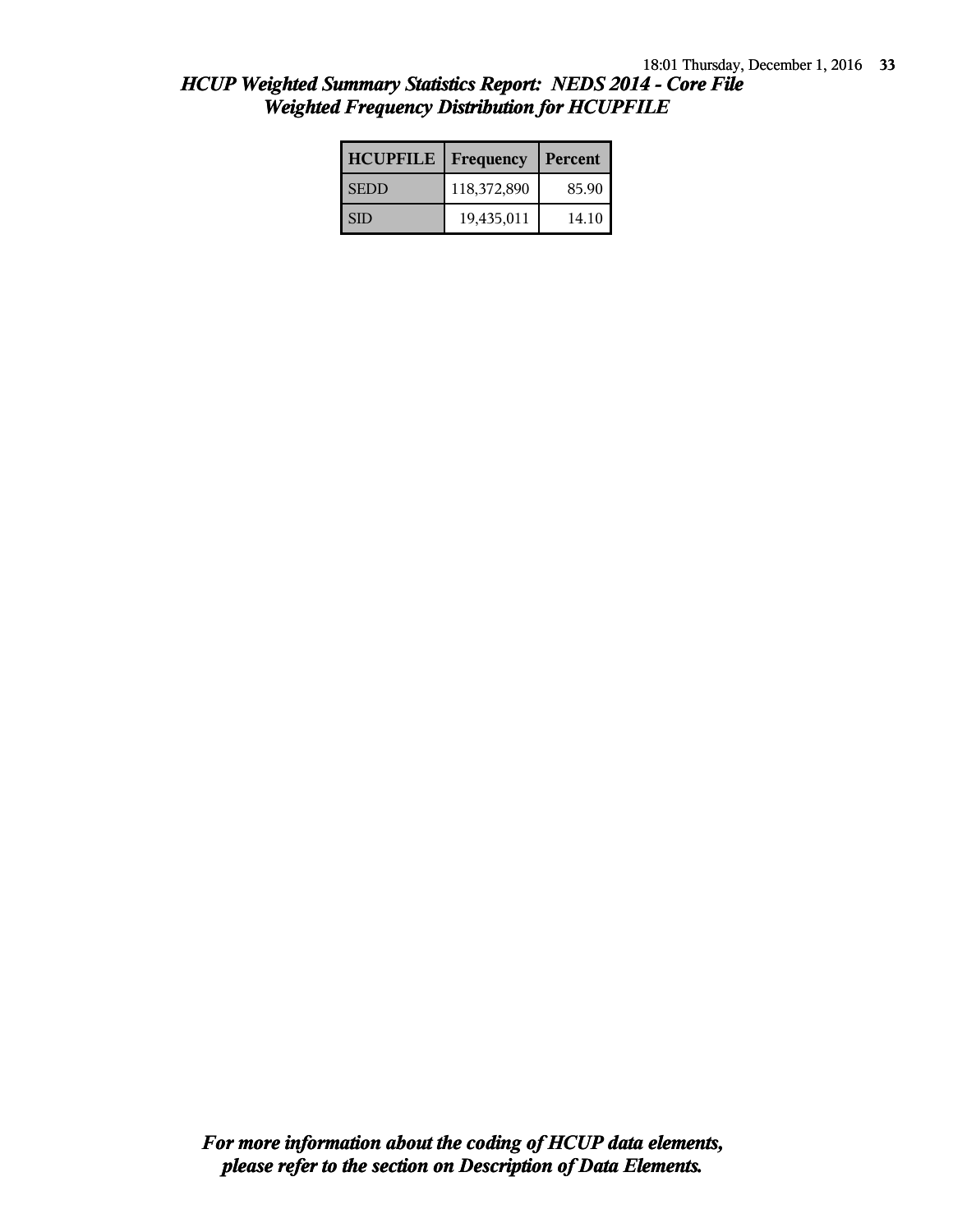## *HCUP Weighted Summary Statistics Report: NEDS 2014 - Core File*
## *Weighted Frequency Distribution for HCUPFILE*

| HCUPFILE | Frequency | Percent |
|---|---|---|
| SEDD | 118,372,890 | 85.90 |
| SID | 19,435,011 | 14.10 |

***For more information about the coding of HCUP data elements, please refer to the section on Description of Data Elements.***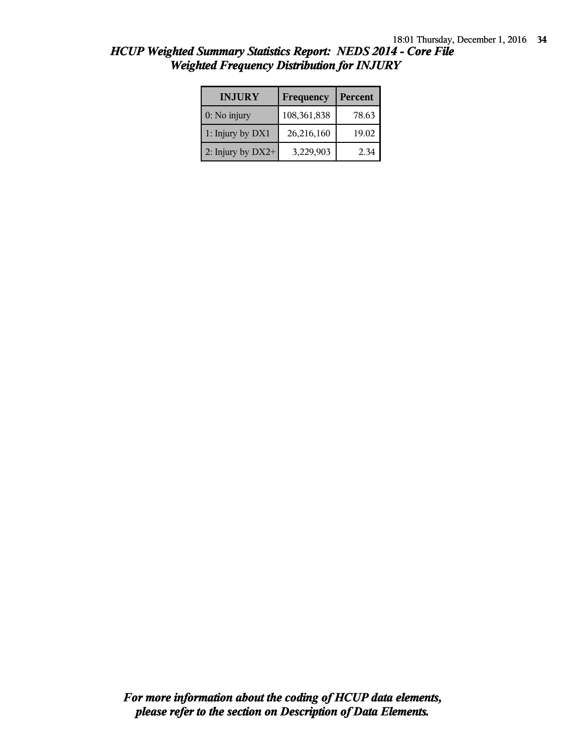## *HCUP Weighted Summary Statistics Report: NEDS 2014 - Core File*
## *Weighted Frequency Distribution for INJURY*

| INJURY | Frequency | Percent |
|---|---|---|
| 0: No injury | 108,361,838 | 78.63 |
| 1: Injury by DX1 | 26,216,160 | 19.02 |
| 2: Injury by DX2+ | 3,229,903 | 2.34 |

***For more information about the coding of HCUP data elements, please refer to the section on Description of Data Elements.***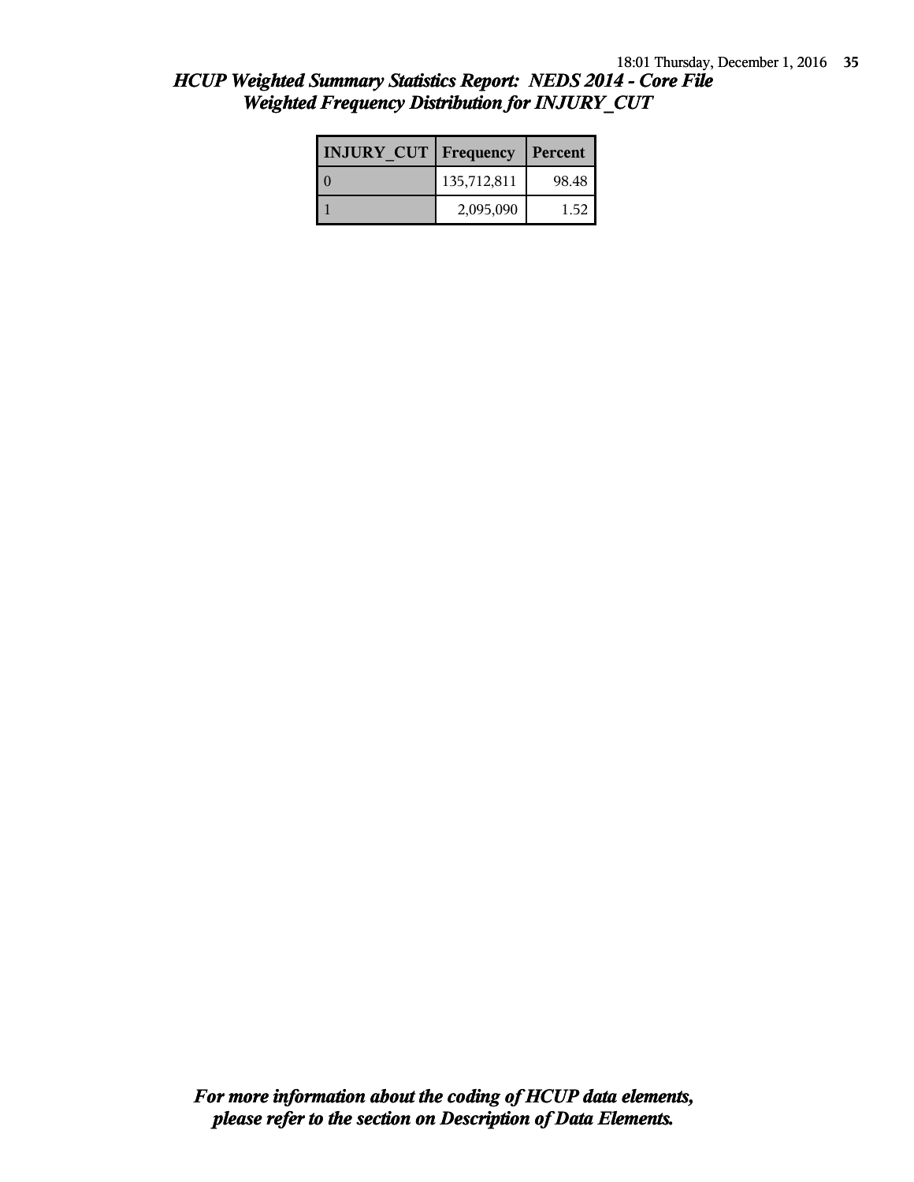## *HCUP Weighted Summary Statistics Report: NEDS 2014 - Core File*
## *Weighted Frequency Distribution for INJURY_CUT*

| INJURY_CUT | Frequency | Percent |
|---|---|---|
| 0 | 135,712,811 | 98.48 |
| 1 | 2,095,090 | 1.52 |

***For more information about the coding of HCUP data elements, please refer to the section on Description of Data Elements.***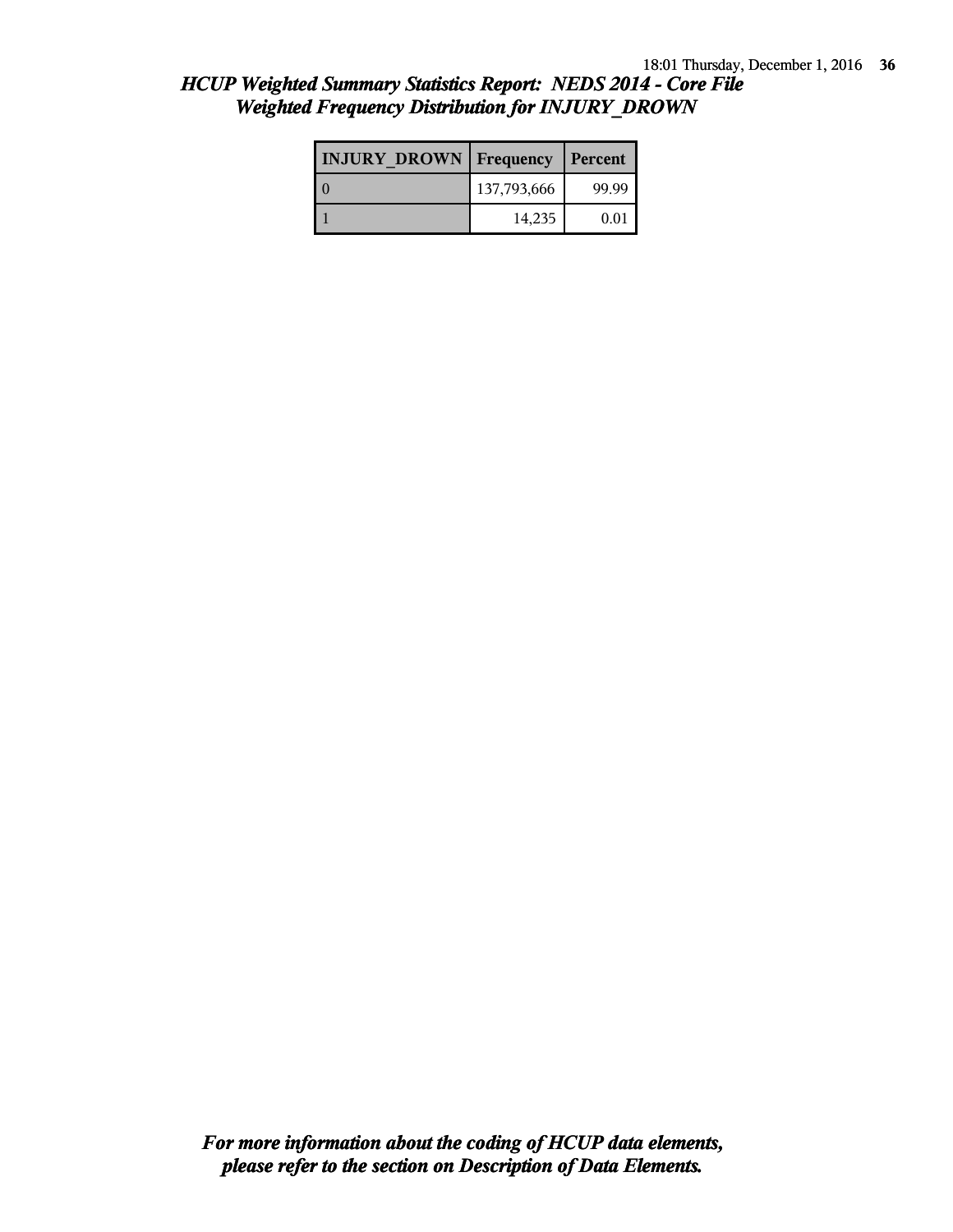# *HCUP Weighted Summary Statistics Report: NEDS 2014 - Core File*
## *Weighted Frequency Distribution for INJURY_DROWN*

| INJURY_DROWN | Frequency | Percent |
|---|---|---|
| 0 | 137,793,666 | 99.99 |
| 1 | 14,235 | 0.01 |

***For more information about the coding of HCUP data elements, please refer to the section on Description of Data Elements.***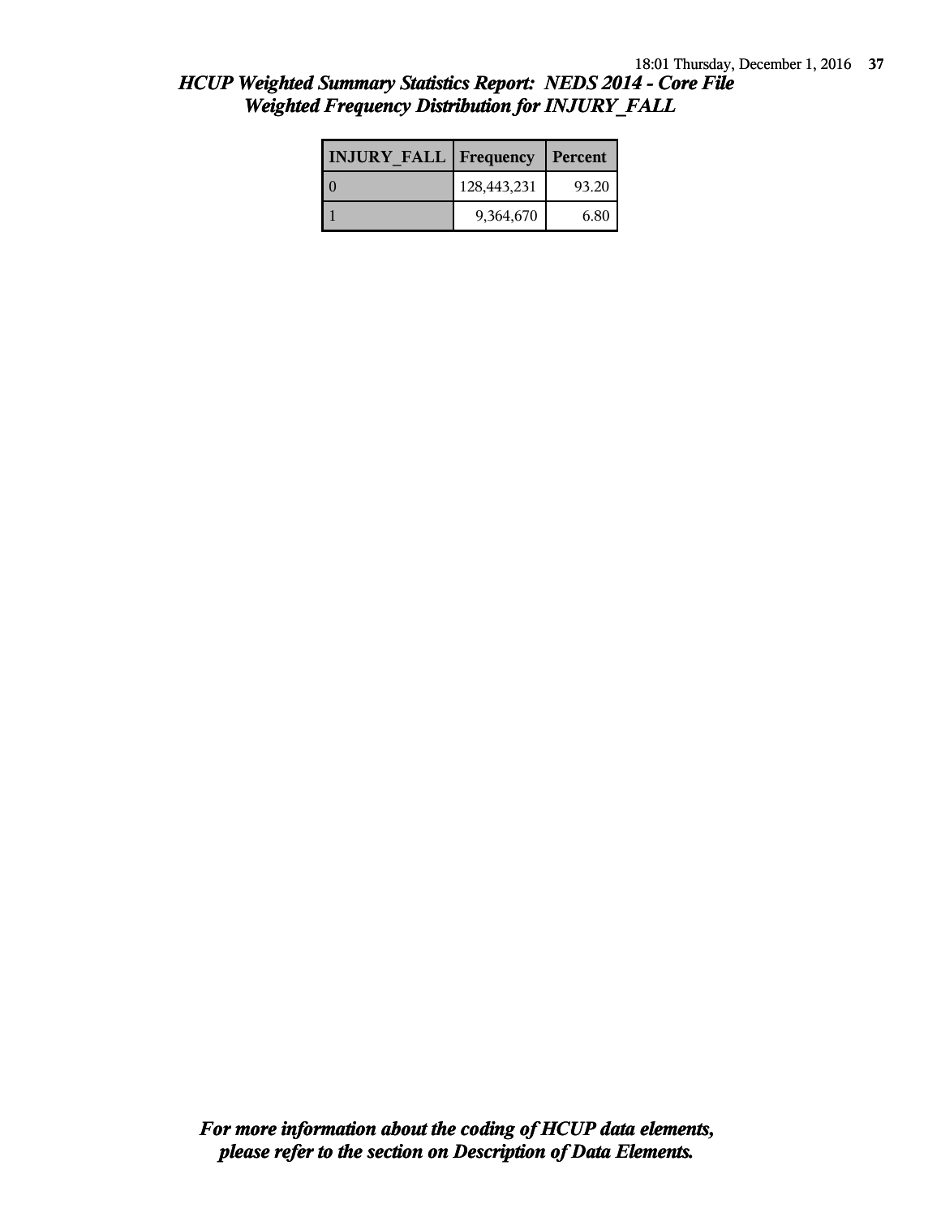## *HCUP Weighted Summary Statistics Report: NEDS 2014 - Core File*
## *Weighted Frequency Distribution for INJURY_FALL*

| INJURY_FALL | Frequency | Percent |
|---|---|---|
| 0 | 128,443,231 | 93.20 |
| 1 | 9,364,670 | 6.80 |

***For more information about the coding of HCUP data elements, please refer to the section on Description of Data Elements.***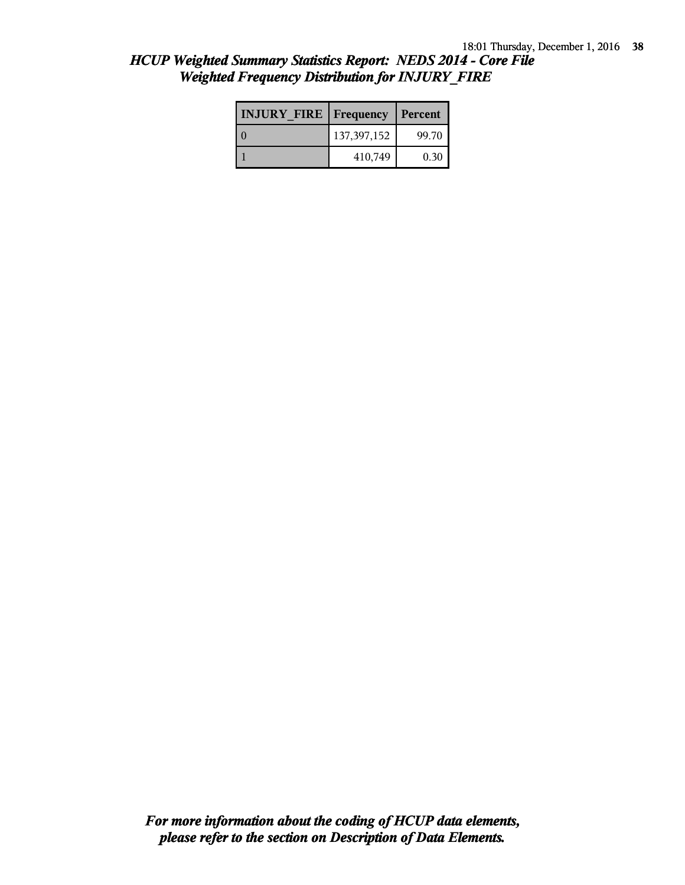# *HCUP Weighted Summary Statistics Report: NEDS 2014 - Core File*
## *Weighted Frequency Distribution for INJURY_FIRE*

| INJURY_FIRE | Frequency | Percent |
|---|---|---|
| 0 | 137,397,152 | 99.70 |
| 1 | 410,749 | 0.30 |

***For more information about the coding of HCUP data elements, please refer to the section on Description of Data Elements.***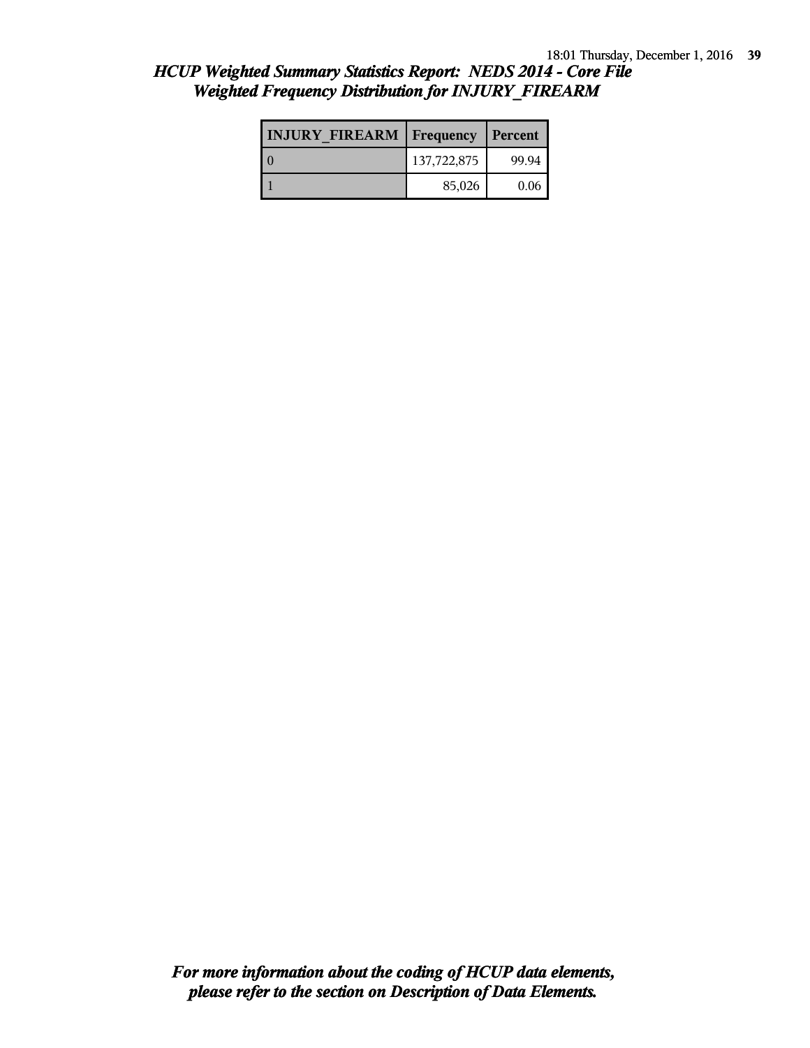## *HCUP Weighted Summary Statistics Report: NEDS 2014 - Core File*
## *Weighted Frequency Distribution for INJURY_FIREARM*

| INJURY_FIREARM | Frequency | Percent |
|---|---|---|
| 0 | 137,722,875 | 99.94 |
| 1 | 85,026 | 0.06 |

***For more information about the coding of HCUP data elements, please refer to the section on Description of Data Elements.***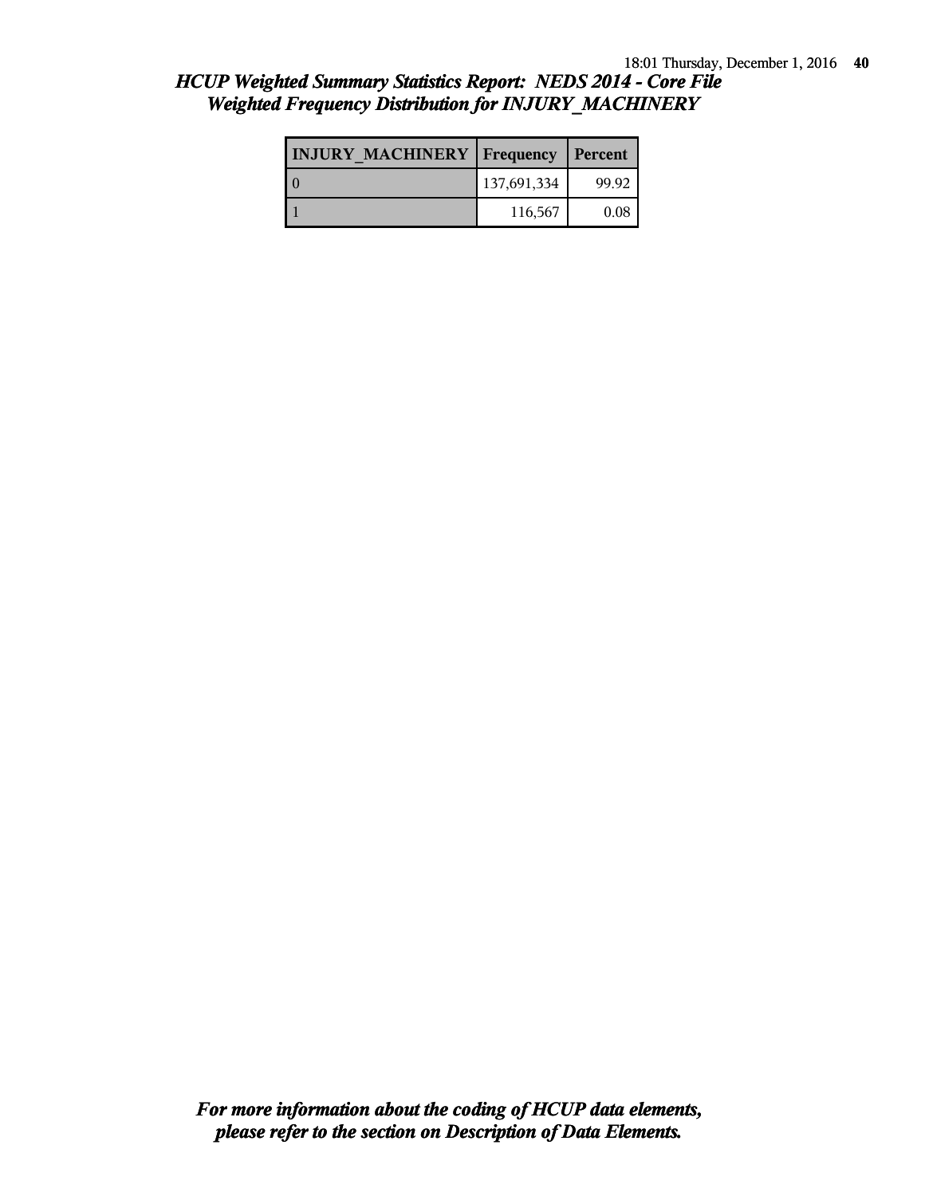# *HCUP Weighted Summary Statistics Report: NEDS 2014 - Core File*
## *Weighted Frequency Distribution for INJURY_MACHINERY*

| INJURY_MACHINERY | Frequency | Percent |
|---|---|---|
| 0 | 137,691,334 | 99.92 |
| 1 | 116,567 | 0.08 |

***For more information about the coding of HCUP data elements, please refer to the section on Description of Data Elements.***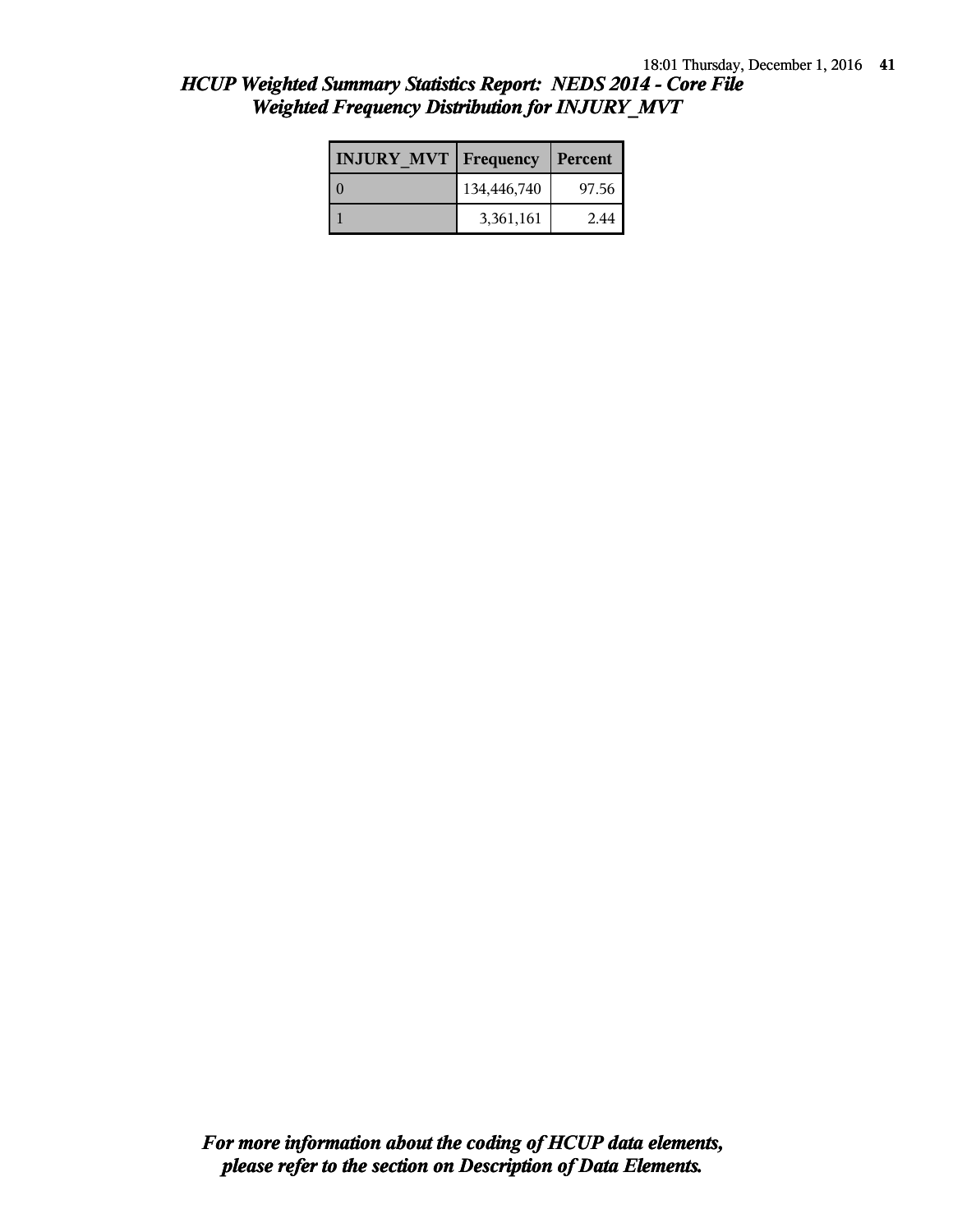*HCUP Weighted Summary Statistics Report: NEDS 2014 - Core File*
*Weighted Frequency Distribution for INJURY_MVT*

| INJURY_MVT | Frequency | Percent |
|---|---|---|
| 0 | 134,446,740 | 97.56 |
| 1 | 3,361,161 | 2.44 |

*For more information about the coding of HCUP data elements, please refer to the section on Description of Data Elements.*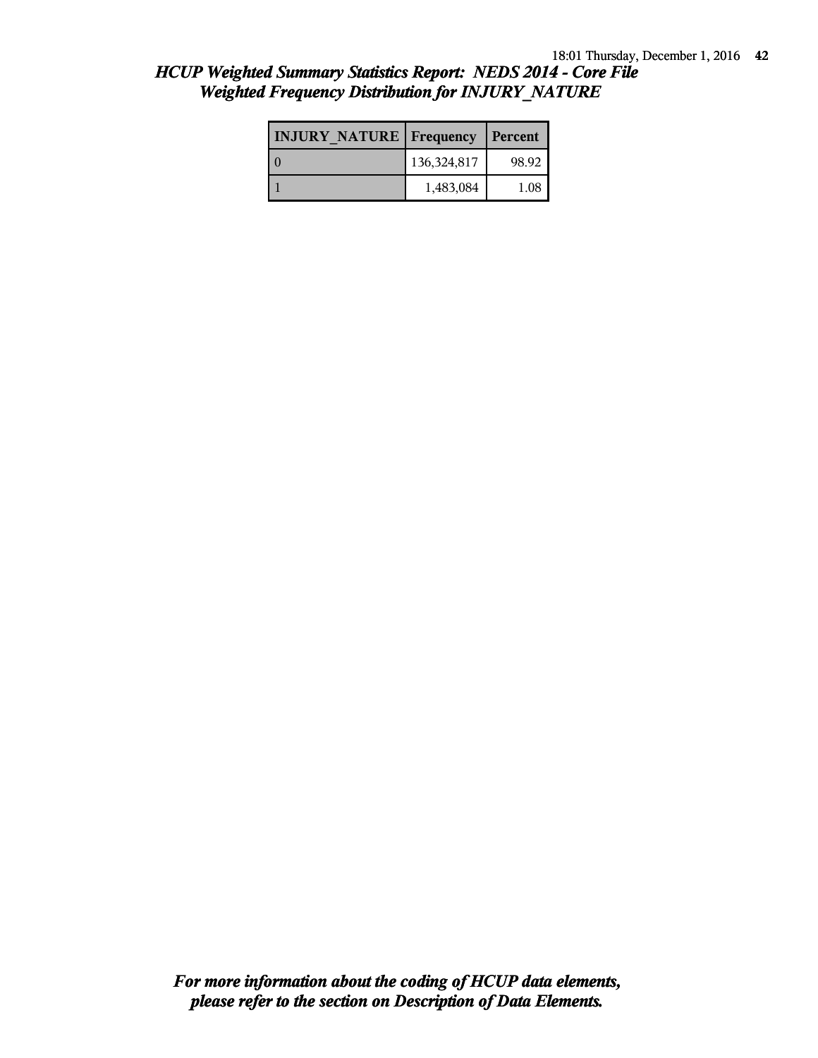## *HCUP Weighted Summary Statistics Report: NEDS 2014 - Core File*
## *Weighted Frequency Distribution for INJURY_NATURE*

| INJURY_NATURE | Frequency | Percent |
|---|---|---|
| 0 | 136,324,817 | 98.92 |
| 1 | 1,483,084 | 1.08 |

***For more information about the coding of HCUP data elements, please refer to the section on Description of Data Elements.***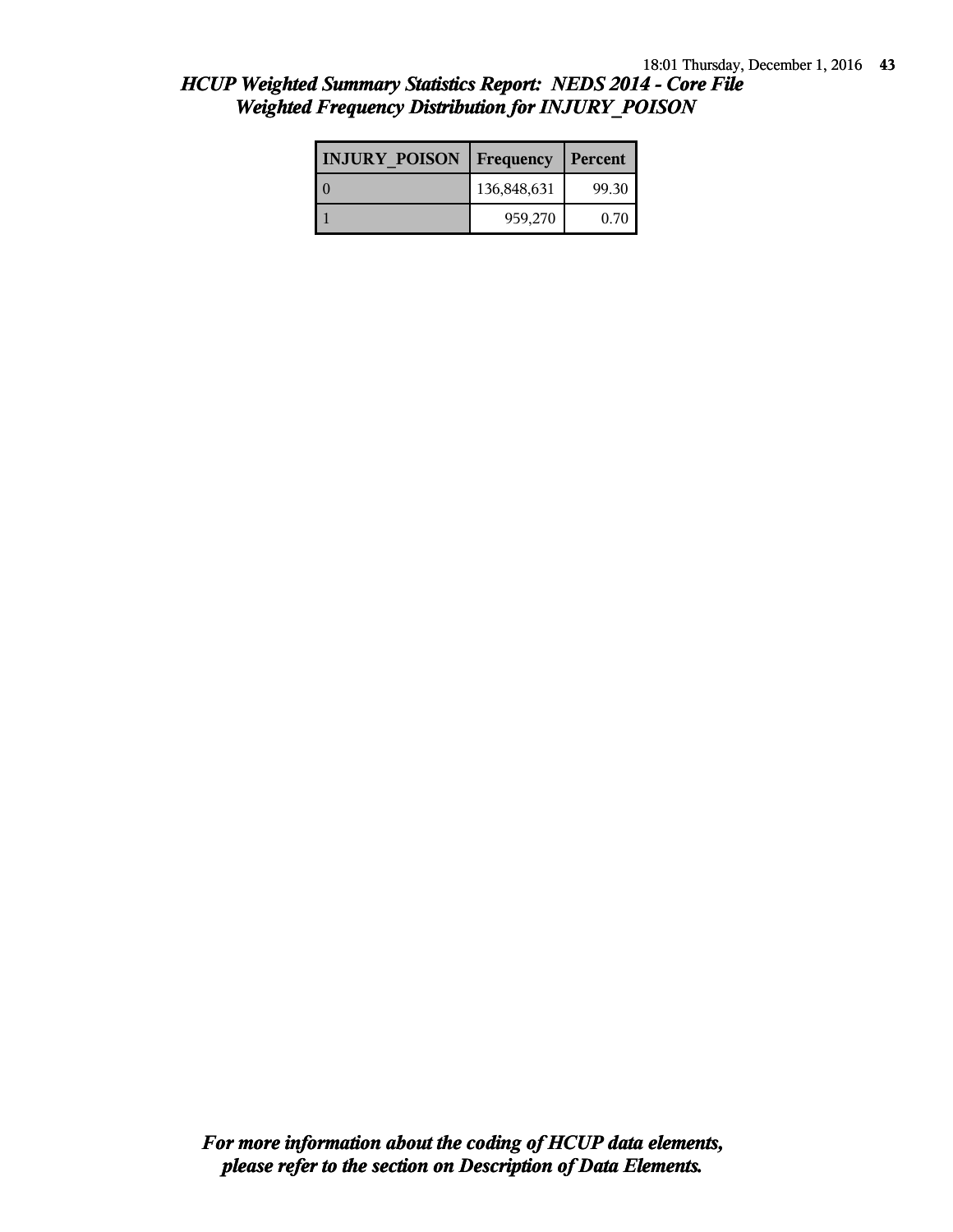## *HCUP Weighted Summary Statistics Report: NEDS 2014 - Core File*
## *Weighted Frequency Distribution for INJURY_POISON*

| INJURY_POISON | Frequency | Percent |
|---|---|---|
| 0 | 136,848,631 | 99.30 |
| 1 | 959,270 | 0.70 |

***For more information about the coding of HCUP data elements, please refer to the section on Description of Data Elements.***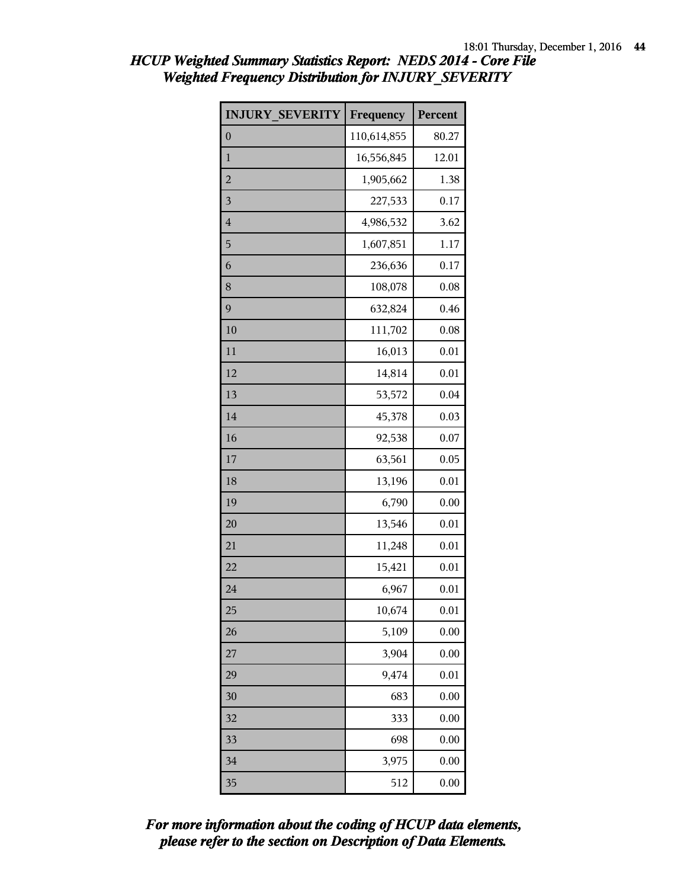# HCUP Weighted Summary Statistics Report: NEDS 2014 - Core File
## Weighted Frequency Distribution for INJURY_SEVERITY

| INJURY_SEVERITY | Frequency | Percent |
|---|---|---|
| 0 | 110,614,855 | 80.27 |
| 1 | 16,556,845 | 12.01 |
| 2 | 1,905,662 | 1.38 |
| 3 | 227,533 | 0.17 |
| 4 | 4,986,532 | 3.62 |
| 5 | 1,607,851 | 1.17 |
| 6 | 236,636 | 0.17 |
| 8 | 108,078 | 0.08 |
| 9 | 632,824 | 0.46 |
| 10 | 111,702 | 0.08 |
| 11 | 16,013 | 0.01 |
| 12 | 14,814 | 0.01 |
| 13 | 53,572 | 0.04 |
| 14 | 45,378 | 0.03 |
| 16 | 92,538 | 0.07 |
| 17 | 63,561 | 0.05 |
| 18 | 13,196 | 0.01 |
| 19 | 6,790 | 0.00 |
| 20 | 13,546 | 0.01 |
| 21 | 11,248 | 0.01 |
| 22 | 15,421 | 0.01 |
| 24 | 6,967 | 0.01 |
| 25 | 10,674 | 0.01 |
| 26 | 5,109 | 0.00 |
| 27 | 3,904 | 0.00 |
| 29 | 9,474 | 0.01 |
| 30 | 683 | 0.00 |
| 32 | 333 | 0.00 |
| 33 | 698 | 0.00 |
| 34 | 3,975 | 0.00 |
| 35 | 512 | 0.00 |

*For more information about the coding of HCUP data elements, please refer to the section on Description of Data Elements.*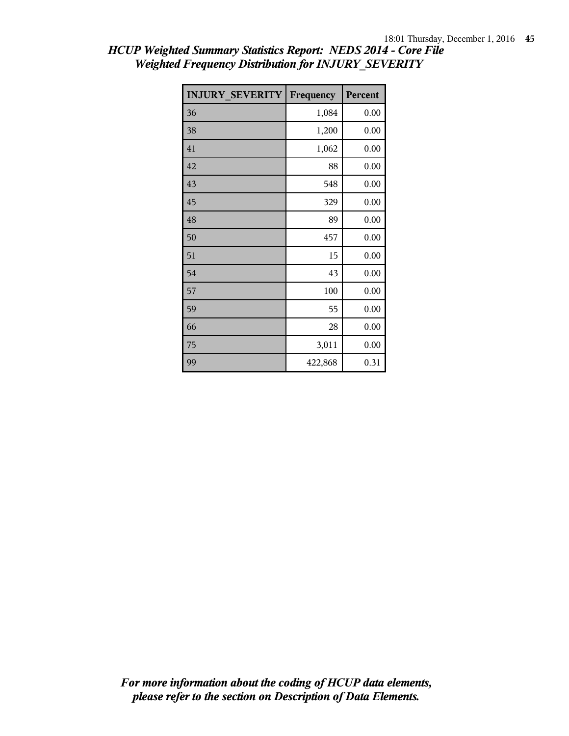*HCUP Weighted Summary Statistics Report: NEDS 2014 - Core File*
*Weighted Frequency Distribution for INJURY_SEVERITY*

| INJURY_SEVERITY | Frequency | Percent |
|---|---|---|
| 36 | 1,084 | 0.00 |
| 38 | 1,200 | 0.00 |
| 41 | 1,062 | 0.00 |
| 42 | 88 | 0.00 |
| 43 | 548 | 0.00 |
| 45 | 329 | 0.00 |
| 48 | 89 | 0.00 |
| 50 | 457 | 0.00 |
| 51 | 15 | 0.00 |
| 54 | 43 | 0.00 |
| 57 | 100 | 0.00 |
| 59 | 55 | 0.00 |
| 66 | 28 | 0.00 |
| 75 | 3,011 | 0.00 |
| 99 | 422,868 | 0.31 |

*For more information about the coding of HCUP data elements, please refer to the section on Description of Data Elements.*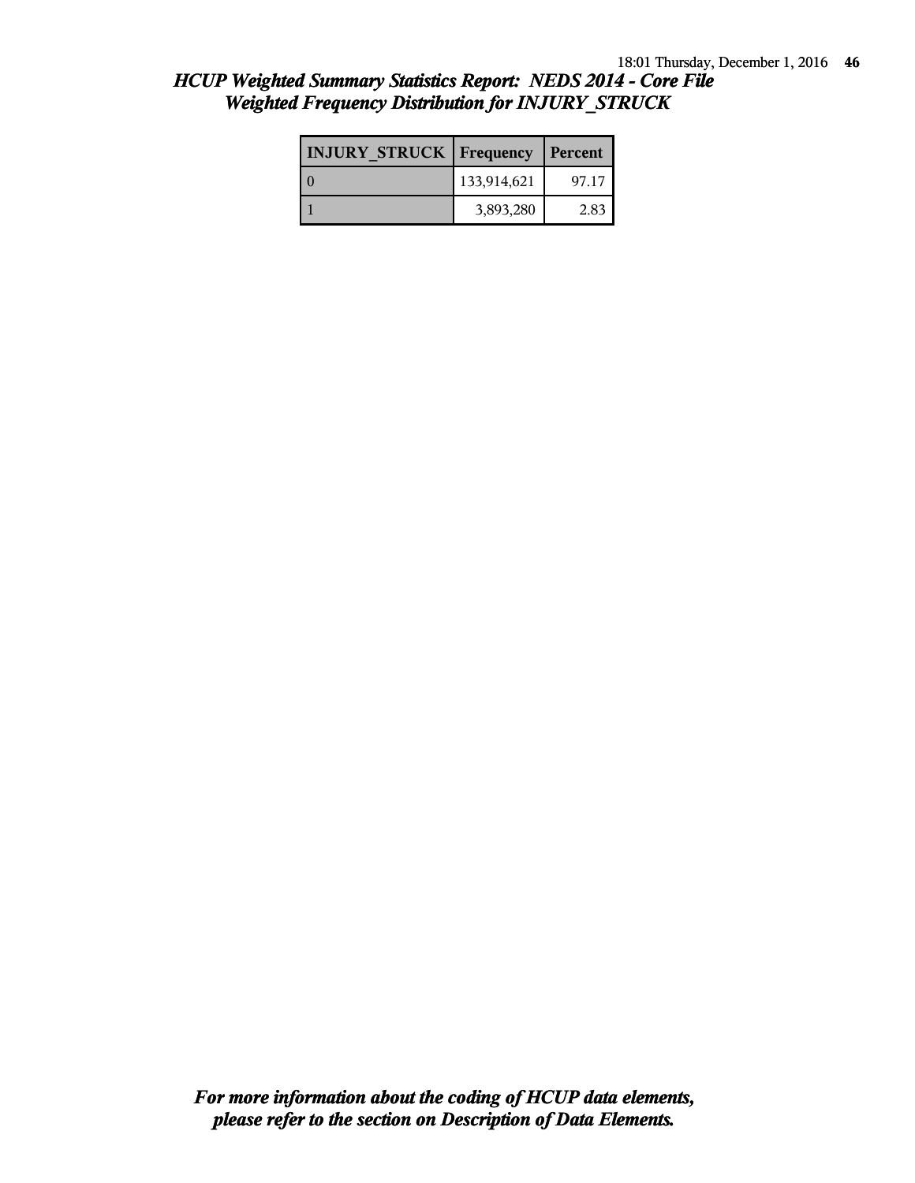## *HCUP Weighted Summary Statistics Report: NEDS 2014 - Core File*
## *Weighted Frequency Distribution for INJURY_STRUCK*

| INJURY_STRUCK | Frequency | Percent |
|---|---|---|
| 0 | 133,914,621 | 97.17 |
| 1 | 3,893,280 | 2.83 |

***For more information about the coding of HCUP data elements, please refer to the section on Description of Data Elements.***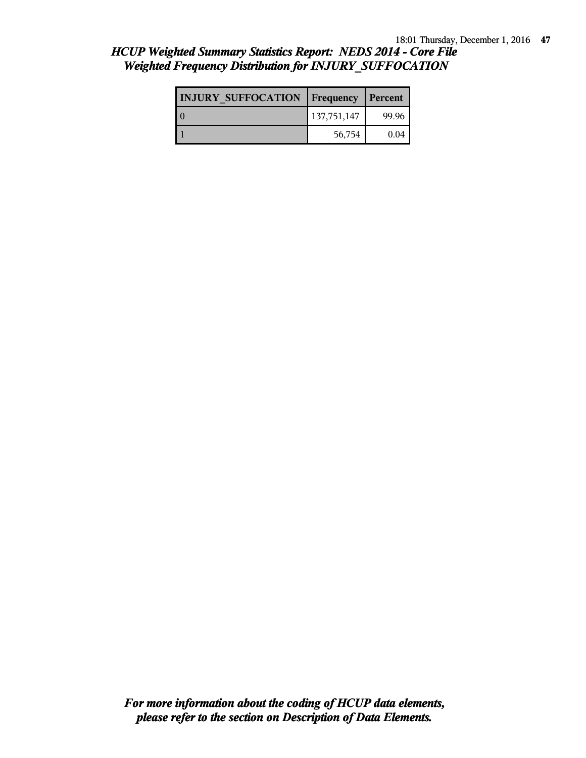# *HCUP Weighted Summary Statistics Report: NEDS 2014 - Core File*
## *Weighted Frequency Distribution for INJURY_SUFFOCATION*

| INJURY_SUFFOCATION | Frequency | Percent |
|---|---|---|
| 0 | 137,751,147 | 99.96 |
| 1 | 56,754 | 0.04 |

***For more information about the coding of HCUP data elements, please refer to the section on Description of Data Elements.***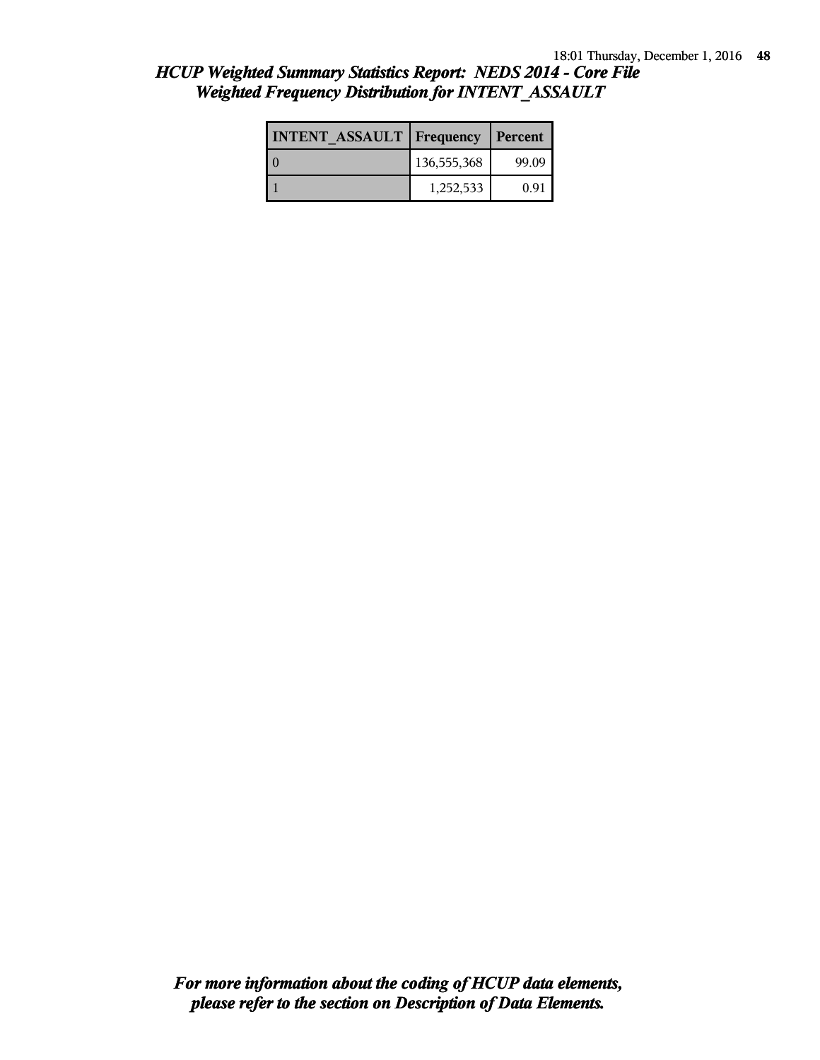## *HCUP Weighted Summary Statistics Report: NEDS 2014 - Core File*
## *Weighted Frequency Distribution for INTENT_ASSAULT*

| INTENT_ASSAULT | Frequency | Percent |
|---|---|---|
| 0 | 136,555,368 | 99.09 |
| 1 | 1,252,533 | 0.91 |

***For more information about the coding of HCUP data elements, please refer to the section on Description of Data Elements.***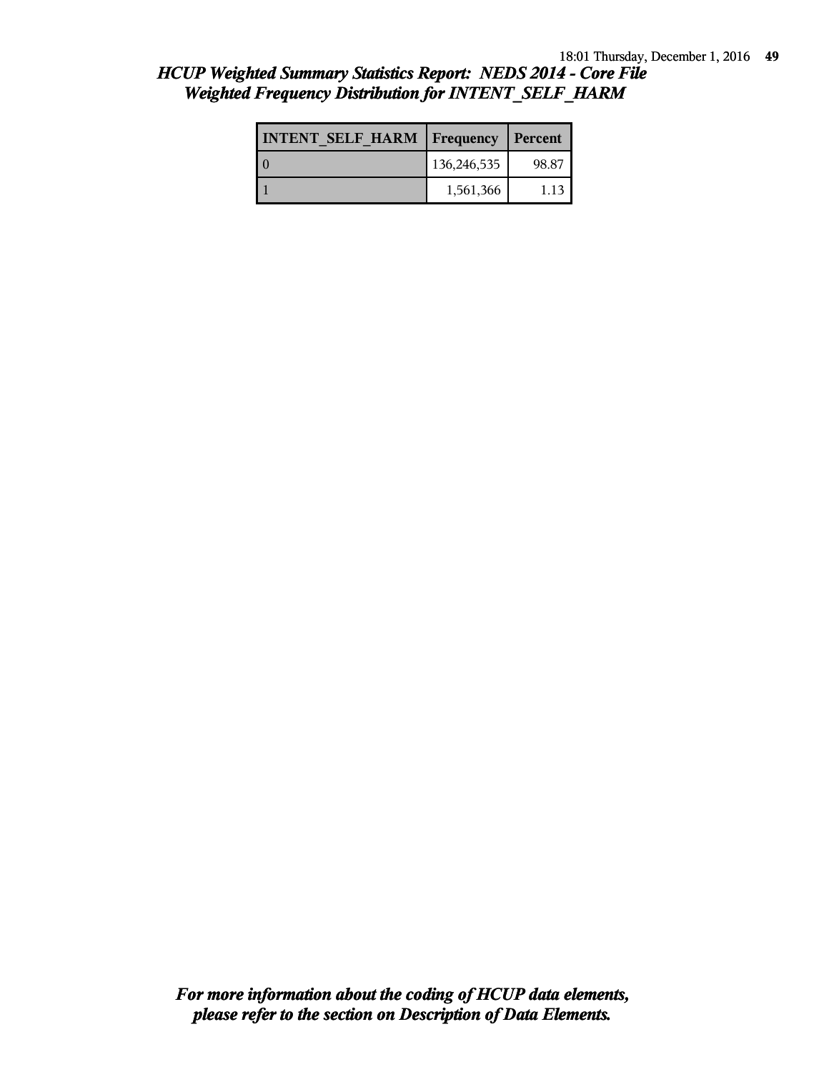## *HCUP Weighted Summary Statistics Report: NEDS 2014 - Core File*
## *Weighted Frequency Distribution for INTENT_SELF_HARM*

| INTENT_SELF_HARM | Frequency | Percent |
|---|---|---|
| 0 | 136,246,535 | 98.87 |
| 1 | 1,561,366 | 1.13 |

***For more information about the coding of HCUP data elements, please refer to the section on Description of Data Elements.***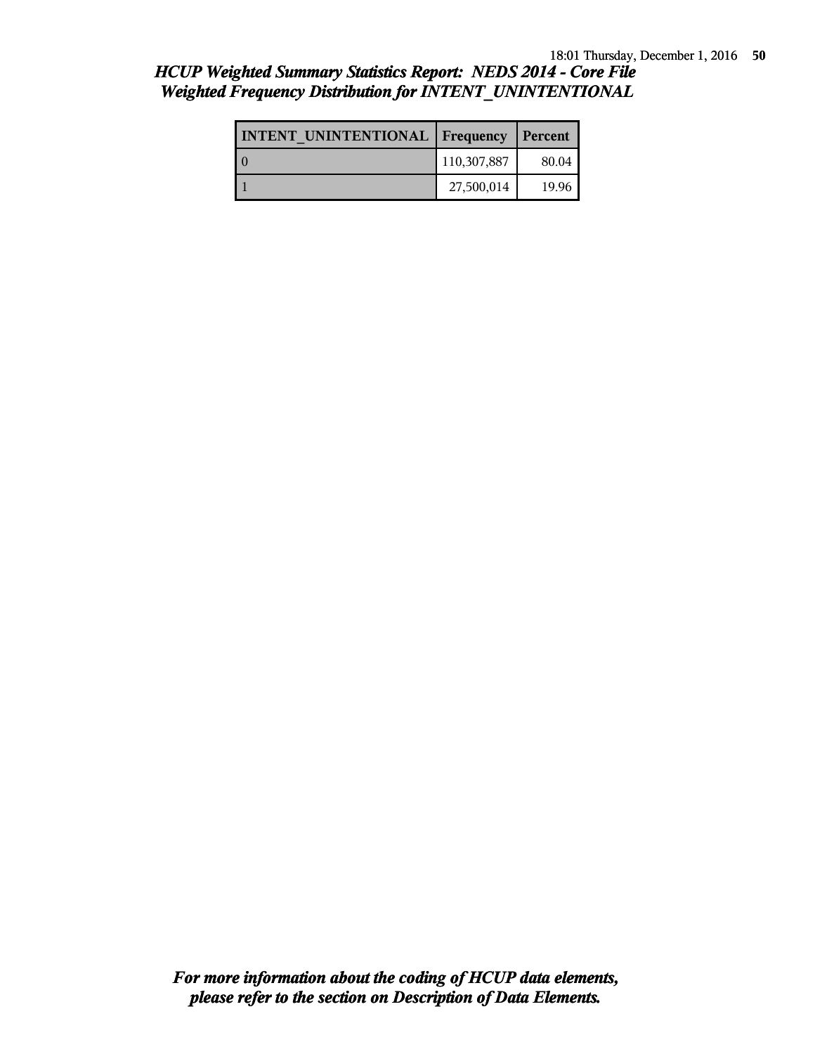## *HCUP Weighted Summary Statistics Report: NEDS 2014 - Core File*
## *Weighted Frequency Distribution for INTENT_UNINTENTIONAL*

| INTENT_UNINTENTIONAL | Frequency | Percent |
|---|---|---|
| 0 | 110,307,887 | 80.04 |
| 1 | 27,500,014 | 19.96 |

***For more information about the coding of HCUP data elements, please refer to the section on Description of Data Elements.***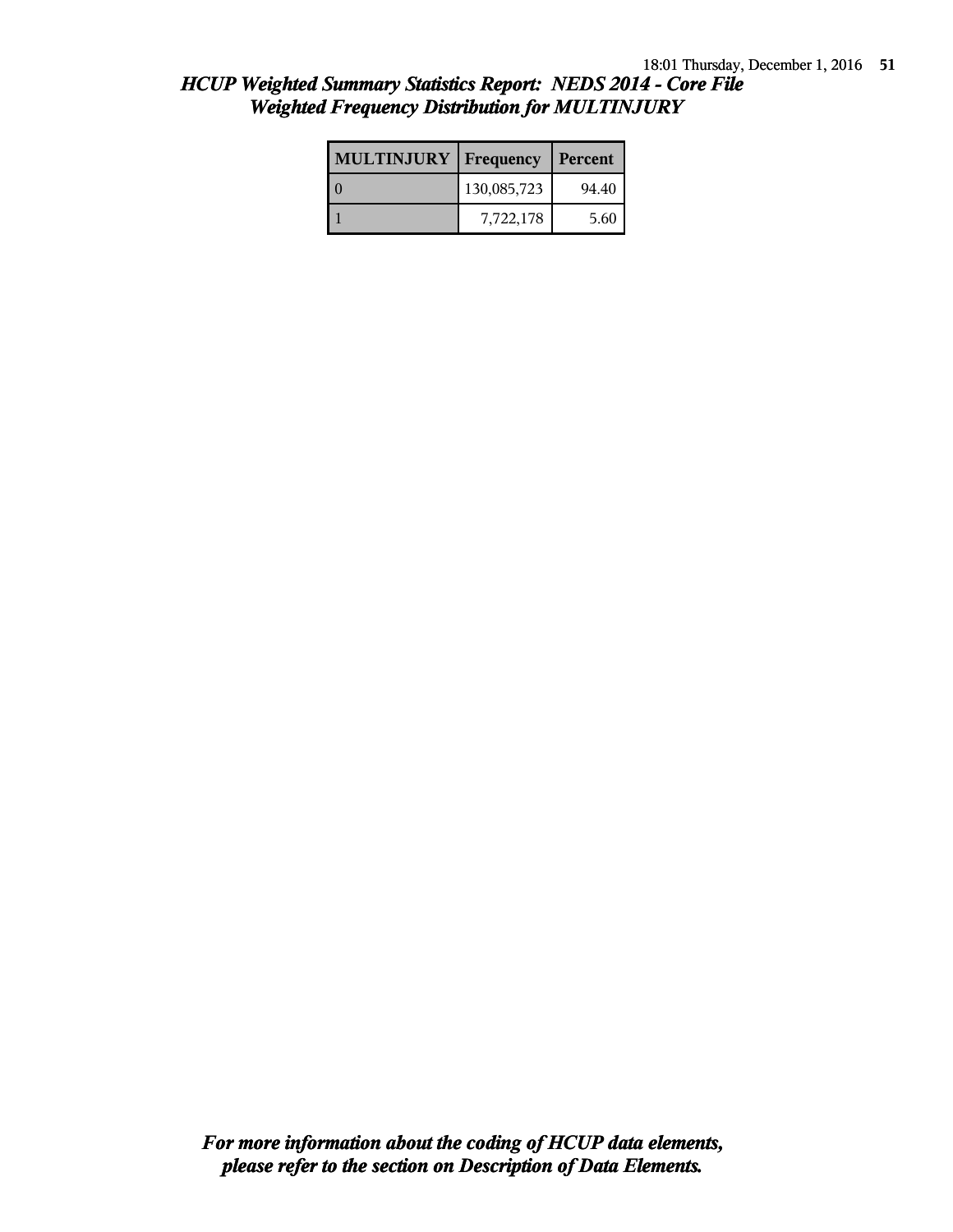## *HCUP Weighted Summary Statistics Report: NEDS 2014 - Core File*
## *Weighted Frequency Distribution for MULTINJURY*

| MULTINJURY | Frequency | Percent |
|---|---|---|
| 0 | 130,085,723 | 94.40 |
| 1 | 7,722,178 | 5.60 |

***For more information about the coding of HCUP data elements, please refer to the section on Description of Data Elements.***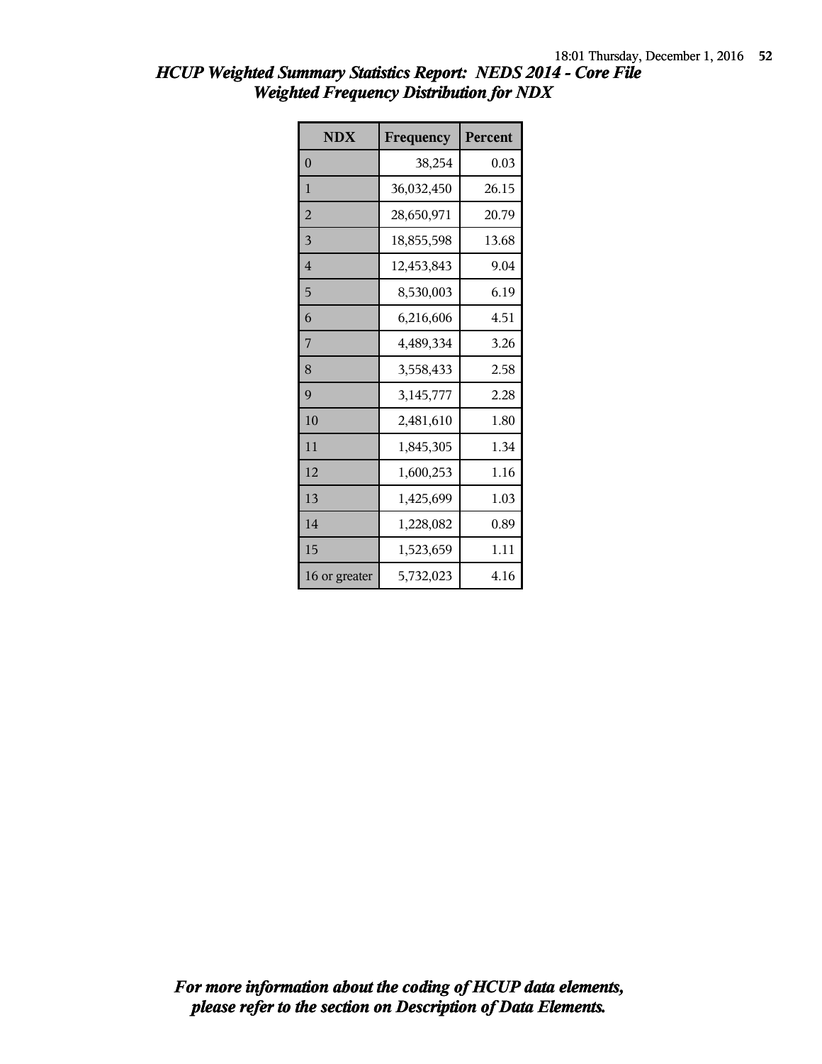# HCUP Weighted Summary Statistics Report: NEDS 2014 - Core File
## Weighted Frequency Distribution for NDX

| NDX | Frequency | Percent |
|---|---|---|
| 0 | 38,254 | 0.03 |
| 1 | 36,032,450 | 26.15 |
| 2 | 28,650,971 | 20.79 |
| 3 | 18,855,598 | 13.68 |
| 4 | 12,453,843 | 9.04 |
| 5 | 8,530,003 | 6.19 |
| 6 | 6,216,606 | 4.51 |
| 7 | 4,489,334 | 3.26 |
| 8 | 3,558,433 | 2.58 |
| 9 | 3,145,777 | 2.28 |
| 10 | 2,481,610 | 1.80 |
| 11 | 1,845,305 | 1.34 |
| 12 | 1,600,253 | 1.16 |
| 13 | 1,425,699 | 1.03 |
| 14 | 1,228,082 | 0.89 |
| 15 | 1,523,659 | 1.11 |
| 16 or greater | 5,732,023 | 4.16 |

*For more information about the coding of HCUP data elements, please refer to the section on Description of Data Elements.*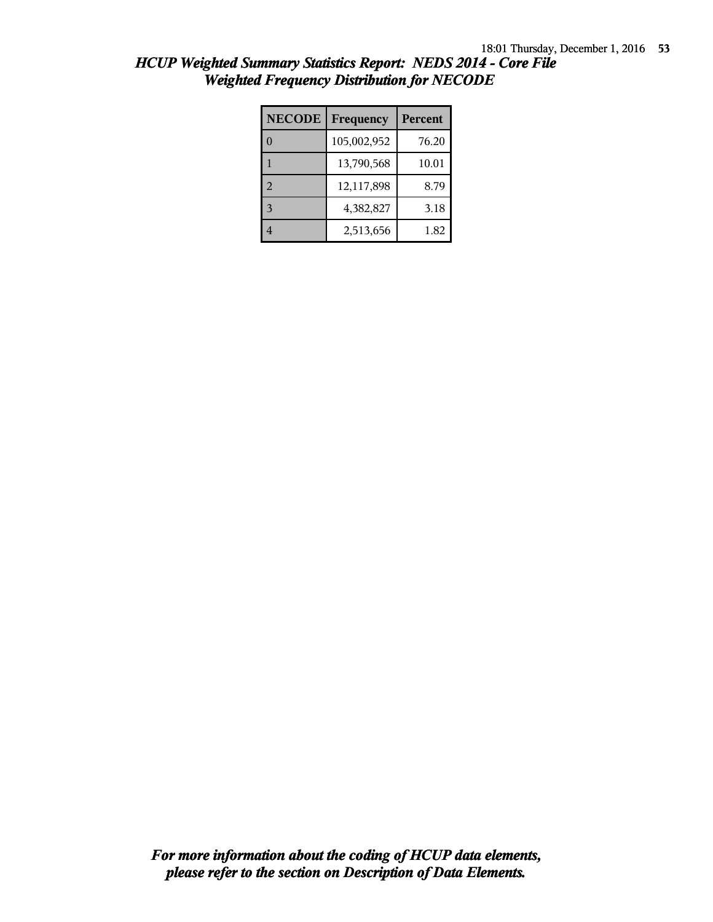## *HCUP Weighted Summary Statistics Report: NEDS 2014 - Core File*
## *Weighted Frequency Distribution for NECODE*

| NECODE | Frequency | Percent |
|---|---|---|
| 0 | 105,002,952 | 76.20 |
| 1 | 13,790,568 | 10.01 |
| 2 | 12,117,898 | 8.79 |
| 3 | 4,382,827 | 3.18 |
| 4 | 2,513,656 | 1.82 |

***For more information about the coding of HCUP data elements, please refer to the section on Description of Data Elements.***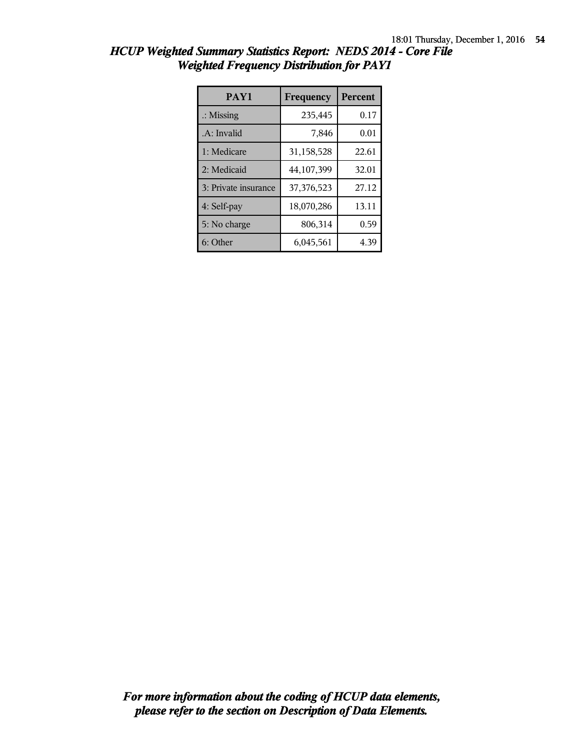# HCUP Weighted Summary Statistics Report: NEDS 2014 - Core File
## Weighted Frequency Distribution for PAY1

| PAY1 | Frequency | Percent |
|---|---|---|
| .: Missing | 235,445 | 0.17 |
| .A: Invalid | 7,846 | 0.01 |
| 1: Medicare | 31,158,528 | 22.61 |
| 2: Medicaid | 44,107,399 | 32.01 |
| 3: Private insurance | 37,376,523 | 27.12 |
| 4: Self-pay | 18,070,286 | 13.11 |
| 5: No charge | 806,314 | 0.59 |
| 6: Other | 6,045,561 | 4.39 |

***For more information about the coding of HCUP data elements, please refer to the section on Description of Data Elements.***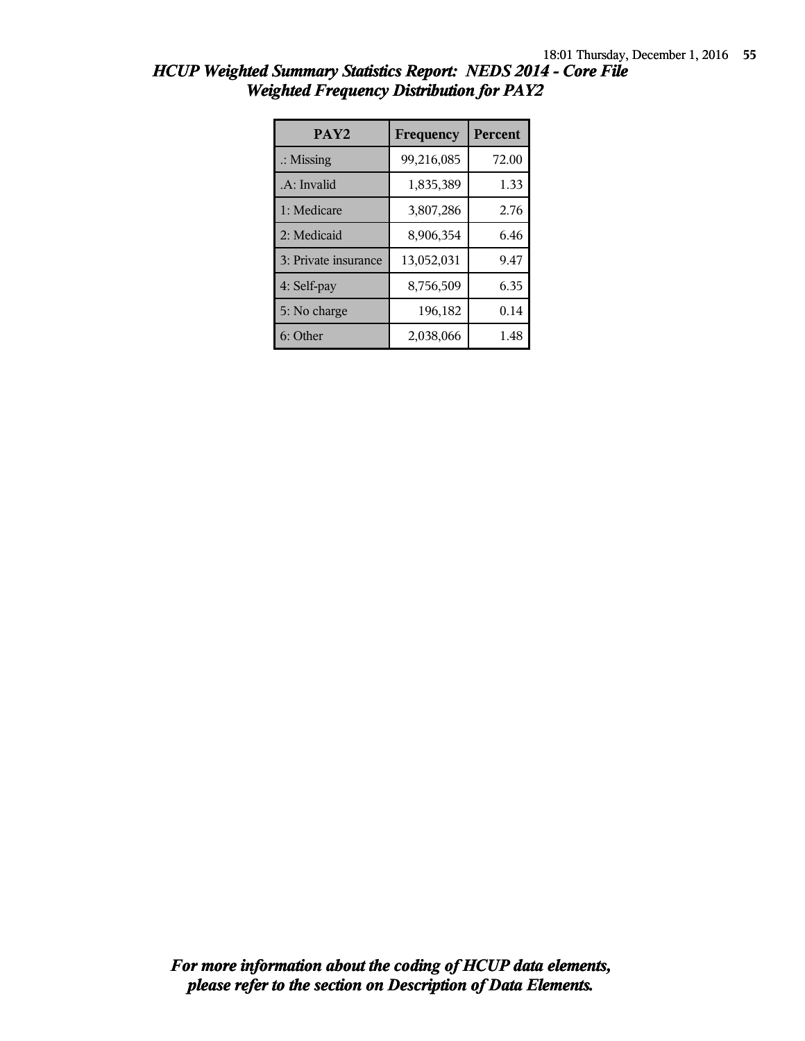# HCUP Weighted Summary Statistics Report: NEDS 2014 - Core File
## Weighted Frequency Distribution for PAY2

| PAY2 | Frequency | Percent |
|---|---|---|
| .: Missing | 99,216,085 | 72.00 |
| .A: Invalid | 1,835,389 | 1.33 |
| 1: Medicare | 3,807,286 | 2.76 |
| 2: Medicaid | 8,906,354 | 6.46 |
| 3: Private insurance | 13,052,031 | 9.47 |
| 4: Self-pay | 8,756,509 | 6.35 |
| 5: No charge | 196,182 | 0.14 |
| 6: Other | 2,038,066 | 1.48 |

***For more information about the coding of HCUP data elements, please refer to the section on Description of Data Elements.***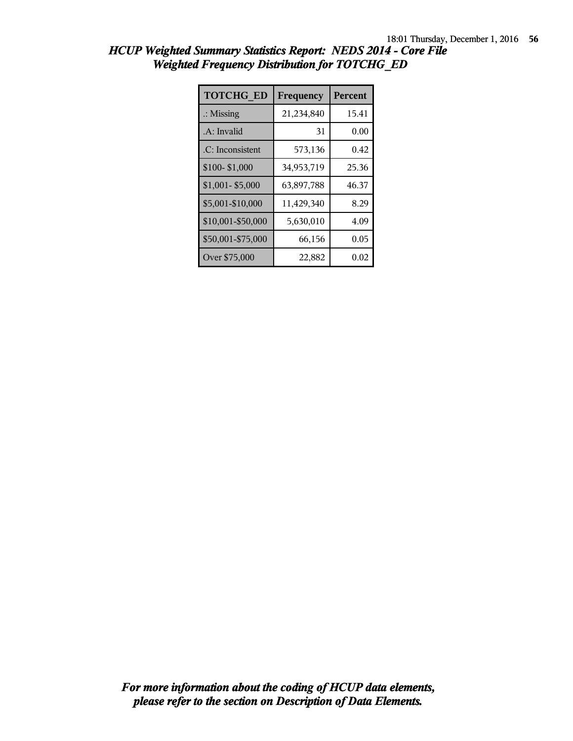# *HCUP Weighted Summary Statistics Report: NEDS 2014 - Core File*
## *Weighted Frequency Distribution for TOTCHG_ED*

| TOTCHG_ED | Frequency | Percent |
| --- | --- | --- |
| .: Missing | 21,234,840 | 15.41 |
| .A: Invalid | 31 | 0.00 |
| .C: Inconsistent | 573,136 | 0.42 |
| $100- $1,000 | 34,953,719 | 25.36 |
| $1,001- $5,000 | 63,897,788 | 46.37 |
| $5,001-$10,000 | 11,429,340 | 8.29 |
| $10,001-$50,000 | 5,630,010 | 4.09 |
| $50,001-$75,000 | 66,156 | 0.05 |
| Over $75,000 | 22,882 | 0.02 |

***For more information about the coding of HCUP data elements, please refer to the section on Description of Data Elements.***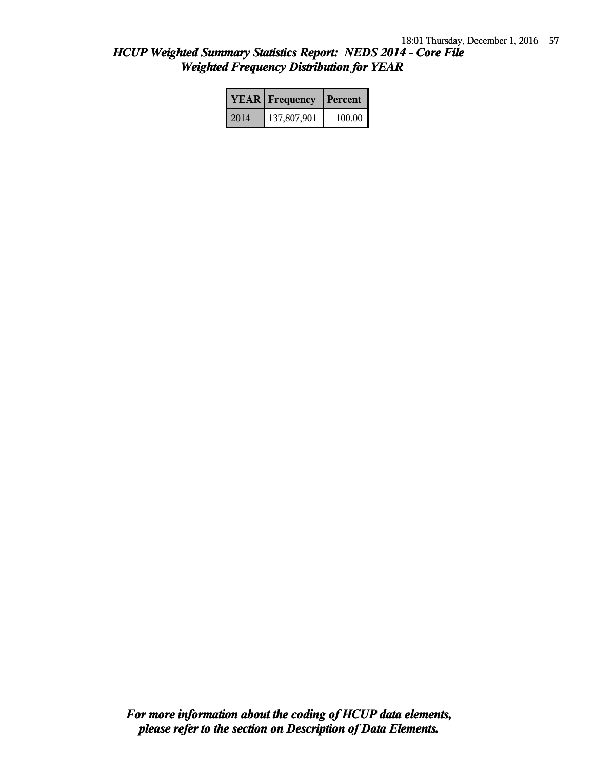*HCUP Weighted Summary Statistics Report: NEDS 2014 - Core File*
*Weighted Frequency Distribution for YEAR*

| YEAR | Frequency | Percent |
|---|---|---|
| 2014 | 137,807,901 | 100.00 |

***For more information about the coding of HCUP data elements, please refer to the section on Description of Data Elements.***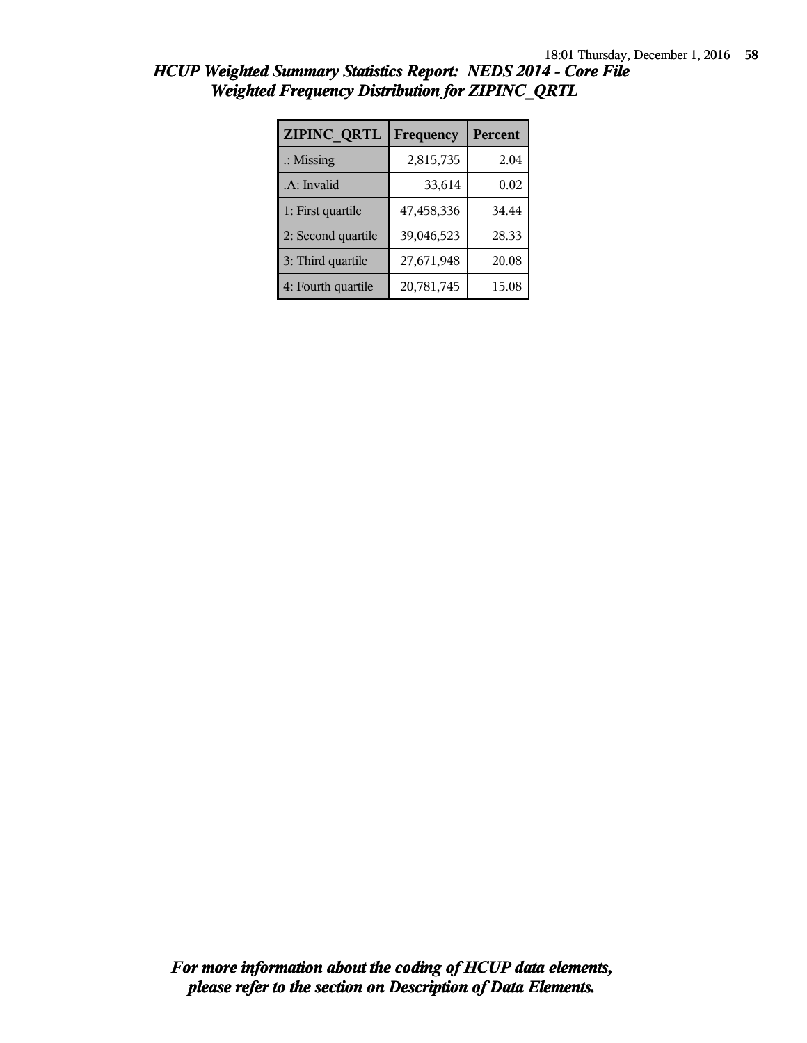# HCUP Weighted Summary Statistics Report: NEDS 2014 - Core File
## Weighted Frequency Distribution for ZIPINC_QRTL

| ZIPINC_QRTL | Frequency | Percent |
|---|---|---|
| .: Missing | 2,815,735 | 2.04 |
| .A: Invalid | 33,614 | 0.02 |
| 1: First quartile | 47,458,336 | 34.44 |
| 2: Second quartile | 39,046,523 | 28.33 |
| 3: Third quartile | 27,671,948 | 20.08 |
| 4: Fourth quartile | 20,781,745 | 15.08 |

*For more information about the coding of HCUP data elements, please refer to the section on Description of Data Elements.*